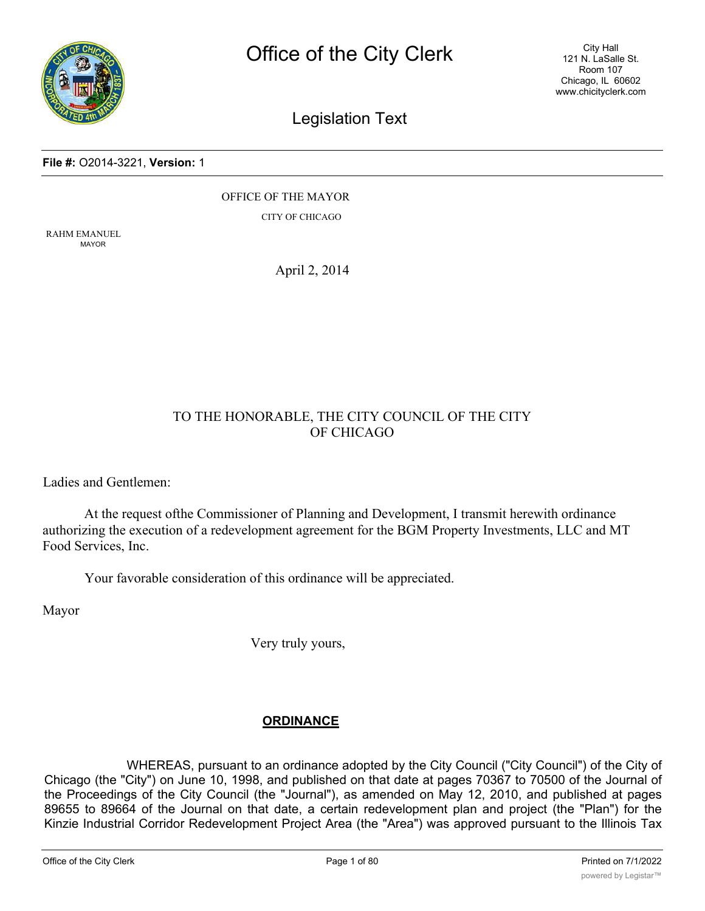# Office of the City Clerk

City Hall
121 N. LaSalle St.
Room 107
Chicago, IL 60602
www.chicityclerk.com

## Legislation Text

**File #:** O2014-3221, **Version:** 1

OFFICE OF THE MAYOR

CITY OF CHICAGO

RAHM EMANUEL
MAYOR

April 2, 2014

TO THE HONORABLE, THE CITY COUNCIL OF THE CITY OF CHICAGO

Ladies and Gentlemen:

At the request ofthe Commissioner of Planning and Development, I transmit herewith ordinance authorizing the execution of a redevelopment agreement for the BGM Property Investments, LLC and MT Food Services, Inc.

Your favorable consideration of this ordinance will be appreciated.

Mayor

Very truly yours,

**ORDINANCE**

WHEREAS, pursuant to an ordinance adopted by the City Council ("City Council") of the City of Chicago (the "City") on June 10, 1998, and published on that date at pages 70367 to 70500 of the Journal of the Proceedings of the City Council (the "Journal"), as amended on May 12, 2010, and published at pages 89655 to 89664 of the Journal on that date, a certain redevelopment plan and project (the "Plan") for the Kinzie Industrial Corridor Redevelopment Project Area (the "Area") was approved pursuant to the Illinois Tax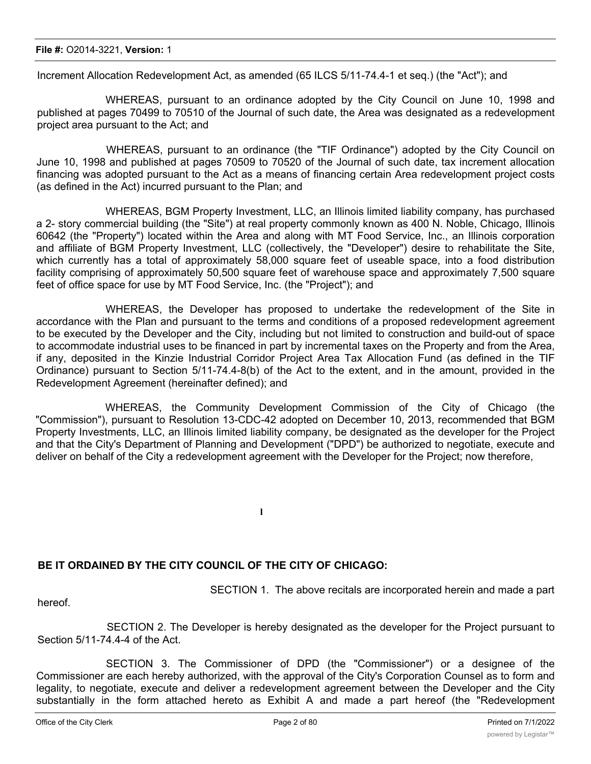Increment Allocation Redevelopment Act, as amended (65 ILCS 5/11-74.4-1 et seq.) (the "Act"); and

WHEREAS, pursuant to an ordinance adopted by the City Council on June 10, 1998 and published at pages 70499 to 70510 of the Journal of such date, the Area was designated as a redevelopment project area pursuant to the Act; and

WHEREAS, pursuant to an ordinance (the "TIF Ordinance") adopted by the City Council on June 10, 1998 and published at pages 70509 to 70520 of the Journal of such date, tax increment allocation financing was adopted pursuant to the Act as a means of financing certain Area redevelopment project costs (as defined in the Act) incurred pursuant to the Plan; and

WHEREAS, BGM Property Investment, LLC, an Illinois limited liability company, has purchased a 2- story commercial building (the "Site") at real property commonly known as 400 N. Noble, Chicago, Illinois 60642 (the "Property") located within the Area and along with MT Food Service, Inc., an Illinois corporation and affiliate of BGM Property Investment, LLC (collectively, the "Developer") desire to rehabilitate the Site, which currently has a total of approximately 58,000 square feet of useable space, into a food distribution facility comprising of approximately 50,500 square feet of warehouse space and approximately 7,500 square feet of office space for use by MT Food Service, Inc. (the "Project"); and

WHEREAS, the Developer has proposed to undertake the redevelopment of the Site in accordance with the Plan and pursuant to the terms and conditions of a proposed redevelopment agreement to be executed by the Developer and the City, including but not limited to construction and build-out of space to accommodate industrial uses to be financed in part by incremental taxes on the Property and from the Area, if any, deposited in the Kinzie Industrial Corridor Project Area Tax Allocation Fund (as defined in the TIF Ordinance) pursuant to Section 5/11-74.4-8(b) of the Act to the extent, and in the amount, provided in the Redevelopment Agreement (hereinafter defined); and

WHEREAS, the Community Development Commission of the City of Chicago (the "Commission"), pursuant to Resolution 13-CDC-42 adopted on December 10, 2013, recommended that BGM Property Investments, LLC, an Illinois limited liability company, be designated as the developer for the Project and that the City's Department of Planning and Development ("DPD") be authorized to negotiate, execute and deliver on behalf of the City a redevelopment agreement with the Developer for the Project; now therefore,

I

**BE IT ORDAINED BY THE CITY COUNCIL OF THE CITY OF CHICAGO:**

SECTION 1. The above recitals are incorporated herein and made a part hereof.

SECTION 2. The Developer is hereby designated as the developer for the Project pursuant to Section 5/11-74.4-4 of the Act.

SECTION 3. The Commissioner of DPD (the "Commissioner") or a designee of the Commissioner are each hereby authorized, with the approval of the City's Corporation Counsel as to form and legality, to negotiate, execute and deliver a redevelopment agreement between the Developer and the City substantially in the form attached hereto as Exhibit A and made a part hereof (the "Redevelopment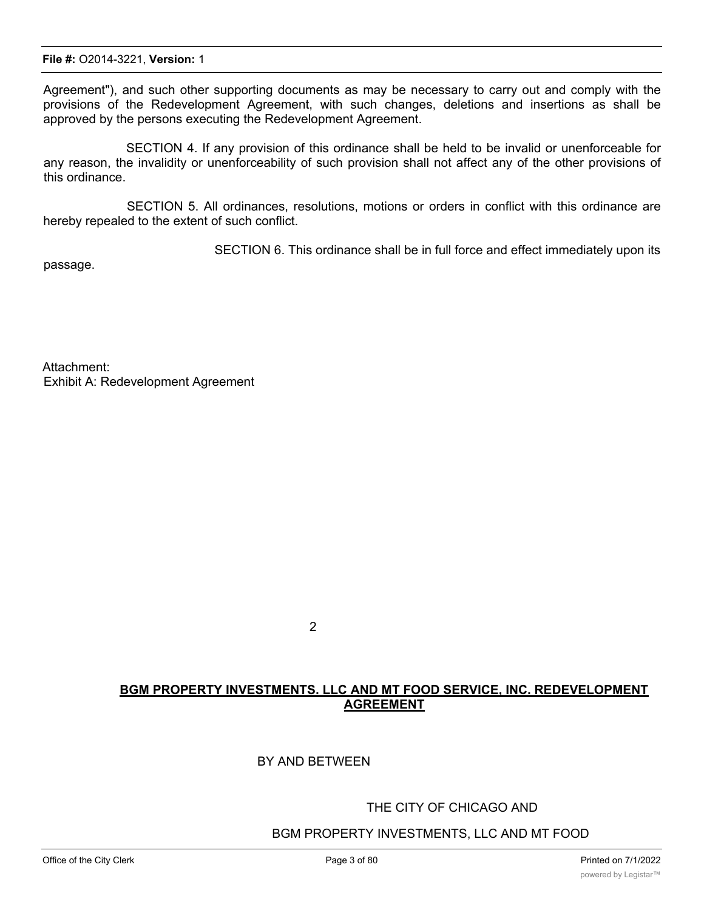Agreement"), and such other supporting documents as may be necessary to carry out and comply with the provisions of the Redevelopment Agreement, with such changes, deletions and insertions as shall be approved by the persons executing the Redevelopment Agreement.

SECTION 4. If any provision of this ordinance shall be held to be invalid or unenforceable for any reason, the invalidity or unenforceability of such provision shall not affect any of the other provisions of this ordinance.

SECTION 5. All ordinances, resolutions, motions or orders in conflict with this ordinance are hereby repealed to the extent of such conflict.

SECTION 6. This ordinance shall be in full force and effect immediately upon its passage.

Attachment:
Exhibit A: Redevelopment Agreement

**BGM PROPERTY INVESTMENTS. LLC AND MT FOOD SERVICE, INC. REDEVELOPMENT AGREEMENT**

BY AND BETWEEN

THE CITY OF CHICAGO AND

BGM PROPERTY INVESTMENTS, LLC AND MT FOOD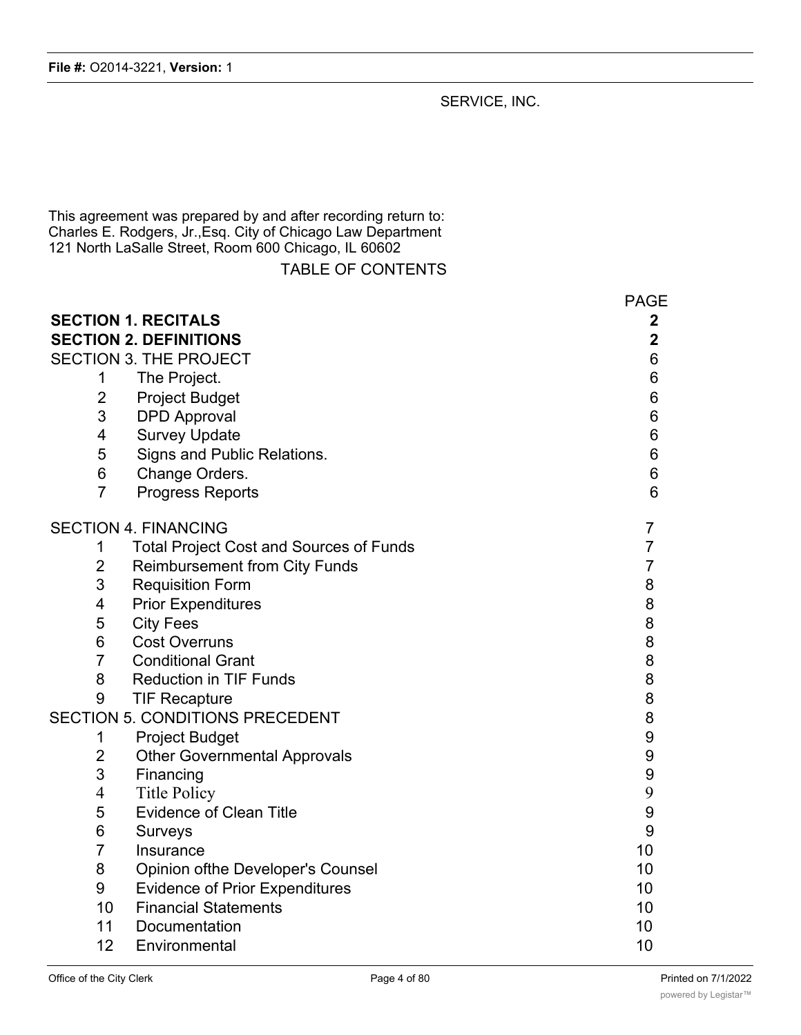SERVICE, INC.

This agreement was prepared by and after recording return to:
Charles E. Rodgers, Jr.,Esq. City of Chicago Law Department
121 North LaSalle Street, Room 600 Chicago, IL 60602

TABLE OF CONTENTS

| | | PAGE |
|---|---|---|
| **SECTION 1. RECITALS** | | **2** |
| **SECTION 2. DEFINITIONS** | | **2** |
| SECTION 3. THE PROJECT | | 6 |
| 1 | The Project. | 6 |
| 2 | Project Budget | 6 |
| 3 | DPD Approval | 6 |
| 4 | Survey Update | 6 |
| 5 | Signs and Public Relations. | 6 |
| 6 | Change Orders. | 6 |
| 7 | Progress Reports | 6 |
| SECTION 4. FINANCING | | 7 |
| 1 | Total Project Cost and Sources of Funds | 7 |
| 2 | Reimbursement from City Funds | 7 |
| 3 | Requisition Form | 8 |
| 4 | Prior Expenditures | 8 |
| 5 | City Fees | 8 |
| 6 | Cost Overruns | 8 |
| 7 | Conditional Grant | 8 |
| 8 | Reduction in TIF Funds | 8 |
| 9 | TIF Recapture | 8 |
| SECTION 5. CONDITIONS PRECEDENT | | 8 |
| 1 | Project Budget | 9 |
| 2 | Other Governmental Approvals | 9 |
| 3 | Financing | 9 |
| 4 | Title Policy | 9 |
| 5 | Evidence of Clean Title | 9 |
| 6 | Surveys | 9 |
| 7 | Insurance | 10 |
| 8 | Opinion ofthe Developer's Counsel | 10 |
| 9 | Evidence of Prior Expenditures | 10 |
| 10 | Financial Statements | 10 |
| 11 | Documentation | 10 |
| 12 | Environmental | 10 |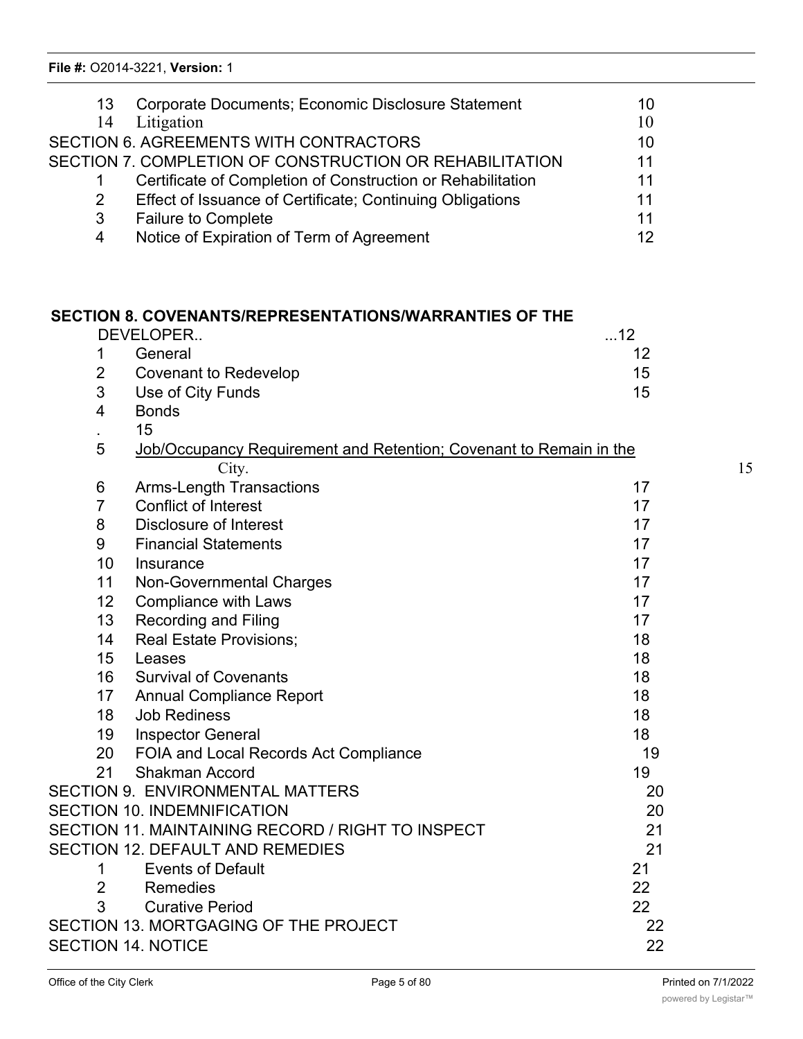| | | |
|---|---|---|
| 13 | Corporate Documents; Economic Disclosure Statement | 10 |
| 14 | Litigation | 10 |
| SECTION 6. AGREEMENTS WITH CONTRACTORS | | 10 |
| SECTION 7. COMPLETION OF CONSTRUCTION OR REHABILITATION | | 11 |
| 1 | Certificate of Completion of Construction or Rehabilitation | 11 |
| 2 | Effect of Issuance of Certificate; Continuing Obligations | 11 |
| 3 | Failure to Complete | 11 |
| 4 | Notice of Expiration of Term of Agreement | 12 |

| | | |
|---|---|---|
| **SECTION 8. COVENANTS/REPRESENTATIONS/WARRANTIES OF THE DEVELOPER..** | | ...12 |
| 1 | General | 12 |
| 2 | Covenant to Redevelop | 15 |
| 3 | Use of City Funds | 15 |
| 4 | Bonds | 15 |
| 5 | <u>Job/Occupancy Requirement and Retention; Covenant to Remain in the</u> City. | 15 |
| 6 | Arms-Length Transactions | 17 |
| 7 | Conflict of Interest | 17 |
| 8 | Disclosure of Interest | 17 |
| 9 | Financial Statements | 17 |
| 10 | Insurance | 17 |
| 11 | Non-Governmental Charges | 17 |
| 12 | Compliance with Laws | 17 |
| 13 | Recording and Filing | 17 |
| 14 | Real Estate Provisions; | 18 |
| 15 | Leases | 18 |
| 16 | Survival of Covenants | 18 |
| 17 | Annual Compliance Report | 18 |
| 18 | Job Rediness | 18 |
| 19 | Inspector General | 18 |
| 20 | FOIA and Local Records Act Compliance | 19 |
| 21 | Shakman Accord | 19 |
| SECTION 9. ENVIRONMENTAL MATTERS | | 20 |
| SECTION 10. INDEMNIFICATION | | 20 |
| SECTION 11. MAINTAINING RECORD / RIGHT TO INSPECT | | 21 |
| SECTION 12. DEFAULT AND REMEDIES | | 21 |
| 1 | Events of Default | 21 |
| 2 | Remedies | 22 |
| 3 | Curative Period | 22 |
| SECTION 13. MORTGAGING OF THE PROJECT | | 22 |
| SECTION 14. NOTICE | | 22 |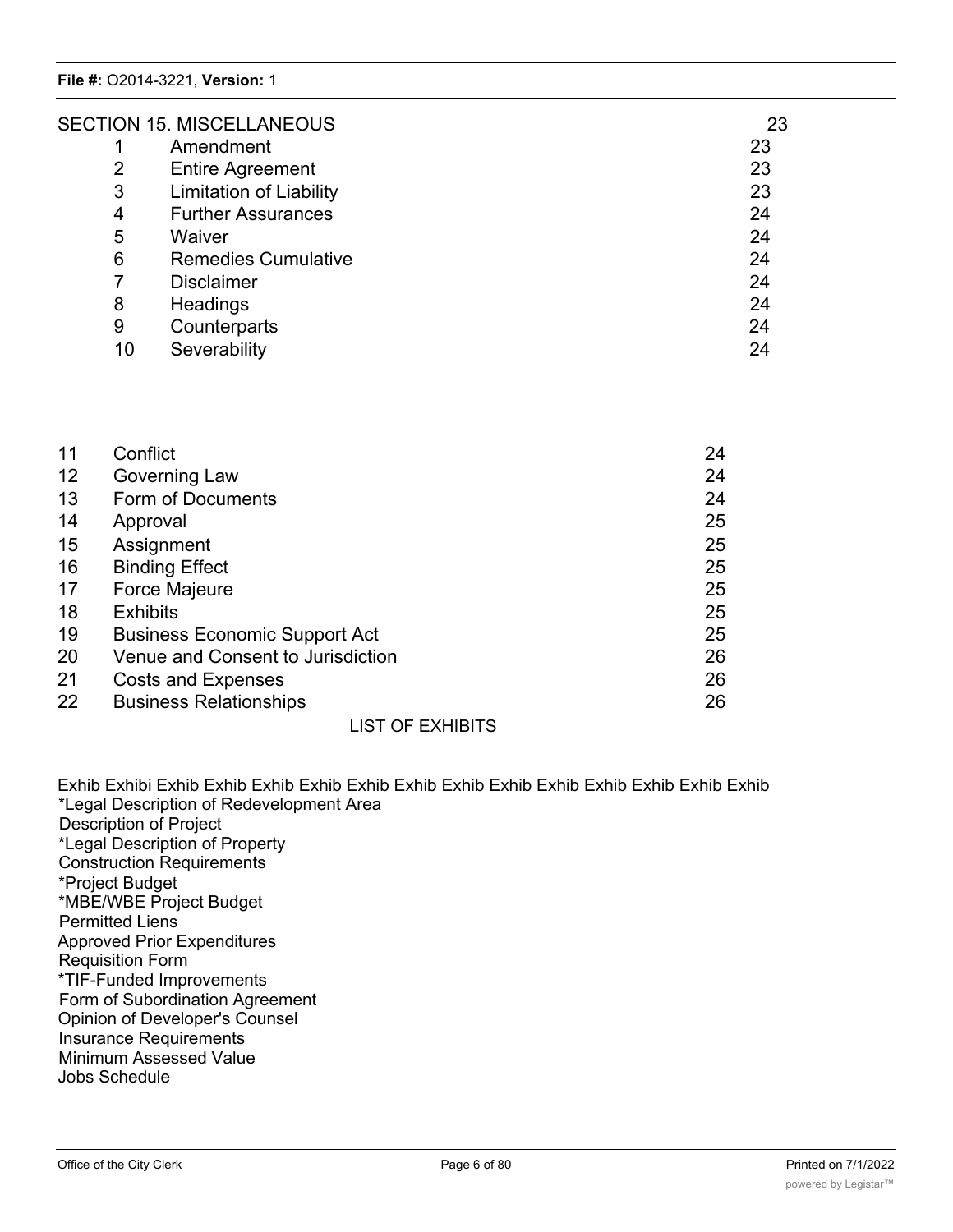SECTION 15. MISCELLANEOUS 23

| | | |
|---|---|---|
| 1 | Amendment | 23 |
| 2 | Entire Agreement | 23 |
| 3 | Limitation of Liability | 23 |
| 4 | Further Assurances | 24 |
| 5 | Waiver | 24 |
| 6 | Remedies Cumulative | 24 |
| 7 | Disclaimer | 24 |
| 8 | Headings | 24 |
| 9 | Counterparts | 24 |
| 10 | Severability | 24 |
| 11 | Conflict | 24 |
| 12 | Governing Law | 24 |
| 13 | Form of Documents | 24 |
| 14 | Approval | 25 |
| 15 | Assignment | 25 |
| 16 | Binding Effect | 25 |
| 17 | Force Majeure | 25 |
| 18 | Exhibits | 25 |
| 19 | Business Economic Support Act | 25 |
| 20 | Venue and Consent to Jurisdiction | 26 |
| 21 | Costs and Expenses | 26 |
| 22 | Business Relationships | 26 |

LIST OF EXHIBITS

Exhib Exhibi Exhib Exhib Exhib Exhib Exhib Exhib Exhib Exhib Exhib Exhib Exhib Exhib Exhib
*Legal Description of Redevelopment Area
Description of Project
*Legal Description of Property
Construction Requirements
*Project Budget
*MBE/WBE Project Budget
Permitted Liens
Approved Prior Expenditures
Requisition Form
*TIF-Funded Improvements
Form of Subordination Agreement
Opinion of Developer's Counsel
Insurance Requirements
Minimum Assessed Value
Jobs Schedule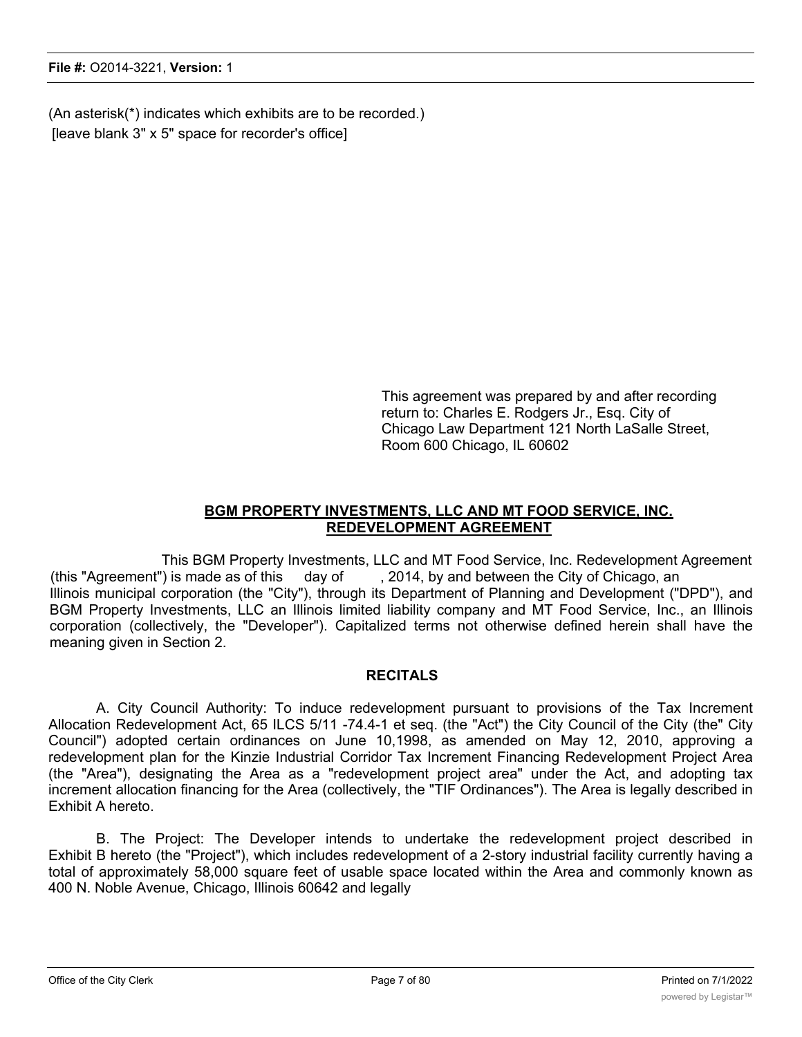(An asterisk(*) indicates which exhibits are to be recorded.)
[leave blank 3" x 5" space for recorder's office]

This agreement was prepared by and after recording return to: Charles E. Rodgers Jr., Esq. City of Chicago Law Department 121 North LaSalle Street, Room 600 Chicago, IL 60602

## BGM PROPERTY INVESTMENTS, LLC AND MT FOOD SERVICE, INC. REDEVELOPMENT AGREEMENT

This BGM Property Investments, LLC and MT Food Service, Inc. Redevelopment Agreement (this "Agreement") is made as of this day of , 2014, by and between the City of Chicago, an Illinois municipal corporation (the "City"), through its Department of Planning and Development ("DPD"), and BGM Property Investments, LLC an Illinois limited liability company and MT Food Service, Inc., an Illinois corporation (collectively, the "Developer"). Capitalized terms not otherwise defined herein shall have the meaning given in Section 2.

### RECITALS

A. City Council Authority: To induce redevelopment pursuant to provisions of the Tax Increment Allocation Redevelopment Act, 65 ILCS 5/11 -74.4-1 et seq. (the "Act") the City Council of the City (the" City Council") adopted certain ordinances on June 10,1998, as amended on May 12, 2010, approving a redevelopment plan for the Kinzie Industrial Corridor Tax Increment Financing Redevelopment Project Area (the "Area"), designating the Area as a "redevelopment project area" under the Act, and adopting tax increment allocation financing for the Area (collectively, the "TIF Ordinances"). The Area is legally described in Exhibit A hereto.

B. The Project: The Developer intends to undertake the redevelopment project described in Exhibit B hereto (the "Project"), which includes redevelopment of a 2-story industrial facility currently having a total of approximately 58,000 square feet of usable space located within the Area and commonly known as 400 N. Noble Avenue, Chicago, Illinois 60642 and legally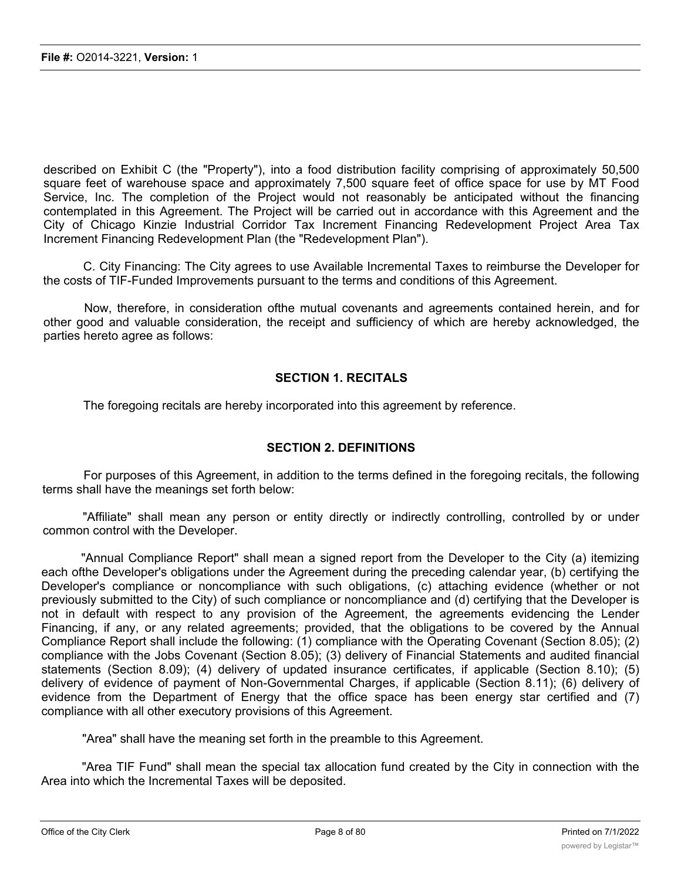described on Exhibit C (the "Property"), into a food distribution facility comprising of approximately 50,500 square feet of warehouse space and approximately 7,500 square feet of office space for use by MT Food Service, Inc. The completion of the Project would not reasonably be anticipated without the financing contemplated in this Agreement. The Project will be carried out in accordance with this Agreement and the City of Chicago Kinzie Industrial Corridor Tax Increment Financing Redevelopment Project Area Tax Increment Financing Redevelopment Plan (the "Redevelopment Plan").

C. City Financing: The City agrees to use Available Incremental Taxes to reimburse the Developer for the costs of TIF-Funded Improvements pursuant to the terms and conditions of this Agreement.

Now, therefore, in consideration ofthe mutual covenants and agreements contained herein, and for other good and valuable consideration, the receipt and sufficiency of which are hereby acknowledged, the parties hereto agree as follows:

## SECTION 1. RECITALS

The foregoing recitals are hereby incorporated into this agreement by reference.

## SECTION 2. DEFINITIONS

For purposes of this Agreement, in addition to the terms defined in the foregoing recitals, the following terms shall have the meanings set forth below:

"Affiliate" shall mean any person or entity directly or indirectly controlling, controlled by or under common control with the Developer.

"Annual Compliance Report" shall mean a signed report from the Developer to the City (a) itemizing each ofthe Developer's obligations under the Agreement during the preceding calendar year, (b) certifying the Developer's compliance or noncompliance with such obligations, (c) attaching evidence (whether or not previously submitted to the City) of such compliance or noncompliance and (d) certifying that the Developer is not in default with respect to any provision of the Agreement, the agreements evidencing the Lender Financing, if any, or any related agreements; provided, that the obligations to be covered by the Annual Compliance Report shall include the following: (1) compliance with the Operating Covenant (Section 8.05); (2) compliance with the Jobs Covenant (Section 8.05); (3) delivery of Financial Statements and audited financial statements (Section 8.09); (4) delivery of updated insurance certificates, if applicable (Section 8.10); (5) delivery of evidence of payment of Non-Governmental Charges, if applicable (Section 8.11); (6) delivery of evidence from the Department of Energy that the office space has been energy star certified and (7) compliance with all other executory provisions of this Agreement.

"Area" shall have the meaning set forth in the preamble to this Agreement.

"Area TIF Fund" shall mean the special tax allocation fund created by the City in connection with the Area into which the Incremental Taxes will be deposited.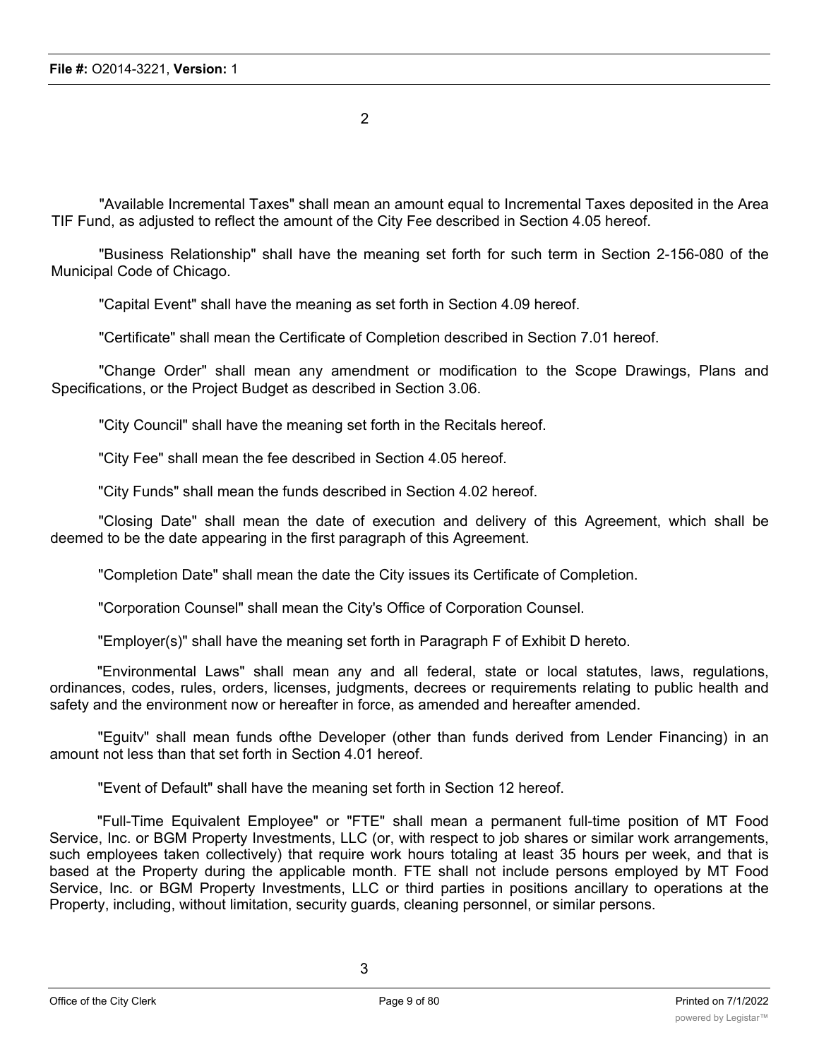"Available Incremental Taxes" shall mean an amount equal to Incremental Taxes deposited in the Area TIF Fund, as adjusted to reflect the amount of the City Fee described in Section 4.05 hereof.

"Business Relationship" shall have the meaning set forth for such term in Section 2-156-080 of the Municipal Code of Chicago.

"Capital Event" shall have the meaning as set forth in Section 4.09 hereof.

"Certificate" shall mean the Certificate of Completion described in Section 7.01 hereof.

"Change Order" shall mean any amendment or modification to the Scope Drawings, Plans and Specifications, or the Project Budget as described in Section 3.06.

"City Council" shall have the meaning set forth in the Recitals hereof.

"City Fee" shall mean the fee described in Section 4.05 hereof.

"City Funds" shall mean the funds described in Section 4.02 hereof.

"Closing Date" shall mean the date of execution and delivery of this Agreement, which shall be deemed to be the date appearing in the first paragraph of this Agreement.

"Completion Date" shall mean the date the City issues its Certificate of Completion.

"Corporation Counsel" shall mean the City's Office of Corporation Counsel.

"Employer(s)" shall have the meaning set forth in Paragraph F of Exhibit D hereto.

"Environmental Laws" shall mean any and all federal, state or local statutes, laws, regulations, ordinances, codes, rules, orders, licenses, judgments, decrees or requirements relating to public health and safety and the environment now or hereafter in force, as amended and hereafter amended.

"Eguitv" shall mean funds ofthe Developer (other than funds derived from Lender Financing) in an amount not less than that set forth in Section 4.01 hereof.

"Event of Default" shall have the meaning set forth in Section 12 hereof.

"Full-Time Equivalent Employee" or "FTE" shall mean a permanent full-time position of MT Food Service, Inc. or BGM Property Investments, LLC (or, with respect to job shares or similar work arrangements, such employees taken collectively) that require work hours totaling at least 35 hours per week, and that is based at the Property during the applicable month. FTE shall not include persons employed by MT Food Service, Inc. or BGM Property Investments, LLC or third parties in positions ancillary to operations at the Property, including, without limitation, security guards, cleaning personnel, or similar persons.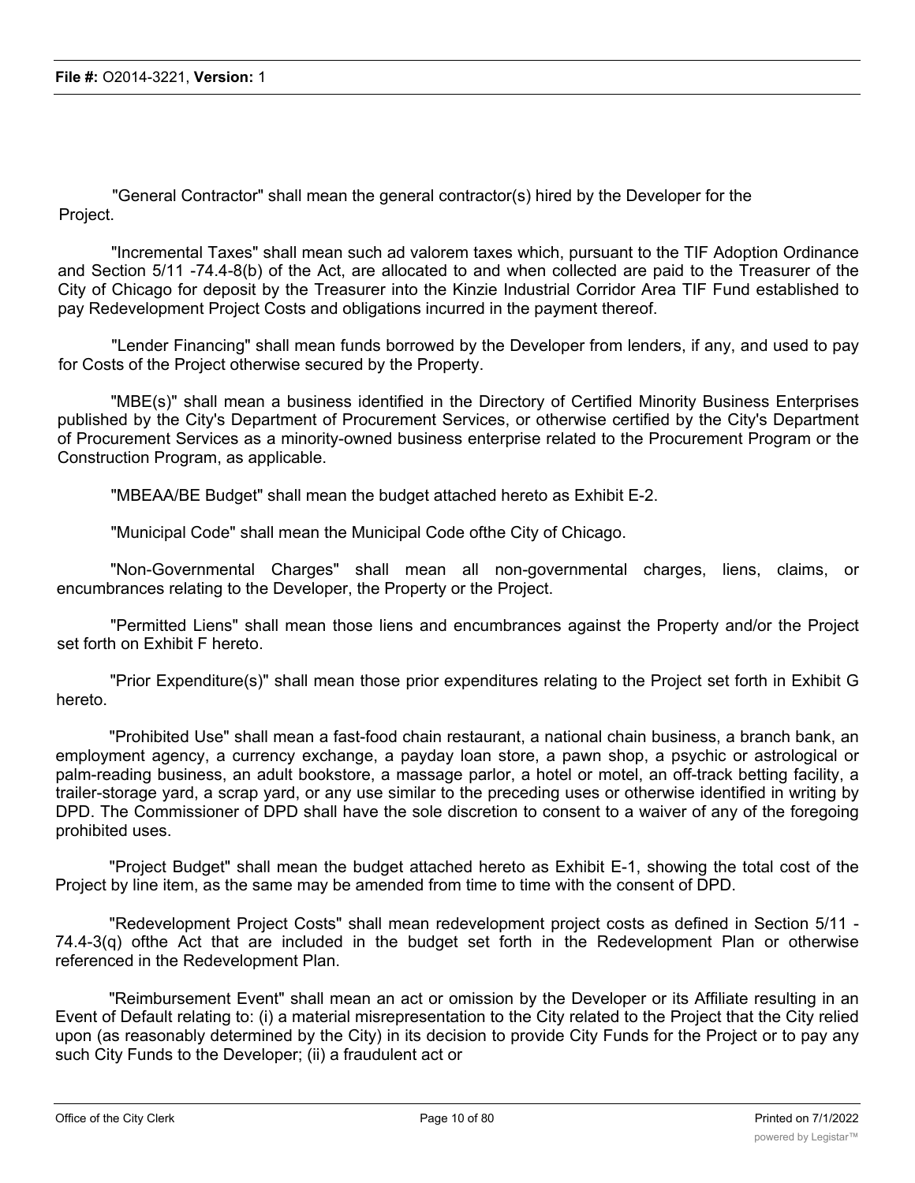"General Contractor" shall mean the general contractor(s) hired by the Developer for the Project.

"Incremental Taxes" shall mean such ad valorem taxes which, pursuant to the TIF Adoption Ordinance and Section 5/11 -74.4-8(b) of the Act, are allocated to and when collected are paid to the Treasurer of the City of Chicago for deposit by the Treasurer into the Kinzie Industrial Corridor Area TIF Fund established to pay Redevelopment Project Costs and obligations incurred in the payment thereof.

"Lender Financing" shall mean funds borrowed by the Developer from lenders, if any, and used to pay for Costs of the Project otherwise secured by the Property.

"MBE(s)" shall mean a business identified in the Directory of Certified Minority Business Enterprises published by the City's Department of Procurement Services, or otherwise certified by the City's Department of Procurement Services as a minority-owned business enterprise related to the Procurement Program or the Construction Program, as applicable.

"MBEAA/BE Budget" shall mean the budget attached hereto as Exhibit E-2.

"Municipal Code" shall mean the Municipal Code ofthe City of Chicago.

"Non-Governmental Charges" shall mean all non-governmental charges, liens, claims, or encumbrances relating to the Developer, the Property or the Project.

"Permitted Liens" shall mean those liens and encumbrances against the Property and/or the Project set forth on Exhibit F hereto.

"Prior Expenditure(s)" shall mean those prior expenditures relating to the Project set forth in Exhibit G hereto.

"Prohibited Use" shall mean a fast-food chain restaurant, a national chain business, a branch bank, an employment agency, a currency exchange, a payday loan store, a pawn shop, a psychic or astrological or palm-reading business, an adult bookstore, a massage parlor, a hotel or motel, an off-track betting facility, a trailer-storage yard, a scrap yard, or any use similar to the preceding uses or otherwise identified in writing by DPD. The Commissioner of DPD shall have the sole discretion to consent to a waiver of any of the foregoing prohibited uses.

"Project Budget" shall mean the budget attached hereto as Exhibit E-1, showing the total cost of the Project by line item, as the same may be amended from time to time with the consent of DPD.

"Redevelopment Project Costs" shall mean redevelopment project costs as defined in Section 5/11 - 74.4-3(q) ofthe Act that are included in the budget set forth in the Redevelopment Plan or otherwise referenced in the Redevelopment Plan.

"Reimbursement Event" shall mean an act or omission by the Developer or its Affiliate resulting in an Event of Default relating to: (i) a material misrepresentation to the City related to the Project that the City relied upon (as reasonably determined by the City) in its decision to provide City Funds for the Project or to pay any such City Funds to the Developer; (ii) a fraudulent act or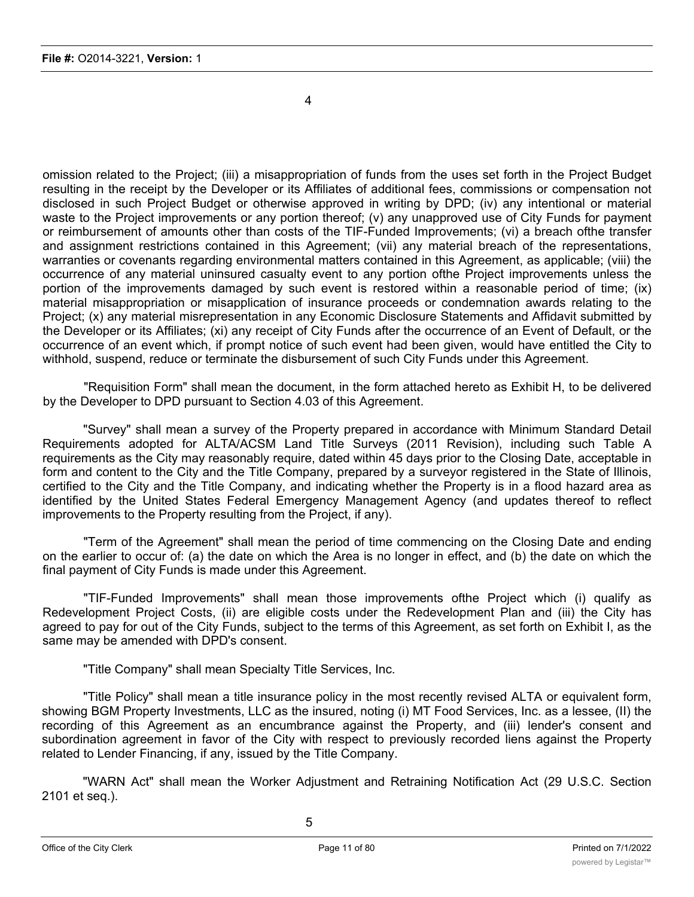omission related to the Project; (iii) a misappropriation of funds from the uses set forth in the Project Budget resulting in the receipt by the Developer or its Affiliates of additional fees, commissions or compensation not disclosed in such Project Budget or otherwise approved in writing by DPD; (iv) any intentional or material waste to the Project improvements or any portion thereof; (v) any unapproved use of City Funds for payment or reimbursement of amounts other than costs of the TIF-Funded Improvements; (vi) a breach ofthe transfer and assignment restrictions contained in this Agreement; (vii) any material breach of the representations, warranties or covenants regarding environmental matters contained in this Agreement, as applicable; (viii) the occurrence of any material uninsured casualty event to any portion ofthe Project improvements unless the portion of the improvements damaged by such event is restored within a reasonable period of time; (ix) material misappropriation or misapplication of insurance proceeds or condemnation awards relating to the Project; (x) any material misrepresentation in any Economic Disclosure Statements and Affidavit submitted by the Developer or its Affiliates; (xi) any receipt of City Funds after the occurrence of an Event of Default, or the occurrence of an event which, if prompt notice of such event had been given, would have entitled the City to withhold, suspend, reduce or terminate the disbursement of such City Funds under this Agreement.

"Requisition Form" shall mean the document, in the form attached hereto as Exhibit H, to be delivered by the Developer to DPD pursuant to Section 4.03 of this Agreement.

"Survey" shall mean a survey of the Property prepared in accordance with Minimum Standard Detail Requirements adopted for ALTA/ACSM Land Title Surveys (2011 Revision), including such Table A requirements as the City may reasonably require, dated within 45 days prior to the Closing Date, acceptable in form and content to the City and the Title Company, prepared by a surveyor registered in the State of Illinois, certified to the City and the Title Company, and indicating whether the Property is in a flood hazard area as identified by the United States Federal Emergency Management Agency (and updates thereof to reflect improvements to the Property resulting from the Project, if any).

"Term of the Agreement" shall mean the period of time commencing on the Closing Date and ending on the earlier to occur of: (a) the date on which the Area is no longer in effect, and (b) the date on which the final payment of City Funds is made under this Agreement.

"TIF-Funded Improvements" shall mean those improvements ofthe Project which (i) qualify as Redevelopment Project Costs, (ii) are eligible costs under the Redevelopment Plan and (iii) the City has agreed to pay for out of the City Funds, subject to the terms of this Agreement, as set forth on Exhibit I, as the same may be amended with DPD's consent.

"Title Company" shall mean Specialty Title Services, Inc.

"Title Policy" shall mean a title insurance policy in the most recently revised ALTA or equivalent form, showing BGM Property Investments, LLC as the insured, noting (i) MT Food Services, Inc. as a lessee, (II) the recording of this Agreement as an encumbrance against the Property, and (iii) lender's consent and subordination agreement in favor of the City with respect to previously recorded liens against the Property related to Lender Financing, if any, issued by the Title Company.

"WARN Act" shall mean the Worker Adjustment and Retraining Notification Act (29 U.S.C. Section 2101 et seq.).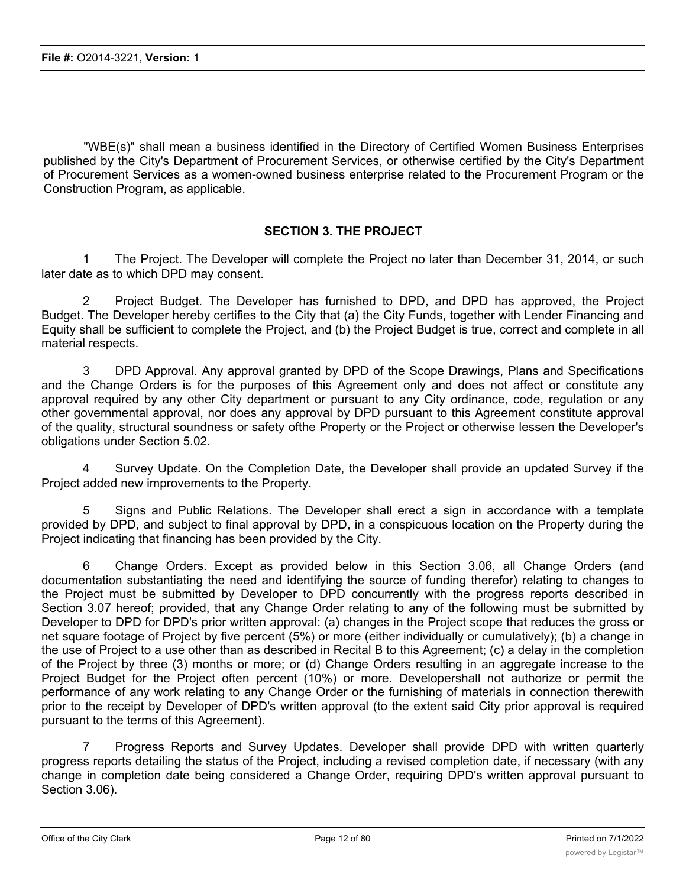"WBE(s)" shall mean a business identified in the Directory of Certified Women Business Enterprises published by the City's Department of Procurement Services, or otherwise certified by the City's Department of Procurement Services as a women-owned business enterprise related to the Procurement Program or the Construction Program, as applicable.

## SECTION 3. THE PROJECT

1 The Project. The Developer will complete the Project no later than December 31, 2014, or such later date as to which DPD may consent.

2 Project Budget. The Developer has furnished to DPD, and DPD has approved, the Project Budget. The Developer hereby certifies to the City that (a) the City Funds, together with Lender Financing and Equity shall be sufficient to complete the Project, and (b) the Project Budget is true, correct and complete in all material respects.

3 DPD Approval. Any approval granted by DPD of the Scope Drawings, Plans and Specifications and the Change Orders is for the purposes of this Agreement only and does not affect or constitute any approval required by any other City department or pursuant to any City ordinance, code, regulation or any other governmental approval, nor does any approval by DPD pursuant to this Agreement constitute approval of the quality, structural soundness or safety ofthe Property or the Project or otherwise lessen the Developer's obligations under Section 5.02.

4 Survey Update. On the Completion Date, the Developer shall provide an updated Survey if the Project added new improvements to the Property.

5 Signs and Public Relations. The Developer shall erect a sign in accordance with a template provided by DPD, and subject to final approval by DPD, in a conspicuous location on the Property during the Project indicating that financing has been provided by the City.

6 Change Orders. Except as provided below in this Section 3.06, all Change Orders (and documentation substantiating the need and identifying the source of funding therefor) relating to changes to the Project must be submitted by Developer to DPD concurrently with the progress reports described in Section 3.07 hereof; provided, that any Change Order relating to any of the following must be submitted by Developer to DPD for DPD's prior written approval: (a) changes in the Project scope that reduces the gross or net square footage of Project by five percent (5%) or more (either individually or cumulatively); (b) a change in the use of Project to a use other than as described in Recital B to this Agreement; (c) a delay in the completion of the Project by three (3) months or more; or (d) Change Orders resulting in an aggregate increase to the Project Budget for the Project often percent (10%) or more. Developershall not authorize or permit the performance of any work relating to any Change Order or the furnishing of materials in connection therewith prior to the receipt by Developer of DPD's written approval (to the extent said City prior approval is required pursuant to the terms of this Agreement).

7 Progress Reports and Survey Updates. Developer shall provide DPD with written quarterly progress reports detailing the status of the Project, including a revised completion date, if necessary (with any change in completion date being considered a Change Order, requiring DPD's written approval pursuant to Section 3.06).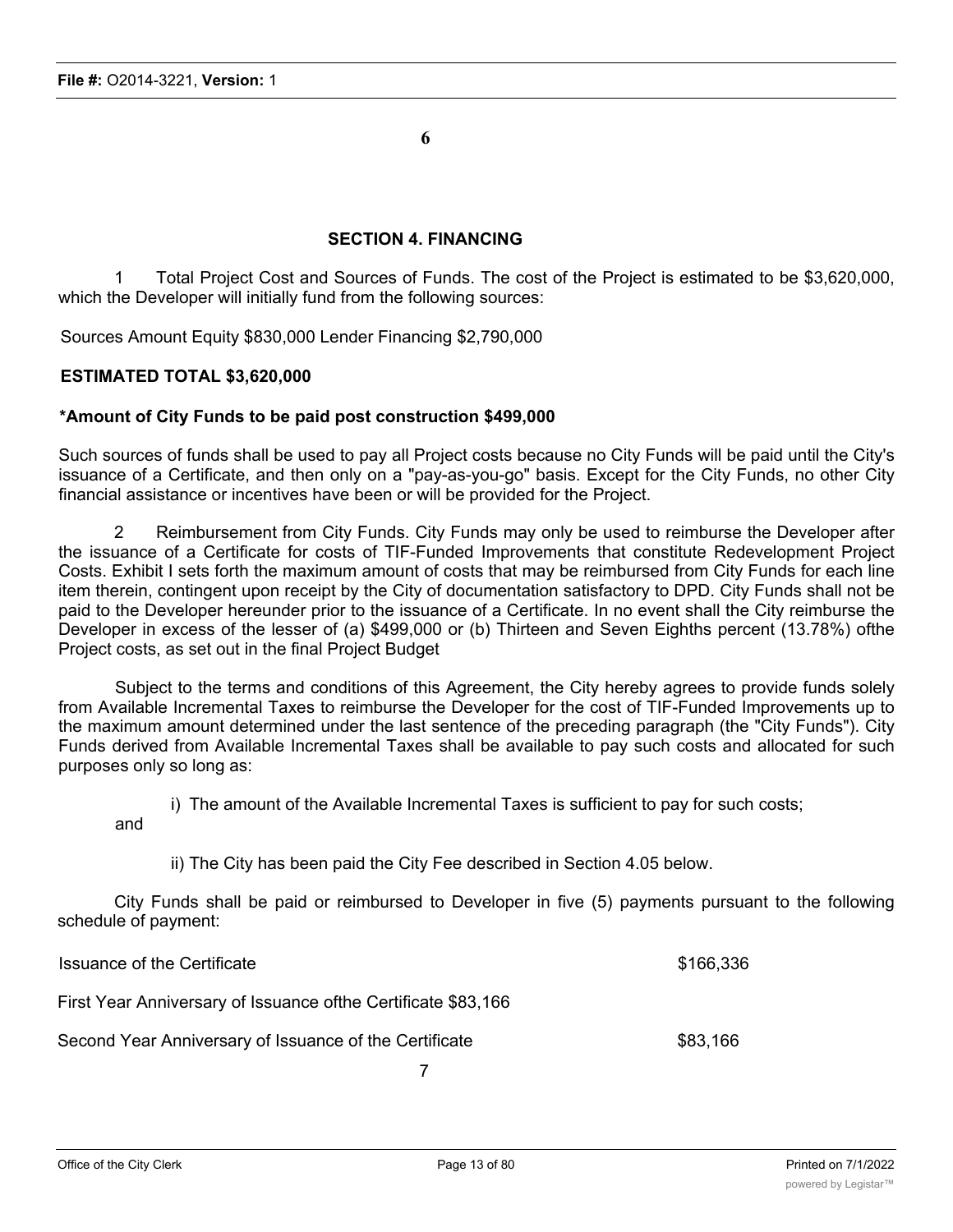## SECTION 4. FINANCING

1 Total Project Cost and Sources of Funds. The cost of the Project is estimated to be $3,620,000, which the Developer will initially fund from the following sources:

Sources Amount Equity $830,000 Lender Financing $2,790,000

**ESTIMATED TOTAL $3,620,000**

**\*Amount of City Funds to be paid post construction $499,000**

Such sources of funds shall be used to pay all Project costs because no City Funds will be paid until the City's issuance of a Certificate, and then only on a "pay-as-you-go" basis. Except for the City Funds, no other City financial assistance or incentives have been or will be provided for the Project.

2 Reimbursement from City Funds. City Funds may only be used to reimburse the Developer after the issuance of a Certificate for costs of TIF-Funded Improvements that constitute Redevelopment Project Costs. Exhibit I sets forth the maximum amount of costs that may be reimbursed from City Funds for each line item therein, contingent upon receipt by the City of documentation satisfactory to DPD. City Funds shall not be paid to the Developer hereunder prior to the issuance of a Certificate. In no event shall the City reimburse the Developer in excess of the lesser of (a) $499,000 or (b) Thirteen and Seven Eighths percent (13.78%) ofthe Project costs, as set out in the final Project Budget

Subject to the terms and conditions of this Agreement, the City hereby agrees to provide funds solely from Available Incremental Taxes to reimburse the Developer for the cost of TIF-Funded Improvements up to the maximum amount determined under the last sentence of the preceding paragraph (the "City Funds"). City Funds derived from Available Incremental Taxes shall be available to pay such costs and allocated for such purposes only so long as:

i) The amount of the Available Incremental Taxes is sufficient to pay for such costs;

and

ii) The City has been paid the City Fee described in Section 4.05 below.

City Funds shall be paid or reimbursed to Developer in five (5) payments pursuant to the following schedule of payment:

| | |
|---|---|
| Issuance of the Certificate | $166,336 |
| First Year Anniversary of Issuance ofthe Certificate $83,166 | |
| Second Year Anniversary of Issuance of the Certificate | $83,166 |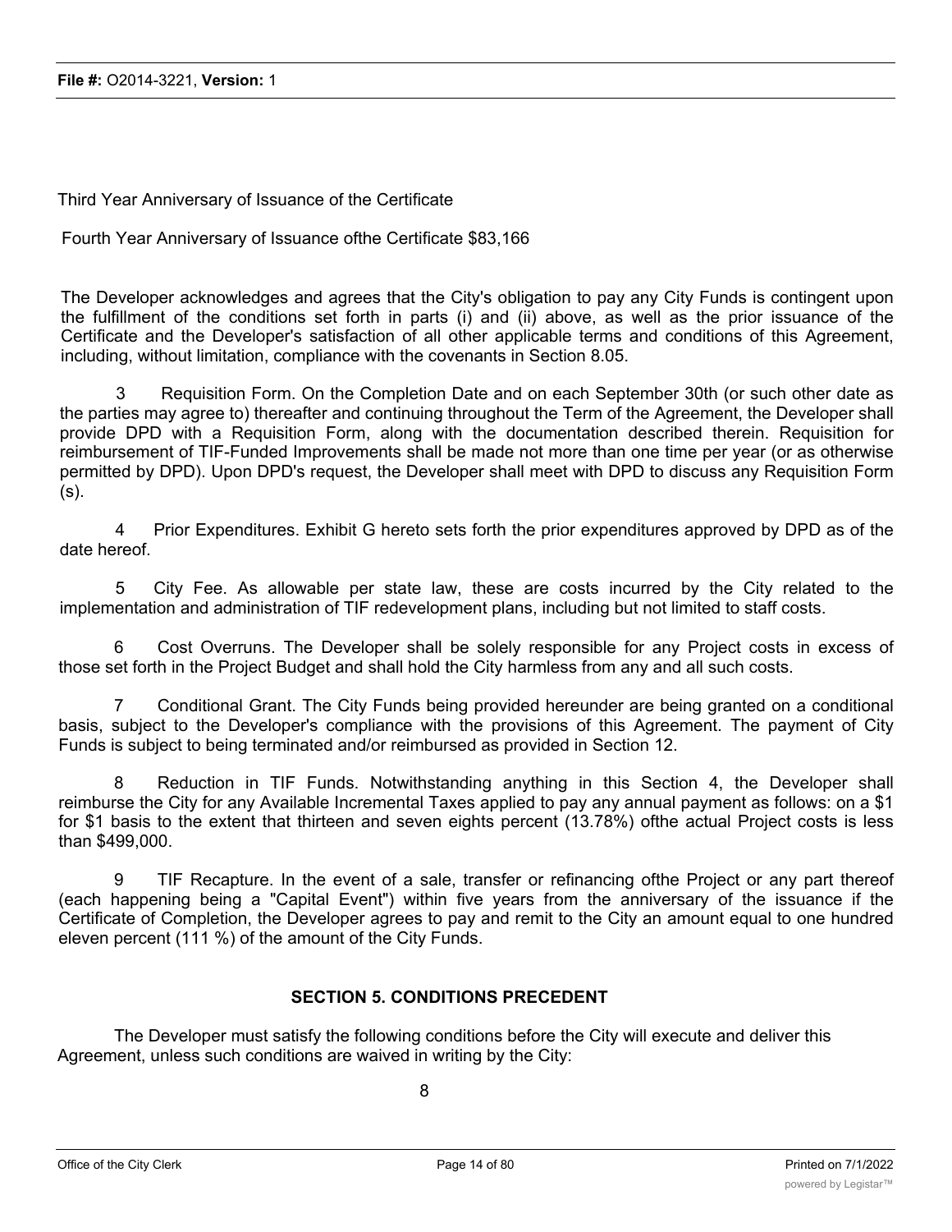Third Year Anniversary of Issuance of the Certificate

Fourth Year Anniversary of Issuance ofthe Certificate $83,166

The Developer acknowledges and agrees that the City's obligation to pay any City Funds is contingent upon the fulfillment of the conditions set forth in parts (i) and (ii) above, as well as the prior issuance of the Certificate and the Developer's satisfaction of all other applicable terms and conditions of this Agreement, including, without limitation, compliance with the covenants in Section 8.05.

3 Requisition Form. On the Completion Date and on each September 30th (or such other date as the parties may agree to) thereafter and continuing throughout the Term of the Agreement, the Developer shall provide DPD with a Requisition Form, along with the documentation described therein. Requisition for reimbursement of TIF-Funded Improvements shall be made not more than one time per year (or as otherwise permitted by DPD). Upon DPD's request, the Developer shall meet with DPD to discuss any Requisition Form (s).

4 Prior Expenditures. Exhibit G hereto sets forth the prior expenditures approved by DPD as of the date hereof.

5 City Fee. As allowable per state law, these are costs incurred by the City related to the implementation and administration of TIF redevelopment plans, including but not limited to staff costs.

6 Cost Overruns. The Developer shall be solely responsible for any Project costs in excess of those set forth in the Project Budget and shall hold the City harmless from any and all such costs.

7 Conditional Grant. The City Funds being provided hereunder are being granted on a conditional basis, subject to the Developer's compliance with the provisions of this Agreement. The payment of City Funds is subject to being terminated and/or reimbursed as provided in Section 12.

8 Reduction in TIF Funds. Notwithstanding anything in this Section 4, the Developer shall reimburse the City for any Available Incremental Taxes applied to pay any annual payment as follows: on a $1 for $1 basis to the extent that thirteen and seven eights percent (13.78%) ofthe actual Project costs is less than $499,000.

9 TIF Recapture. In the event of a sale, transfer or refinancing ofthe Project or any part thereof (each happening being a "Capital Event") within five years from the anniversary of the issuance if the Certificate of Completion, the Developer agrees to pay and remit to the City an amount equal to one hundred eleven percent (111 %) of the amount of the City Funds.

## SECTION 5. CONDITIONS PRECEDENT

The Developer must satisfy the following conditions before the City will execute and deliver this Agreement, unless such conditions are waived in writing by the City: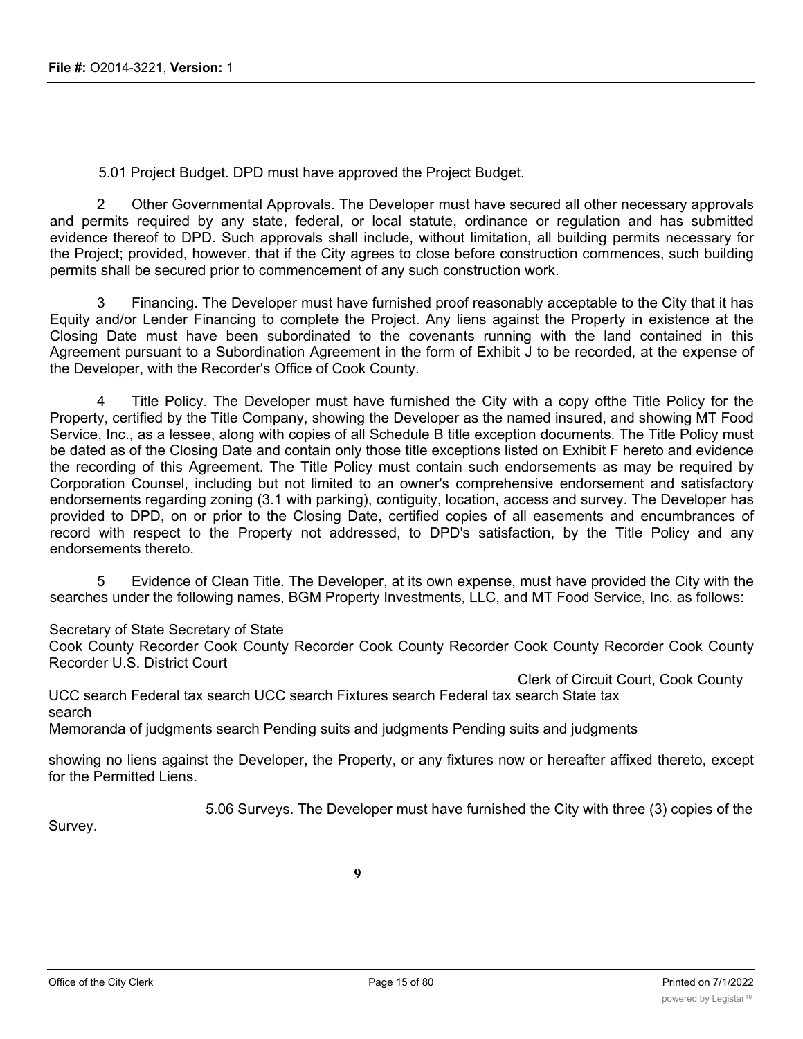5.01 Project Budget. DPD must have approved the Project Budget.

2 Other Governmental Approvals. The Developer must have secured all other necessary approvals and permits required by any state, federal, or local statute, ordinance or regulation and has submitted evidence thereof to DPD. Such approvals shall include, without limitation, all building permits necessary for the Project; provided, however, that if the City agrees to close before construction commences, such building permits shall be secured prior to commencement of any such construction work.

3 Financing. The Developer must have furnished proof reasonably acceptable to the City that it has Equity and/or Lender Financing to complete the Project. Any liens against the Property in existence at the Closing Date must have been subordinated to the covenants running with the land contained in this Agreement pursuant to a Subordination Agreement in the form of Exhibit J to be recorded, at the expense of the Developer, with the Recorder's Office of Cook County.

4 Title Policy. The Developer must have furnished the City with a copy ofthe Title Policy for the Property, certified by the Title Company, showing the Developer as the named insured, and showing MT Food Service, Inc., as a lessee, along with copies of all Schedule B title exception documents. The Title Policy must be dated as of the Closing Date and contain only those title exceptions listed on Exhibit F hereto and evidence the recording of this Agreement. The Title Policy must contain such endorsements as may be required by Corporation Counsel, including but not limited to an owner's comprehensive endorsement and satisfactory endorsements regarding zoning (3.1 with parking), contiguity, location, access and survey. The Developer has provided to DPD, on or prior to the Closing Date, certified copies of all easements and encumbrances of record with respect to the Property not addressed, to DPD's satisfaction, by the Title Policy and any endorsements thereto.

5 Evidence of Clean Title. The Developer, at its own expense, must have provided the City with the searches under the following names, BGM Property Investments, LLC, and MT Food Service, Inc. as follows:

Secretary of State Secretary of State
Cook County Recorder Cook County Recorder Cook County Recorder Cook County Recorder Cook County Recorder U.S. District Court
Clerk of Circuit Court, Cook County
UCC search Federal tax search UCC search Fixtures search Federal tax search State tax search
Memoranda of judgments search Pending suits and judgments Pending suits and judgments

showing no liens against the Developer, the Property, or any fixtures now or hereafter affixed thereto, except for the Permitted Liens.

5.06 Surveys. The Developer must have furnished the City with three (3) copies of the Survey.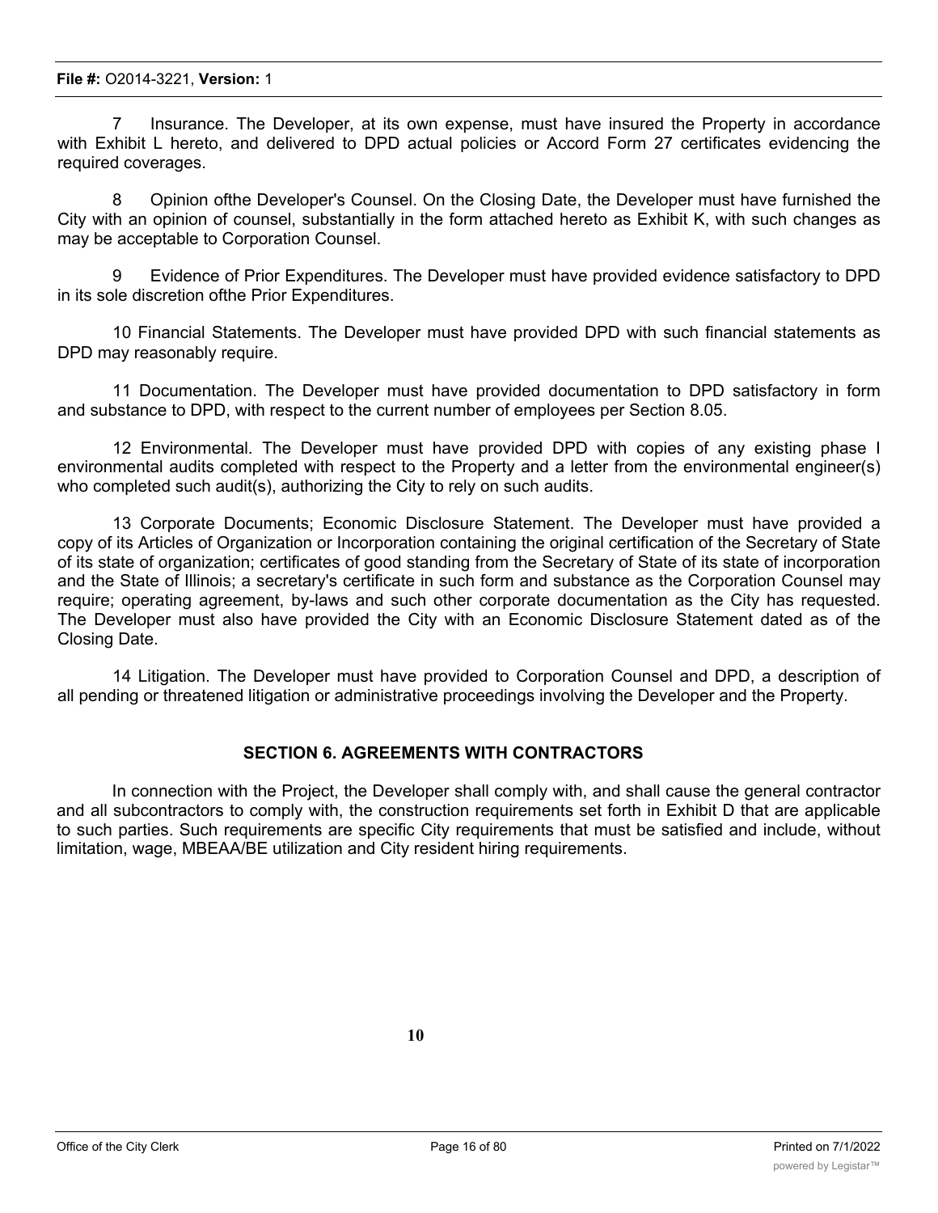7 Insurance. The Developer, at its own expense, must have insured the Property in accordance with Exhibit L hereto, and delivered to DPD actual policies or Accord Form 27 certificates evidencing the required coverages.

8 Opinion ofthe Developer's Counsel. On the Closing Date, the Developer must have furnished the City with an opinion of counsel, substantially in the form attached hereto as Exhibit K, with such changes as may be acceptable to Corporation Counsel.

9 Evidence of Prior Expenditures. The Developer must have provided evidence satisfactory to DPD in its sole discretion ofthe Prior Expenditures.

10 Financial Statements. The Developer must have provided DPD with such financial statements as DPD may reasonably require.

11 Documentation. The Developer must have provided documentation to DPD satisfactory in form and substance to DPD, with respect to the current number of employees per Section 8.05.

12 Environmental. The Developer must have provided DPD with copies of any existing phase I environmental audits completed with respect to the Property and a letter from the environmental engineer(s) who completed such audit(s), authorizing the City to rely on such audits.

13 Corporate Documents; Economic Disclosure Statement. The Developer must have provided a copy of its Articles of Organization or Incorporation containing the original certification of the Secretary of State of its state of organization; certificates of good standing from the Secretary of State of its state of incorporation and the State of Illinois; a secretary's certificate in such form and substance as the Corporation Counsel may require; operating agreement, by-laws and such other corporate documentation as the City has requested. The Developer must also have provided the City with an Economic Disclosure Statement dated as of the Closing Date.

14 Litigation. The Developer must have provided to Corporation Counsel and DPD, a description of all pending or threatened litigation or administrative proceedings involving the Developer and the Property.

## SECTION 6. AGREEMENTS WITH CONTRACTORS

In connection with the Project, the Developer shall comply with, and shall cause the general contractor and all subcontractors to comply with, the construction requirements set forth in Exhibit D that are applicable to such parties. Such requirements are specific City requirements that must be satisfied and include, without limitation, wage, MBEAA/BE utilization and City resident hiring requirements.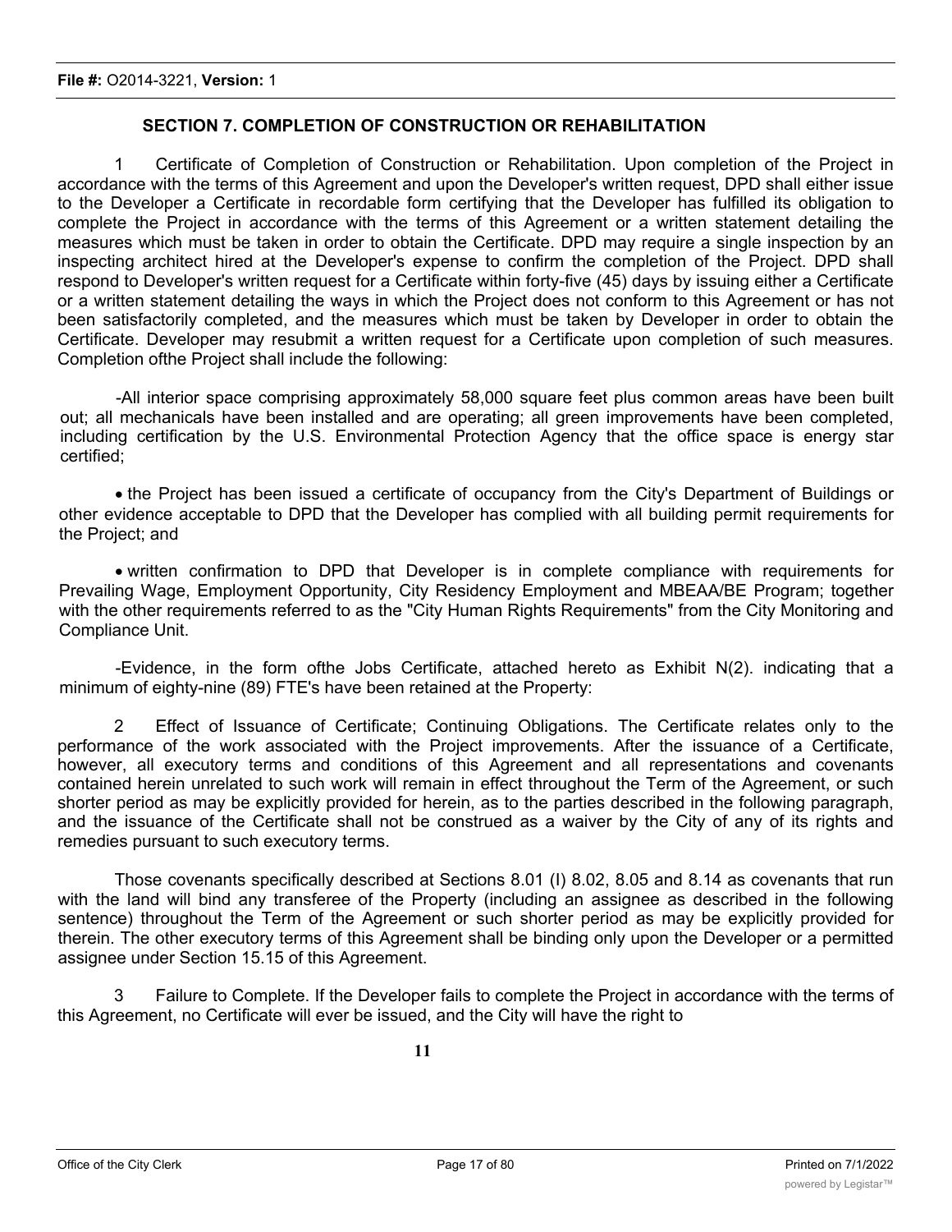## SECTION 7. COMPLETION OF CONSTRUCTION OR REHABILITATION

1 Certificate of Completion of Construction or Rehabilitation. Upon completion of the Project in accordance with the terms of this Agreement and upon the Developer's written request, DPD shall either issue to the Developer a Certificate in recordable form certifying that the Developer has fulfilled its obligation to complete the Project in accordance with the terms of this Agreement or a written statement detailing the measures which must be taken in order to obtain the Certificate. DPD may require a single inspection by an inspecting architect hired at the Developer's expense to confirm the completion of the Project. DPD shall respond to Developer's written request for a Certificate within forty-five (45) days by issuing either a Certificate or a written statement detailing the ways in which the Project does not conform to this Agreement or has not been satisfactorily completed, and the measures which must be taken by Developer in order to obtain the Certificate. Developer may resubmit a written request for a Certificate upon completion of such measures. Completion ofthe Project shall include the following:

-All interior space comprising approximately 58,000 square feet plus common areas have been built out; all mechanicals have been installed and are operating; all green improvements have been completed, including certification by the U.S. Environmental Protection Agency that the office space is energy star certified;

- the Project has been issued a certificate of occupancy from the City's Department of Buildings or other evidence acceptable to DPD that the Developer has complied with all building permit requirements for the Project; and

- written confirmation to DPD that Developer is in complete compliance with requirements for Prevailing Wage, Employment Opportunity, City Residency Employment and MBEAA/BE Program; together with the other requirements referred to as the "City Human Rights Requirements" from the City Monitoring and Compliance Unit.

-Evidence, in the form ofthe Jobs Certificate, attached hereto as Exhibit N(2). indicating that a minimum of eighty-nine (89) FTE's have been retained at the Property:

2 Effect of Issuance of Certificate; Continuing Obligations. The Certificate relates only to the performance of the work associated with the Project improvements. After the issuance of a Certificate, however, all executory terms and conditions of this Agreement and all representations and covenants contained herein unrelated to such work will remain in effect throughout the Term of the Agreement, or such shorter period as may be explicitly provided for herein, as to the parties described in the following paragraph, and the issuance of the Certificate shall not be construed as a waiver by the City of any of its rights and remedies pursuant to such executory terms.

Those covenants specifically described at Sections 8.01 (I) 8.02, 8.05 and 8.14 as covenants that run with the land will bind any transferee of the Property (including an assignee as described in the following sentence) throughout the Term of the Agreement or such shorter period as may be explicitly provided for therein. The other executory terms of this Agreement shall be binding only upon the Developer or a permitted assignee under Section 15.15 of this Agreement.

3 Failure to Complete. If the Developer fails to complete the Project in accordance with the terms of this Agreement, no Certificate will ever be issued, and the City will have the right to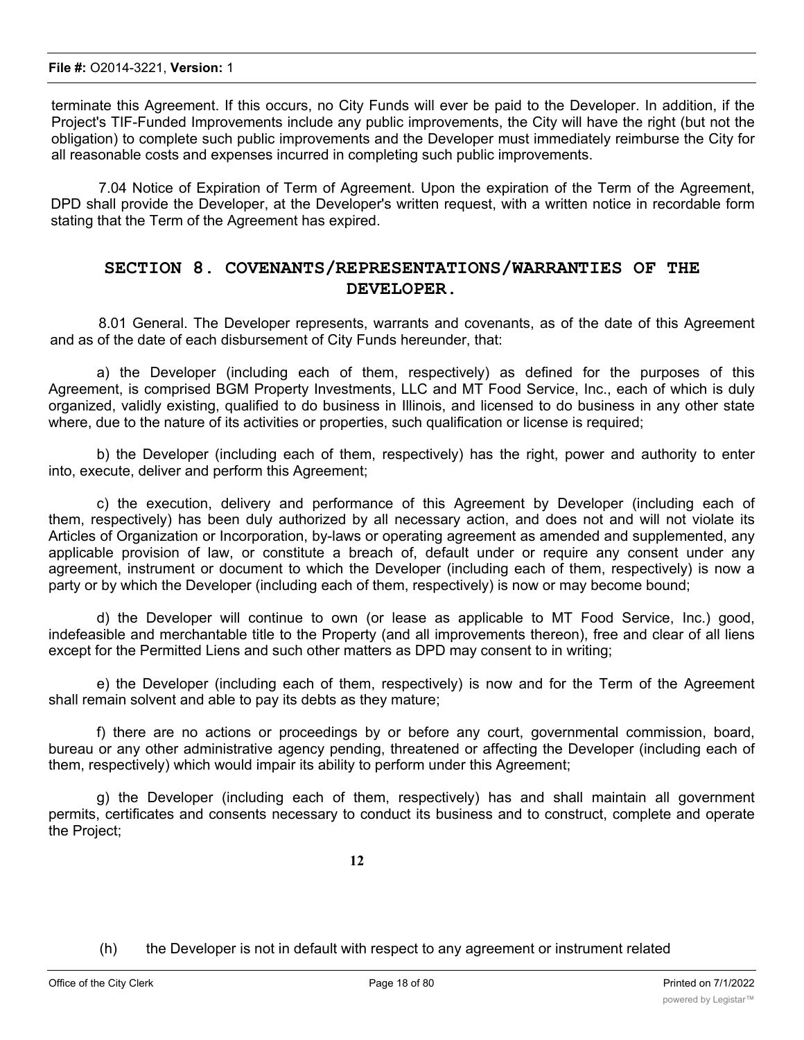terminate this Agreement. If this occurs, no City Funds will ever be paid to the Developer. In addition, if the Project's TIF-Funded Improvements include any public improvements, the City will have the right (but not the obligation) to complete such public improvements and the Developer must immediately reimburse the City for all reasonable costs and expenses incurred in completing such public improvements.

7.04 Notice of Expiration of Term of Agreement. Upon the expiration of the Term of the Agreement, DPD shall provide the Developer, at the Developer's written request, with a written notice in recordable form stating that the Term of the Agreement has expired.

## SECTION 8. COVENANTS/REPRESENTATIONS/WARRANTIES OF THE DEVELOPER.

8.01 General. The Developer represents, warrants and covenants, as of the date of this Agreement and as of the date of each disbursement of City Funds hereunder, that:

a) the Developer (including each of them, respectively) as defined for the purposes of this Agreement, is comprised BGM Property Investments, LLC and MT Food Service, Inc., each of which is duly organized, validly existing, qualified to do business in Illinois, and licensed to do business in any other state where, due to the nature of its activities or properties, such qualification or license is required;

b) the Developer (including each of them, respectively) has the right, power and authority to enter into, execute, deliver and perform this Agreement;

c) the execution, delivery and performance of this Agreement by Developer (including each of them, respectively) has been duly authorized by all necessary action, and does not and will not violate its Articles of Organization or Incorporation, by-laws or operating agreement as amended and supplemented, any applicable provision of law, or constitute a breach of, default under or require any consent under any agreement, instrument or document to which the Developer (including each of them, respectively) is now a party or by which the Developer (including each of them, respectively) is now or may become bound;

d) the Developer will continue to own (or lease as applicable to MT Food Service, Inc.) good, indefeasible and merchantable title to the Property (and all improvements thereon), free and clear of all liens except for the Permitted Liens and such other matters as DPD may consent to in writing;

e) the Developer (including each of them, respectively) is now and for the Term of the Agreement shall remain solvent and able to pay its debts as they mature;

f) there are no actions or proceedings by or before any court, governmental commission, board, bureau or any other administrative agency pending, threatened or affecting the Developer (including each of them, respectively) which would impair its ability to perform under this Agreement;

g) the Developer (including each of them, respectively) has and shall maintain all government permits, certificates and consents necessary to conduct its business and to construct, complete and operate the Project;

(h) the Developer is not in default with respect to any agreement or instrument related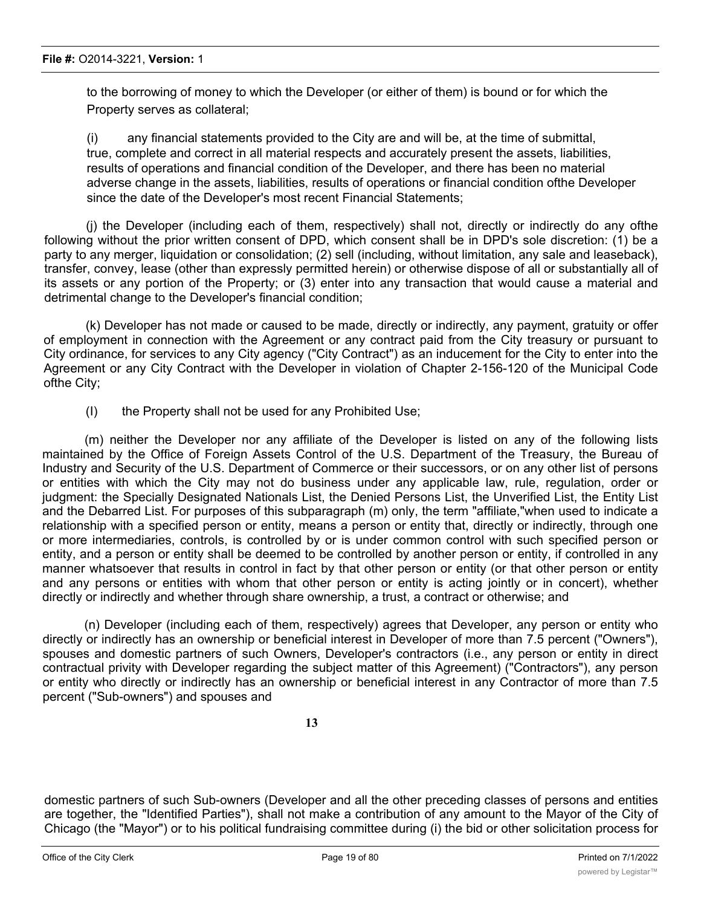to the borrowing of money to which the Developer (or either of them) is bound or for which the Property serves as collateral;

(i) any financial statements provided to the City are and will be, at the time of submittal, true, complete and correct in all material respects and accurately present the assets, liabilities, results of operations and financial condition of the Developer, and there has been no material adverse change in the assets, liabilities, results of operations or financial condition ofthe Developer since the date of the Developer's most recent Financial Statements;

(j) the Developer (including each of them, respectively) shall not, directly or indirectly do any ofthe following without the prior written consent of DPD, which consent shall be in DPD's sole discretion: (1) be a party to any merger, liquidation or consolidation; (2) sell (including, without limitation, any sale and leaseback), transfer, convey, lease (other than expressly permitted herein) or otherwise dispose of all or substantially all of its assets or any portion of the Property; or (3) enter into any transaction that would cause a material and detrimental change to the Developer's financial condition;

(k) Developer has not made or caused to be made, directly or indirectly, any payment, gratuity or offer of employment in connection with the Agreement or any contract paid from the City treasury or pursuant to City ordinance, for services to any City agency ("City Contract") as an inducement for the City to enter into the Agreement or any City Contract with the Developer in violation of Chapter 2-156-120 of the Municipal Code ofthe City;

(l) the Property shall not be used for any Prohibited Use;

(m) neither the Developer nor any affiliate of the Developer is listed on any of the following lists maintained by the Office of Foreign Assets Control of the U.S. Department of the Treasury, the Bureau of Industry and Security of the U.S. Department of Commerce or their successors, or on any other list of persons or entities with which the City may not do business under any applicable law, rule, regulation, order or judgment: the Specially Designated Nationals List, the Denied Persons List, the Unverified List, the Entity List and the Debarred List. For purposes of this subparagraph (m) only, the term "affiliate,"when used to indicate a relationship with a specified person or entity, means a person or entity that, directly or indirectly, through one or more intermediaries, controls, is controlled by or is under common control with such specified person or entity, and a person or entity shall be deemed to be controlled by another person or entity, if controlled in any manner whatsoever that results in control in fact by that other person or entity (or that other person or entity and any persons or entities with whom that other person or entity is acting jointly or in concert), whether directly or indirectly and whether through share ownership, a trust, a contract or otherwise; and

(n) Developer (including each of them, respectively) agrees that Developer, any person or entity who directly or indirectly has an ownership or beneficial interest in Developer of more than 7.5 percent ("Owners"), spouses and domestic partners of such Owners, Developer's contractors (i.e., any person or entity in direct contractual privity with Developer regarding the subject matter of this Agreement) ("Contractors"), any person or entity who directly or indirectly has an ownership or beneficial interest in any Contractor of more than 7.5 percent ("Sub-owners") and spouses and

domestic partners of such Sub-owners (Developer and all the other preceding classes of persons and entities are together, the "Identified Parties"), shall not make a contribution of any amount to the Mayor of the City of Chicago (the "Mayor") or to his political fundraising committee during (i) the bid or other solicitation process for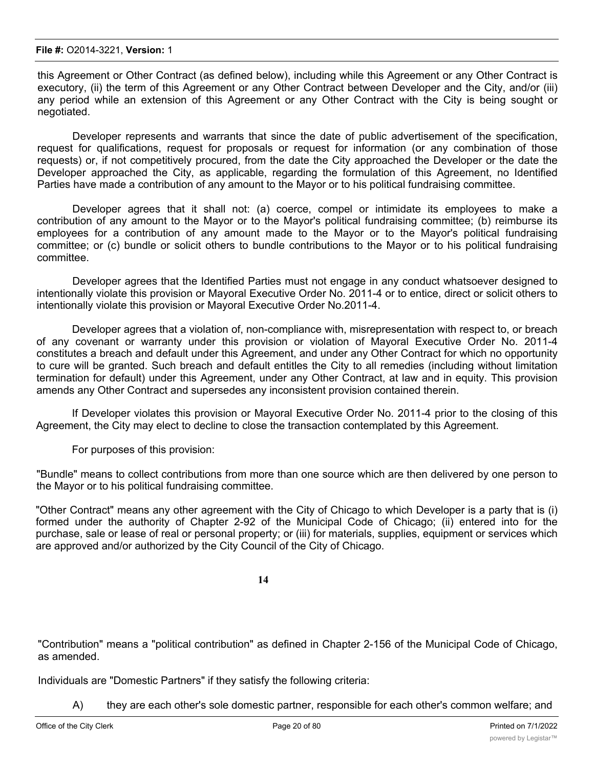this Agreement or Other Contract (as defined below), including while this Agreement or any Other Contract is executory, (ii) the term of this Agreement or any Other Contract between Developer and the City, and/or (iii) any period while an extension of this Agreement or any Other Contract with the City is being sought or negotiated.

Developer represents and warrants that since the date of public advertisement of the specification, request for qualifications, request for proposals or request for information (or any combination of those requests) or, if not competitively procured, from the date the City approached the Developer or the date the Developer approached the City, as applicable, regarding the formulation of this Agreement, no Identified Parties have made a contribution of any amount to the Mayor or to his political fundraising committee.

Developer agrees that it shall not: (a) coerce, compel or intimidate its employees to make a contribution of any amount to the Mayor or to the Mayor's political fundraising committee; (b) reimburse its employees for a contribution of any amount made to the Mayor or to the Mayor's political fundraising committee; or (c) bundle or solicit others to bundle contributions to the Mayor or to his political fundraising committee.

Developer agrees that the Identified Parties must not engage in any conduct whatsoever designed to intentionally violate this provision or Mayoral Executive Order No. 2011-4 or to entice, direct or solicit others to intentionally violate this provision or Mayoral Executive Order No.2011-4.

Developer agrees that a violation of, non-compliance with, misrepresentation with respect to, or breach of any covenant or warranty under this provision or violation of Mayoral Executive Order No. 2011-4 constitutes a breach and default under this Agreement, and under any Other Contract for which no opportunity to cure will be granted. Such breach and default entitles the City to all remedies (including without limitation termination for default) under this Agreement, under any Other Contract, at law and in equity. This provision amends any Other Contract and supersedes any inconsistent provision contained therein.

If Developer violates this provision or Mayoral Executive Order No. 2011-4 prior to the closing of this Agreement, the City may elect to decline to close the transaction contemplated by this Agreement.

For purposes of this provision:

"Bundle" means to collect contributions from more than one source which are then delivered by one person to the Mayor or to his political fundraising committee.

"Other Contract" means any other agreement with the City of Chicago to which Developer is a party that is (i) formed under the authority of Chapter 2-92 of the Municipal Code of Chicago; (ii) entered into for the purchase, sale or lease of real or personal property; or (iii) for materials, supplies, equipment or services which are approved and/or authorized by the City Council of the City of Chicago.

"Contribution" means a "political contribution" as defined in Chapter 2-156 of the Municipal Code of Chicago, as amended.

Individuals are "Domestic Partners" if they satisfy the following criteria:

A) they are each other's sole domestic partner, responsible for each other's common welfare; and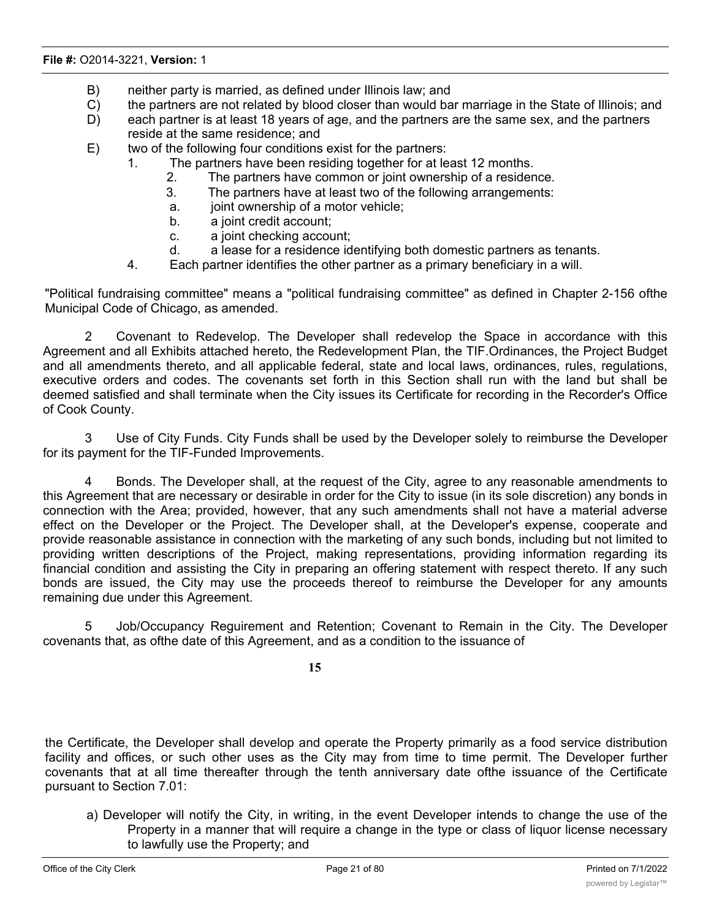B) neither party is married, as defined under Illinois law; and

C) the partners are not related by blood closer than would bar marriage in the State of Illinois; and

D) each partner is at least 18 years of age, and the partners are the same sex, and the partners reside at the same residence; and

E) two of the following four conditions exist for the partners:

1. The partners have been residing together for at least 12 months.
2. The partners have common or joint ownership of a residence.
3. The partners have at least two of the following arrangements:
   a. joint ownership of a motor vehicle;
   b. a joint credit account;
   c. a joint checking account;
   d. a lease for a residence identifying both domestic partners as tenants.
4. Each partner identifies the other partner as a primary beneficiary in a will.

"Political fundraising committee" means a "political fundraising committee" as defined in Chapter 2-156 ofthe Municipal Code of Chicago, as amended.

2 Covenant to Redevelop. The Developer shall redevelop the Space in accordance with this Agreement and all Exhibits attached hereto, the Redevelopment Plan, the TIF.Ordinances, the Project Budget and all amendments thereto, and all applicable federal, state and local laws, ordinances, rules, regulations, executive orders and codes. The covenants set forth in this Section shall run with the land but shall be deemed satisfied and shall terminate when the City issues its Certificate for recording in the Recorder's Office of Cook County.

3 Use of City Funds. City Funds shall be used by the Developer solely to reimburse the Developer for its payment for the TIF-Funded Improvements.

4 Bonds. The Developer shall, at the request of the City, agree to any reasonable amendments to this Agreement that are necessary or desirable in order for the City to issue (in its sole discretion) any bonds in connection with the Area; provided, however, that any such amendments shall not have a material adverse effect on the Developer or the Project. The Developer shall, at the Developer's expense, cooperate and provide reasonable assistance in connection with the marketing of any such bonds, including but not limited to providing written descriptions of the Project, making representations, providing information regarding its financial condition and assisting the City in preparing an offering statement with respect thereto. If any such bonds are issued, the City may use the proceeds thereof to reimburse the Developer for any amounts remaining due under this Agreement.

5 Job/Occupancy Reguirement and Retention; Covenant to Remain in the City. The Developer covenants that, as ofthe date of this Agreement, and as a condition to the issuance of the Certificate, the Developer shall develop and operate the Property primarily as a food service distribution facility and offices, or such other uses as the City may from time to time permit. The Developer further covenants that at all time thereafter through the tenth anniversary date ofthe issuance of the Certificate pursuant to Section 7.01:

a) Developer will notify the City, in writing, in the event Developer intends to change the use of the Property in a manner that will require a change in the type or class of liquor license necessary to lawfully use the Property; and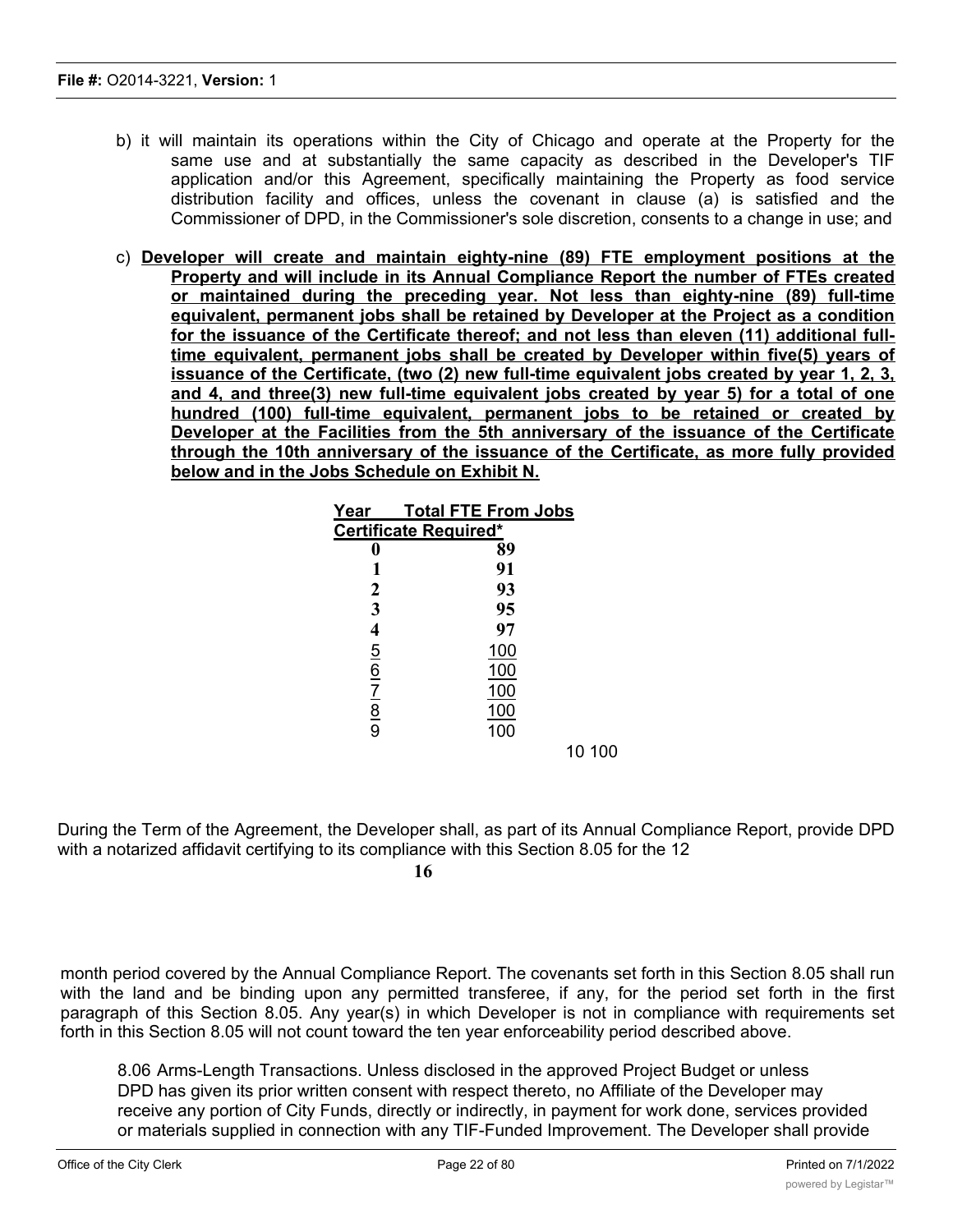b) it will maintain its operations within the City of Chicago and operate at the Property for the same use and at substantially the same capacity as described in the Developer's TIF application and/or this Agreement, specifically maintaining the Property as food service distribution facility and offices, unless the covenant in clause (a) is satisfied and the Commissioner of DPD, in the Commissioner's sole discretion, consents to a change in use; and

c) **Developer will create and maintain eighty-nine (89) FTE employment positions at the Property and will include in its Annual Compliance Report the number of FTEs created or maintained during the preceding year. Not less than eighty-nine (89) full-time equivalent, permanent jobs shall be retained by Developer at the Project as a condition for the issuance of the Certificate thereof; and not less than eleven (11) additional full-time equivalent, permanent jobs shall be created by Developer within five(5) years of issuance of the Certificate, (two (2) new full-time equivalent jobs created by year 1, 2, 3, and 4, and three(3) new full-time equivalent jobs created by year 5) for a total of one hundred (100) full-time equivalent, permanent jobs to be retained or created by Developer at the Facilities from the 5th anniversary of the issuance of the Certificate through the 10th anniversary of the issuance of the Certificate, as more fully provided below and in the Jobs Schedule on Exhibit N.**

| Year | Total FTE From Jobs Certificate Required* |
|---|---|
| 0 | 89 |
| 1 | 91 |
| 2 | 93 |
| 3 | 95 |
| 4 | 97 |
| 5 | 100 |
| 6 | 100 |
| 7 | 100 |
| 8 | 100 |
| 9 | 100 |
| 10 | 100 |

During the Term of the Agreement, the Developer shall, as part of its Annual Compliance Report, provide DPD with a notarized affidavit certifying to its compliance with this Section 8.05 for the 12 month period covered by the Annual Compliance Report. The covenants set forth in this Section 8.05 shall run with the land and be binding upon any permitted transferee, if any, for the period set forth in the first paragraph of this Section 8.05. Any year(s) in which Developer is not in compliance with requirements set forth in this Section 8.05 will not count toward the ten year enforceability period described above.

8.06 Arms-Length Transactions. Unless disclosed in the approved Project Budget or unless DPD has given its prior written consent with respect thereto, no Affiliate of the Developer may receive any portion of City Funds, directly or indirectly, in payment for work done, services provided or materials supplied in connection with any TIF-Funded Improvement. The Developer shall provide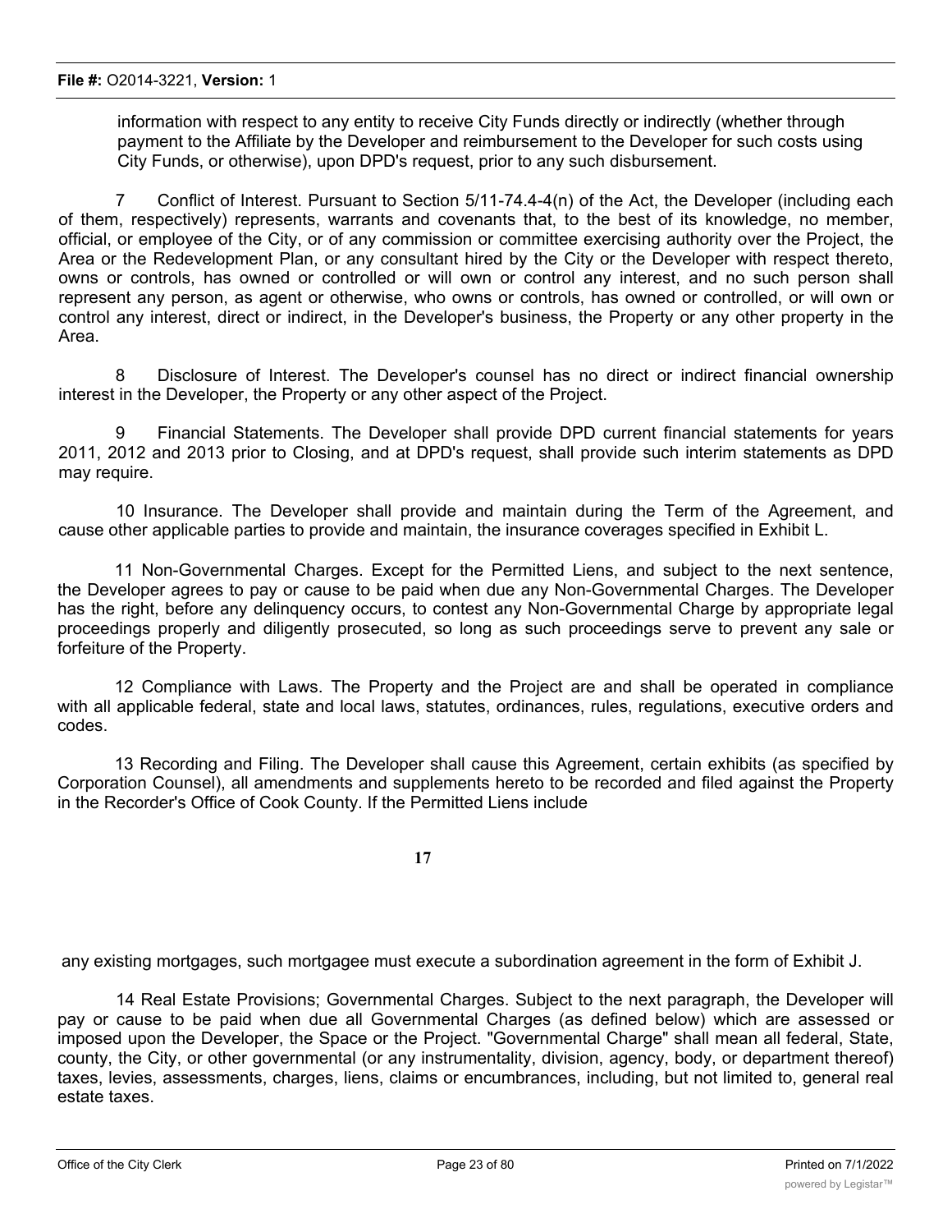information with respect to any entity to receive City Funds directly or indirectly (whether through payment to the Affiliate by the Developer and reimbursement to the Developer for such costs using City Funds, or otherwise), upon DPD's request, prior to any such disbursement.

7 Conflict of Interest. Pursuant to Section 5/11-74.4-4(n) of the Act, the Developer (including each of them, respectively) represents, warrants and covenants that, to the best of its knowledge, no member, official, or employee of the City, or of any commission or committee exercising authority over the Project, the Area or the Redevelopment Plan, or any consultant hired by the City or the Developer with respect thereto, owns or controls, has owned or controlled or will own or control any interest, and no such person shall represent any person, as agent or otherwise, who owns or controls, has owned or controlled, or will own or control any interest, direct or indirect, in the Developer's business, the Property or any other property in the Area.

8 Disclosure of Interest. The Developer's counsel has no direct or indirect financial ownership interest in the Developer, the Property or any other aspect of the Project.

9 Financial Statements. The Developer shall provide DPD current financial statements for years 2011, 2012 and 2013 prior to Closing, and at DPD's request, shall provide such interim statements as DPD may require.

10 Insurance. The Developer shall provide and maintain during the Term of the Agreement, and cause other applicable parties to provide and maintain, the insurance coverages specified in Exhibit L.

11 Non-Governmental Charges. Except for the Permitted Liens, and subject to the next sentence, the Developer agrees to pay or cause to be paid when due any Non-Governmental Charges. The Developer has the right, before any delinquency occurs, to contest any Non-Governmental Charge by appropriate legal proceedings properly and diligently prosecuted, so long as such proceedings serve to prevent any sale or forfeiture of the Property.

12 Compliance with Laws. The Property and the Project are and shall be operated in compliance with all applicable federal, state and local laws, statutes, ordinances, rules, regulations, executive orders and codes.

13 Recording and Filing. The Developer shall cause this Agreement, certain exhibits (as specified by Corporation Counsel), all amendments and supplements hereto to be recorded and filed against the Property in the Recorder's Office of Cook County. If the Permitted Liens include any existing mortgages, such mortgagee must execute a subordination agreement in the form of Exhibit J.

14 Real Estate Provisions; Governmental Charges. Subject to the next paragraph, the Developer will pay or cause to be paid when due all Governmental Charges (as defined below) which are assessed or imposed upon the Developer, the Space or the Project. "Governmental Charge" shall mean all federal, State, county, the City, or other governmental (or any instrumentality, division, agency, body, or department thereof) taxes, levies, assessments, charges, liens, claims or encumbrances, including, but not limited to, general real estate taxes.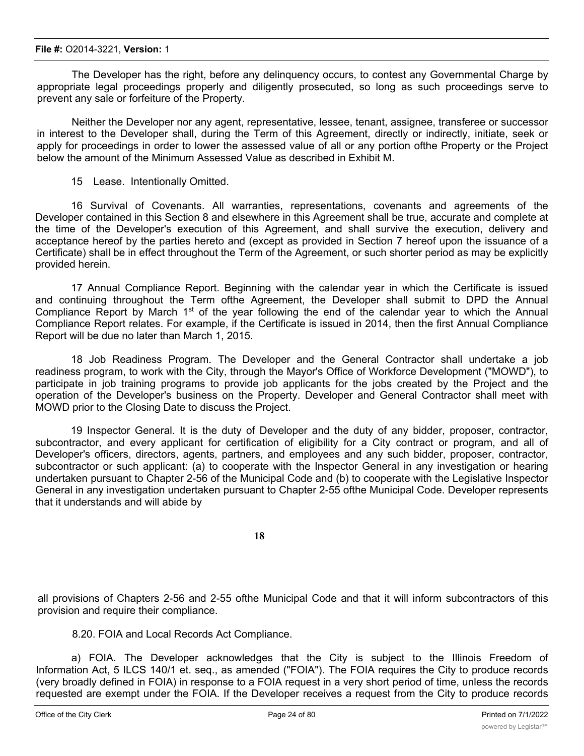The Developer has the right, before any delinquency occurs, to contest any Governmental Charge by appropriate legal proceedings properly and diligently prosecuted, so long as such proceedings serve to prevent any sale or forfeiture of the Property.

Neither the Developer nor any agent, representative, lessee, tenant, assignee, transferee or successor in interest to the Developer shall, during the Term of this Agreement, directly or indirectly, initiate, seek or apply for proceedings in order to lower the assessed value of all or any portion ofthe Property or the Project below the amount of the Minimum Assessed Value as described in Exhibit M.

15 Lease. Intentionally Omitted.

16 Survival of Covenants. All warranties, representations, covenants and agreements of the Developer contained in this Section 8 and elsewhere in this Agreement shall be true, accurate and complete at the time of the Developer's execution of this Agreement, and shall survive the execution, delivery and acceptance hereof by the parties hereto and (except as provided in Section 7 hereof upon the issuance of a Certificate) shall be in effect throughout the Term of the Agreement, or such shorter period as may be explicitly provided herein.

17 Annual Compliance Report. Beginning with the calendar year in which the Certificate is issued and continuing throughout the Term ofthe Agreement, the Developer shall submit to DPD the Annual Compliance Report by March 1st of the year following the end of the calendar year to which the Annual Compliance Report relates. For example, if the Certificate is issued in 2014, then the first Annual Compliance Report will be due no later than March 1, 2015.

18 Job Readiness Program. The Developer and the General Contractor shall undertake a job readiness program, to work with the City, through the Mayor's Office of Workforce Development ("MOWD"), to participate in job training programs to provide job applicants for the jobs created by the Project and the operation of the Developer's business on the Property. Developer and General Contractor shall meet with MOWD prior to the Closing Date to discuss the Project.

19 Inspector General. It is the duty of Developer and the duty of any bidder, proposer, contractor, subcontractor, and every applicant for certification of eligibility for a City contract or program, and all of Developer's officers, directors, agents, partners, and employees and any such bidder, proposer, contractor, subcontractor or such applicant: (a) to cooperate with the Inspector General in any investigation or hearing undertaken pursuant to Chapter 2-56 of the Municipal Code and (b) to cooperate with the Legislative Inspector General in any investigation undertaken pursuant to Chapter 2-55 ofthe Municipal Code. Developer represents that it understands and will abide by all provisions of Chapters 2-56 and 2-55 ofthe Municipal Code and that it will inform subcontractors of this provision and require their compliance.

8.20. FOIA and Local Records Act Compliance.

a) FOIA. The Developer acknowledges that the City is subject to the Illinois Freedom of Information Act, 5 ILCS 140/1 et. seq., as amended ("FOIA"). The FOIA requires the City to produce records (very broadly defined in FOIA) in response to a FOIA request in a very short period of time, unless the records requested are exempt under the FOIA. If the Developer receives a request from the City to produce records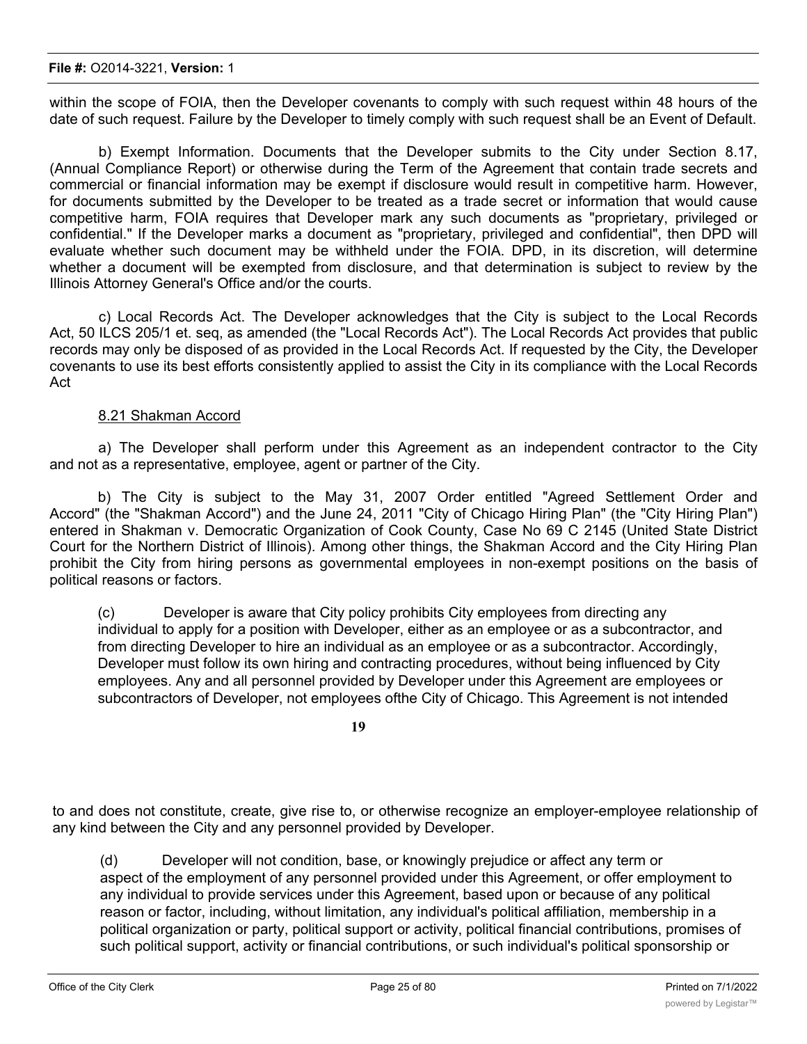within the scope of FOIA, then the Developer covenants to comply with such request within 48 hours of the date of such request. Failure by the Developer to timely comply with such request shall be an Event of Default.

b) Exempt Information. Documents that the Developer submits to the City under Section 8.17, (Annual Compliance Report) or otherwise during the Term of the Agreement that contain trade secrets and commercial or financial information may be exempt if disclosure would result in competitive harm. However, for documents submitted by the Developer to be treated as a trade secret or information that would cause competitive harm, FOIA requires that Developer mark any such documents as "proprietary, privileged or confidential." If the Developer marks a document as "proprietary, privileged and confidential", then DPD will evaluate whether such document may be withheld under the FOIA. DPD, in its discretion, will determine whether a document will be exempted from disclosure, and that determination is subject to review by the Illinois Attorney General's Office and/or the courts.

c) Local Records Act. The Developer acknowledges that the City is subject to the Local Records Act, 50 ILCS 205/1 et. seq, as amended (the "Local Records Act"). The Local Records Act provides that public records may only be disposed of as provided in the Local Records Act. If requested by the City, the Developer covenants to use its best efforts consistently applied to assist the City in its compliance with the Local Records Act

8.21 Shakman Accord

a) The Developer shall perform under this Agreement as an independent contractor to the City and not as a representative, employee, agent or partner of the City.

b) The City is subject to the May 31, 2007 Order entitled "Agreed Settlement Order and Accord" (the "Shakman Accord") and the June 24, 2011 "City of Chicago Hiring Plan" (the "City Hiring Plan") entered in Shakman v. Democratic Organization of Cook County, Case No 69 C 2145 (United State District Court for the Northern District of Illinois). Among other things, the Shakman Accord and the City Hiring Plan prohibit the City from hiring persons as governmental employees in non-exempt positions on the basis of political reasons or factors.

(c) Developer is aware that City policy prohibits City employees from directing any individual to apply for a position with Developer, either as an employee or as a subcontractor, and from directing Developer to hire an individual as an employee or as a subcontractor. Accordingly, Developer must follow its own hiring and contracting procedures, without being influenced by City employees. Any and all personnel provided by Developer under this Agreement are employees or subcontractors of Developer, not employees ofthe City of Chicago. This Agreement is not intended to and does not constitute, create, give rise to, or otherwise recognize an employer-employee relationship of any kind between the City and any personnel provided by Developer.

(d) Developer will not condition, base, or knowingly prejudice or affect any term or aspect of the employment of any personnel provided under this Agreement, or offer employment to any individual to provide services under this Agreement, based upon or because of any political reason or factor, including, without limitation, any individual's political affiliation, membership in a political organization or party, political support or activity, political financial contributions, promises of such political support, activity or financial contributions, or such individual's political sponsorship or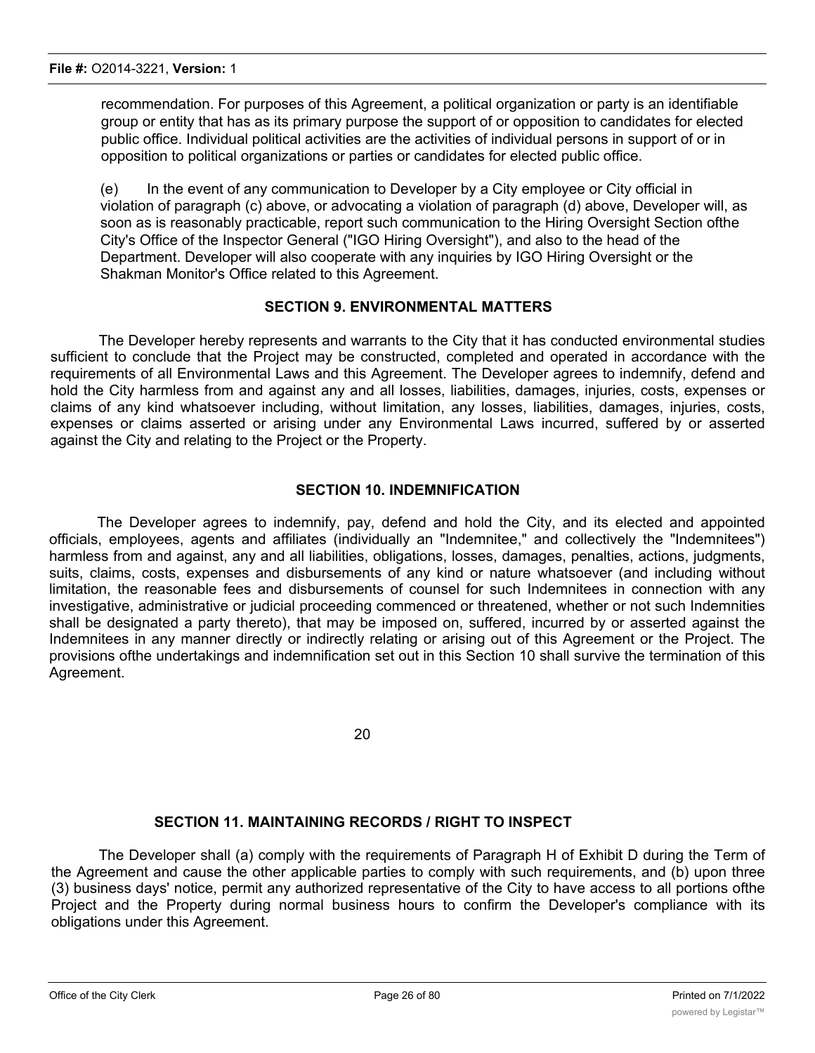recommendation. For purposes of this Agreement, a political organization or party is an identifiable group or entity that has as its primary purpose the support of or opposition to candidates for elected public office. Individual political activities are the activities of individual persons in support of or in opposition to political organizations or parties or candidates for elected public office.

(e) In the event of any communication to Developer by a City employee or City official in violation of paragraph (c) above, or advocating a violation of paragraph (d) above, Developer will, as soon as is reasonably practicable, report such communication to the Hiring Oversight Section ofthe City's Office of the Inspector General ("IGO Hiring Oversight"), and also to the head of the Department. Developer will also cooperate with any inquiries by IGO Hiring Oversight or the Shakman Monitor's Office related to this Agreement.

## SECTION 9. ENVIRONMENTAL MATTERS

The Developer hereby represents and warrants to the City that it has conducted environmental studies sufficient to conclude that the Project may be constructed, completed and operated in accordance with the requirements of all Environmental Laws and this Agreement. The Developer agrees to indemnify, defend and hold the City harmless from and against any and all losses, liabilities, damages, injuries, costs, expenses or claims of any kind whatsoever including, without limitation, any losses, liabilities, damages, injuries, costs, expenses or claims asserted or arising under any Environmental Laws incurred, suffered by or asserted against the City and relating to the Project or the Property.

## SECTION 10. INDEMNIFICATION

The Developer agrees to indemnify, pay, defend and hold the City, and its elected and appointed officials, employees, agents and affiliates (individually an "Indemnitee," and collectively the "Indemnitees") harmless from and against, any and all liabilities, obligations, losses, damages, penalties, actions, judgments, suits, claims, costs, expenses and disbursements of any kind or nature whatsoever (and including without limitation, the reasonable fees and disbursements of counsel for such Indemnitees in connection with any investigative, administrative or judicial proceeding commenced or threatened, whether or not such Indemnities shall be designated a party thereto), that may be imposed on, suffered, incurred by or asserted against the Indemnitees in any manner directly or indirectly relating or arising out of this Agreement or the Project. The provisions ofthe undertakings and indemnification set out in this Section 10 shall survive the termination of this Agreement.

## SECTION 11. MAINTAINING RECORDS / RIGHT TO INSPECT

The Developer shall (a) comply with the requirements of Paragraph H of Exhibit D during the Term of the Agreement and cause the other applicable parties to comply with such requirements, and (b) upon three (3) business days' notice, permit any authorized representative of the City to have access to all portions ofthe Project and the Property during normal business hours to confirm the Developer's compliance with its obligations under this Agreement.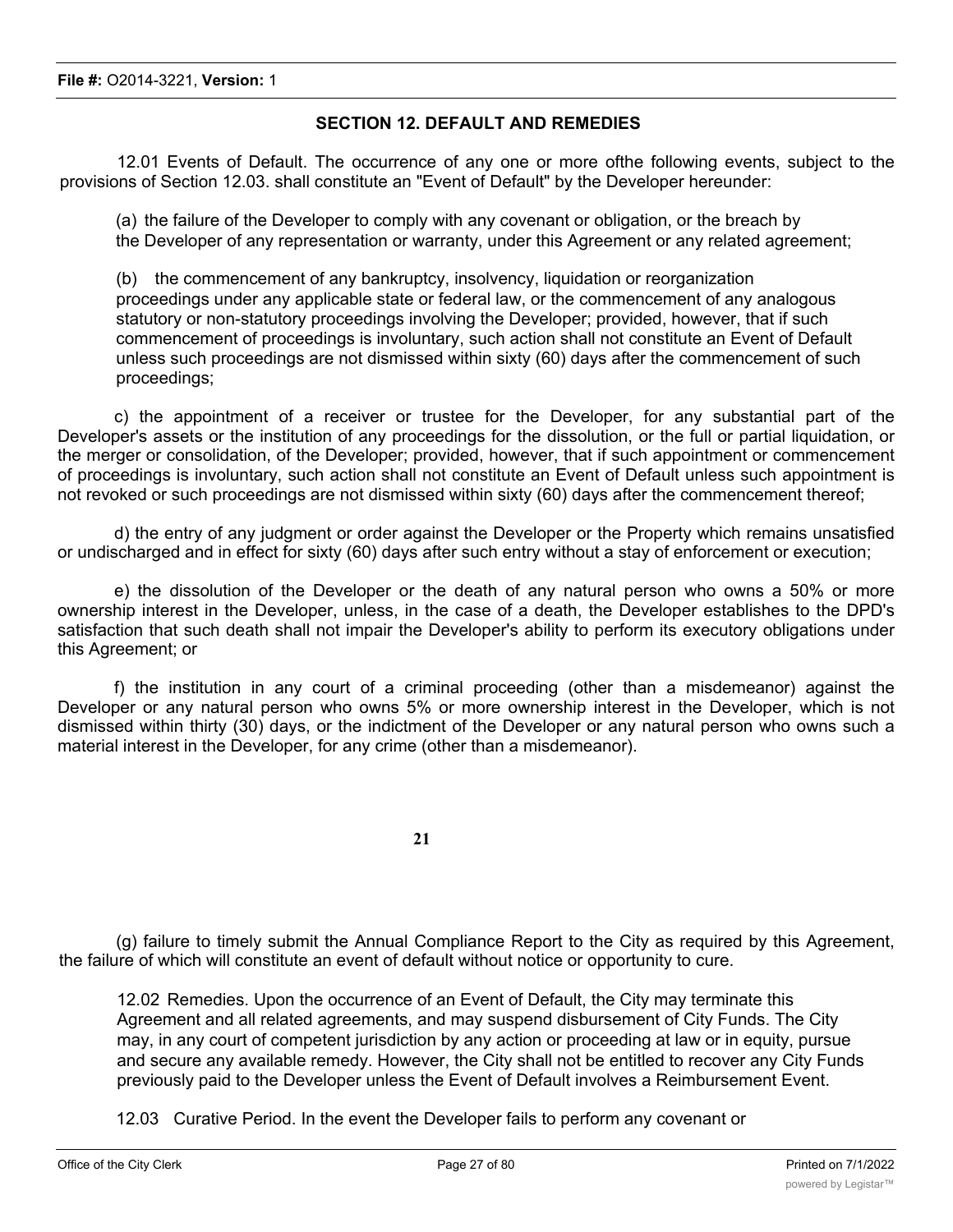## SECTION 12. DEFAULT AND REMEDIES

12.01 Events of Default. The occurrence of any one or more ofthe following events, subject to the provisions of Section 12.03. shall constitute an "Event of Default" by the Developer hereunder:

(a) the failure of the Developer to comply with any covenant or obligation, or the breach by the Developer of any representation or warranty, under this Agreement or any related agreement;

(b) the commencement of any bankruptcy, insolvency, liquidation or reorganization proceedings under any applicable state or federal law, or the commencement of any analogous statutory or non-statutory proceedings involving the Developer; provided, however, that if such commencement of proceedings is involuntary, such action shall not constitute an Event of Default unless such proceedings are not dismissed within sixty (60) days after the commencement of such proceedings;

c) the appointment of a receiver or trustee for the Developer, for any substantial part of the Developer's assets or the institution of any proceedings for the dissolution, or the full or partial liquidation, or the merger or consolidation, of the Developer; provided, however, that if such appointment or commencement of proceedings is involuntary, such action shall not constitute an Event of Default unless such appointment is not revoked or such proceedings are not dismissed within sixty (60) days after the commencement thereof;

d) the entry of any judgment or order against the Developer or the Property which remains unsatisfied or undischarged and in effect for sixty (60) days after such entry without a stay of enforcement or execution;

e) the dissolution of the Developer or the death of any natural person who owns a 50% or more ownership interest in the Developer, unless, in the case of a death, the Developer establishes to the DPD's satisfaction that such death shall not impair the Developer's ability to perform its executory obligations under this Agreement; or

f) the institution in any court of a criminal proceeding (other than a misdemeanor) against the Developer or any natural person who owns 5% or more ownership interest in the Developer, which is not dismissed within thirty (30) days, or the indictment of the Developer or any natural person who owns such a material interest in the Developer, for any crime (other than a misdemeanor).

(g) failure to timely submit the Annual Compliance Report to the City as required by this Agreement, the failure of which will constitute an event of default without notice or opportunity to cure.

12.02 Remedies. Upon the occurrence of an Event of Default, the City may terminate this Agreement and all related agreements, and may suspend disbursement of City Funds. The City may, in any court of competent jurisdiction by any action or proceeding at law or in equity, pursue and secure any available remedy. However, the City shall not be entitled to recover any City Funds previously paid to the Developer unless the Event of Default involves a Reimbursement Event.

12.03 Curative Period. In the event the Developer fails to perform any covenant or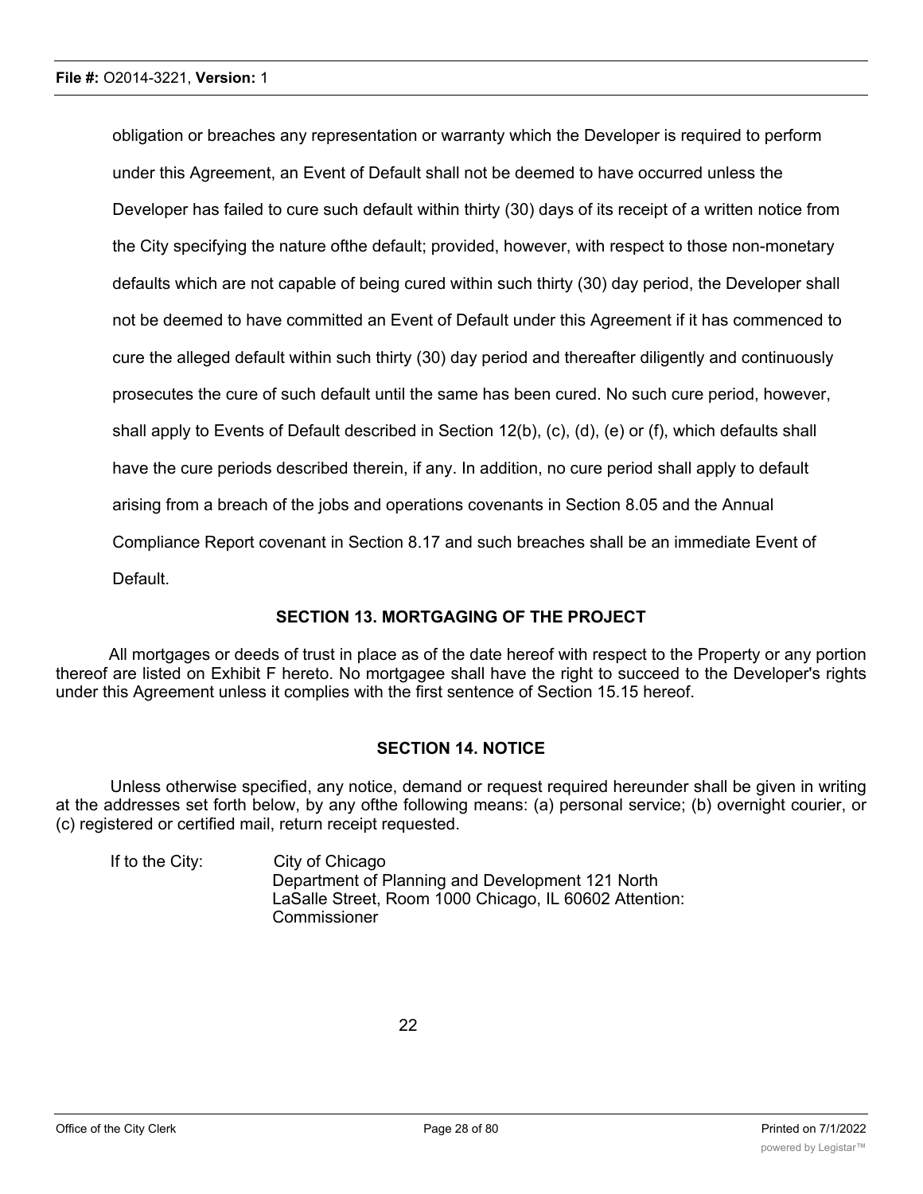obligation or breaches any representation or warranty which the Developer is required to perform under this Agreement, an Event of Default shall not be deemed to have occurred unless the Developer has failed to cure such default within thirty (30) days of its receipt of a written notice from the City specifying the nature ofthe default; provided, however, with respect to those non-monetary defaults which are not capable of being cured within such thirty (30) day period, the Developer shall not be deemed to have committed an Event of Default under this Agreement if it has commenced to cure the alleged default within such thirty (30) day period and thereafter diligently and continuously prosecutes the cure of such default until the same has been cured. No such cure period, however, shall apply to Events of Default described in Section 12(b), (c), (d), (e) or (f), which defaults shall have the cure periods described therein, if any. In addition, no cure period shall apply to default arising from a breach of the jobs and operations covenants in Section 8.05 and the Annual Compliance Report covenant in Section 8.17 and such breaches shall be an immediate Event of Default.

## SECTION 13. MORTGAGING OF THE PROJECT

All mortgages or deeds of trust in place as of the date hereof with respect to the Property or any portion thereof are listed on Exhibit F hereto. No mortgagee shall have the right to succeed to the Developer's rights under this Agreement unless it complies with the first sentence of Section 15.15 hereof.

## SECTION 14. NOTICE

Unless otherwise specified, any notice, demand or request required hereunder shall be given in writing at the addresses set forth below, by any ofthe following means: (a) personal service; (b) overnight courier, or (c) registered or certified mail, return receipt requested.

If to the City: City of Chicago
Department of Planning and Development 121 North LaSalle Street, Room 1000 Chicago, IL 60602 Attention: Commissioner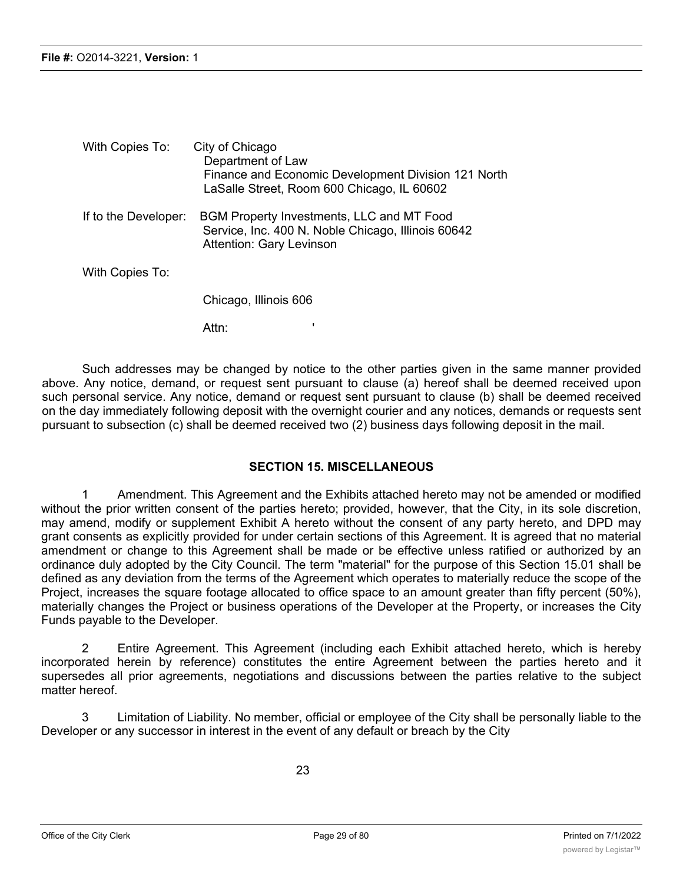With Copies To: City of Chicago
Department of Law
Finance and Economic Development Division 121 North LaSalle Street, Room 600 Chicago, IL 60602

If to the Developer: BGM Property Investments, LLC and MT Food Service, Inc. 400 N. Noble Chicago, Illinois 60642
Attention: Gary Levinson

With Copies To:

Chicago, Illinois 606

Attn: '

Such addresses may be changed by notice to the other parties given in the same manner provided above. Any notice, demand, or request sent pursuant to clause (a) hereof shall be deemed received upon such personal service. Any notice, demand or request sent pursuant to clause (b) shall be deemed received on the day immediately following deposit with the overnight courier and any notices, demands or requests sent pursuant to subsection (c) shall be deemed received two (2) business days following deposit in the mail.

**SECTION 15. MISCELLANEOUS**

1 Amendment. This Agreement and the Exhibits attached hereto may not be amended or modified without the prior written consent of the parties hereto; provided, however, that the City, in its sole discretion, may amend, modify or supplement Exhibit A hereto without the consent of any party hereto, and DPD may grant consents as explicitly provided for under certain sections of this Agreement. It is agreed that no material amendment or change to this Agreement shall be made or be effective unless ratified or authorized by an ordinance duly adopted by the City Council. The term "material" for the purpose of this Section 15.01 shall be defined as any deviation from the terms of the Agreement which operates to materially reduce the scope of the Project, increases the square footage allocated to office space to an amount greater than fifty percent (50%), materially changes the Project or business operations of the Developer at the Property, or increases the City Funds payable to the Developer.

2 Entire Agreement. This Agreement (including each Exhibit attached hereto, which is hereby incorporated herein by reference) constitutes the entire Agreement between the parties hereto and it supersedes all prior agreements, negotiations and discussions between the parties relative to the subject matter hereof.

3 Limitation of Liability. No member, official or employee of the City shall be personally liable to the Developer or any successor in interest in the event of any default or breach by the City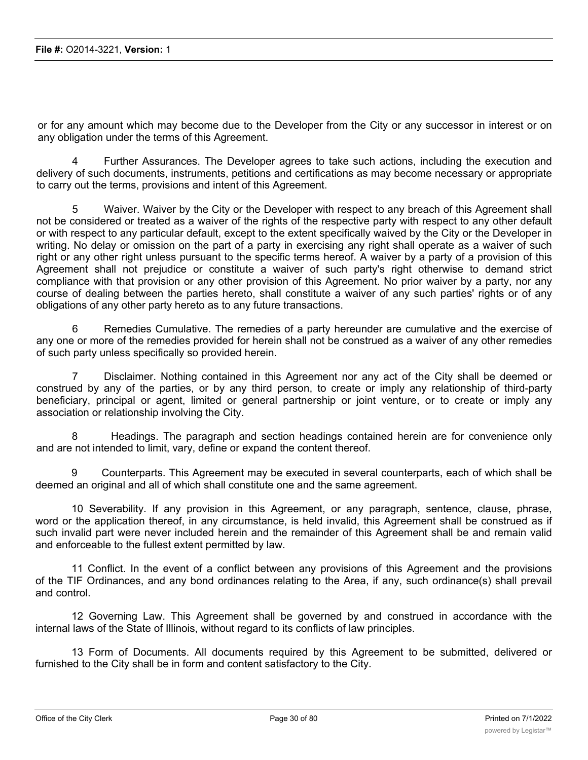or for any amount which may become due to the Developer from the City or any successor in interest or on any obligation under the terms of this Agreement.

4 Further Assurances. The Developer agrees to take such actions, including the execution and delivery of such documents, instruments, petitions and certifications as may become necessary or appropriate to carry out the terms, provisions and intent of this Agreement.

5 Waiver. Waiver by the City or the Developer with respect to any breach of this Agreement shall not be considered or treated as a waiver of the rights of the respective party with respect to any other default or with respect to any particular default, except to the extent specifically waived by the City or the Developer in writing. No delay or omission on the part of a party in exercising any right shall operate as a waiver of such right or any other right unless pursuant to the specific terms hereof. A waiver by a party of a provision of this Agreement shall not prejudice or constitute a waiver of such party's right otherwise to demand strict compliance with that provision or any other provision of this Agreement. No prior waiver by a party, nor any course of dealing between the parties hereto, shall constitute a waiver of any such parties' rights or of any obligations of any other party hereto as to any future transactions.

6 Remedies Cumulative. The remedies of a party hereunder are cumulative and the exercise of any one or more of the remedies provided for herein shall not be construed as a waiver of any other remedies of such party unless specifically so provided herein.

7 Disclaimer. Nothing contained in this Agreement nor any act of the City shall be deemed or construed by any of the parties, or by any third person, to create or imply any relationship of third-party beneficiary, principal or agent, limited or general partnership or joint venture, or to create or imply any association or relationship involving the City.

8 Headings. The paragraph and section headings contained herein are for convenience only and are not intended to limit, vary, define or expand the content thereof.

9 Counterparts. This Agreement may be executed in several counterparts, each of which shall be deemed an original and all of which shall constitute one and the same agreement.

10 Severability. If any provision in this Agreement, or any paragraph, sentence, clause, phrase, word or the application thereof, in any circumstance, is held invalid, this Agreement shall be construed as if such invalid part were never included herein and the remainder of this Agreement shall be and remain valid and enforceable to the fullest extent permitted by law.

11 Conflict. In the event of a conflict between any provisions of this Agreement and the provisions of the TIF Ordinances, and any bond ordinances relating to the Area, if any, such ordinance(s) shall prevail and control.

12 Governing Law. This Agreement shall be governed by and construed in accordance with the internal laws of the State of Illinois, without regard to its conflicts of law principles.

13 Form of Documents. All documents required by this Agreement to be submitted, delivered or furnished to the City shall be in form and content satisfactory to the City.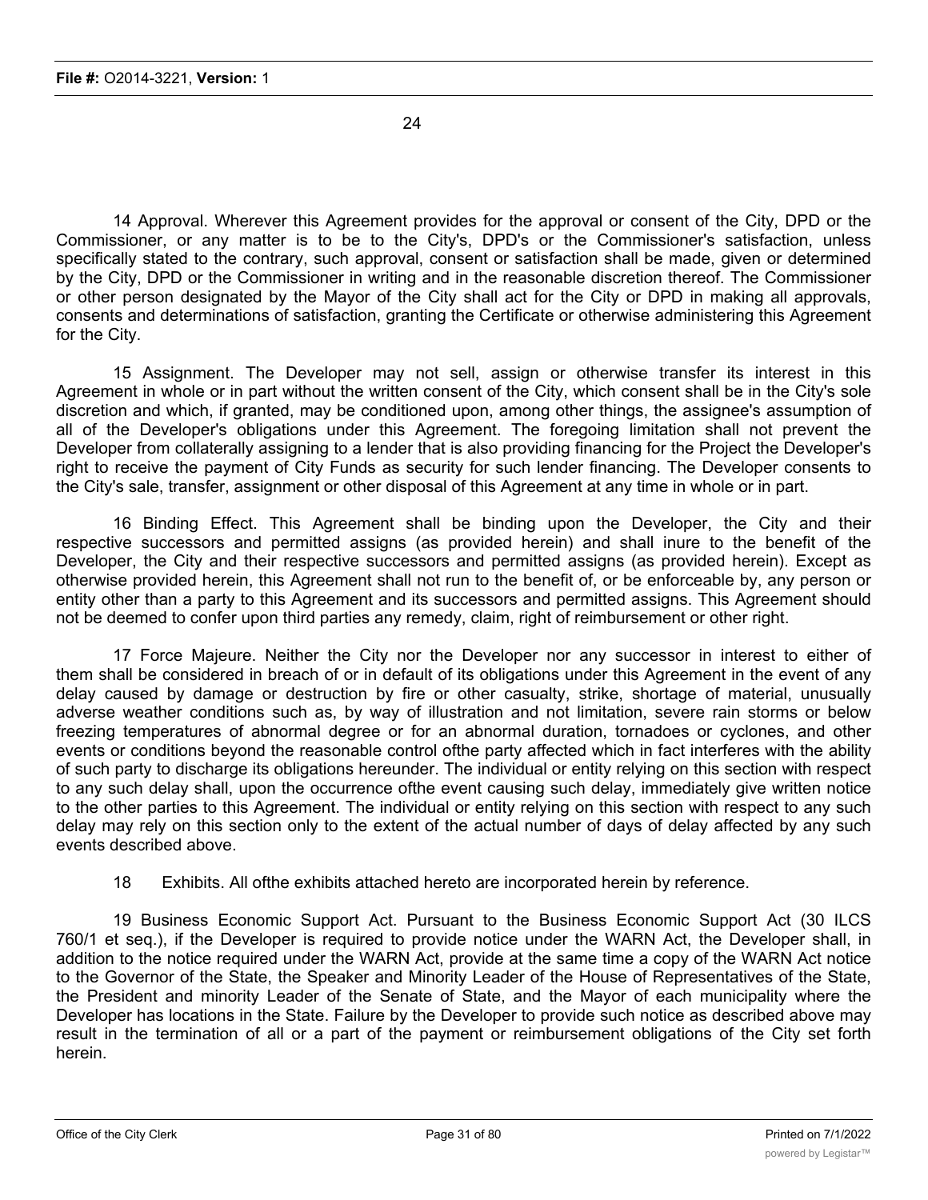14 Approval. Wherever this Agreement provides for the approval or consent of the City, DPD or the Commissioner, or any matter is to be to the City's, DPD's or the Commissioner's satisfaction, unless specifically stated to the contrary, such approval, consent or satisfaction shall be made, given or determined by the City, DPD or the Commissioner in writing and in the reasonable discretion thereof. The Commissioner or other person designated by the Mayor of the City shall act for the City or DPD in making all approvals, consents and determinations of satisfaction, granting the Certificate or otherwise administering this Agreement for the City.

15 Assignment. The Developer may not sell, assign or otherwise transfer its interest in this Agreement in whole or in part without the written consent of the City, which consent shall be in the City's sole discretion and which, if granted, may be conditioned upon, among other things, the assignee's assumption of all of the Developer's obligations under this Agreement. The foregoing limitation shall not prevent the Developer from collaterally assigning to a lender that is also providing financing for the Project the Developer's right to receive the payment of City Funds as security for such lender financing. The Developer consents to the City's sale, transfer, assignment or other disposal of this Agreement at any time in whole or in part.

16 Binding Effect. This Agreement shall be binding upon the Developer, the City and their respective successors and permitted assigns (as provided herein) and shall inure to the benefit of the Developer, the City and their respective successors and permitted assigns (as provided herein). Except as otherwise provided herein, this Agreement shall not run to the benefit of, or be enforceable by, any person or entity other than a party to this Agreement and its successors and permitted assigns. This Agreement should not be deemed to confer upon third parties any remedy, claim, right of reimbursement or other right.

17 Force Majeure. Neither the City nor the Developer nor any successor in interest to either of them shall be considered in breach of or in default of its obligations under this Agreement in the event of any delay caused by damage or destruction by fire or other casualty, strike, shortage of material, unusually adverse weather conditions such as, by way of illustration and not limitation, severe rain storms or below freezing temperatures of abnormal degree or for an abnormal duration, tornadoes or cyclones, and other events or conditions beyond the reasonable control ofthe party affected which in fact interferes with the ability of such party to discharge its obligations hereunder. The individual or entity relying on this section with respect to any such delay shall, upon the occurrence ofthe event causing such delay, immediately give written notice to the other parties to this Agreement. The individual or entity relying on this section with respect to any such delay may rely on this section only to the extent of the actual number of days of delay affected by any such events described above.

18 Exhibits. All ofthe exhibits attached hereto are incorporated herein by reference.

19 Business Economic Support Act. Pursuant to the Business Economic Support Act (30 ILCS 760/1 et seq.), if the Developer is required to provide notice under the WARN Act, the Developer shall, in addition to the notice required under the WARN Act, provide at the same time a copy of the WARN Act notice to the Governor of the State, the Speaker and Minority Leader of the House of Representatives of the State, the President and minority Leader of the Senate of State, and the Mayor of each municipality where the Developer has locations in the State. Failure by the Developer to provide such notice as described above may result in the termination of all or a part of the payment or reimbursement obligations of the City set forth herein.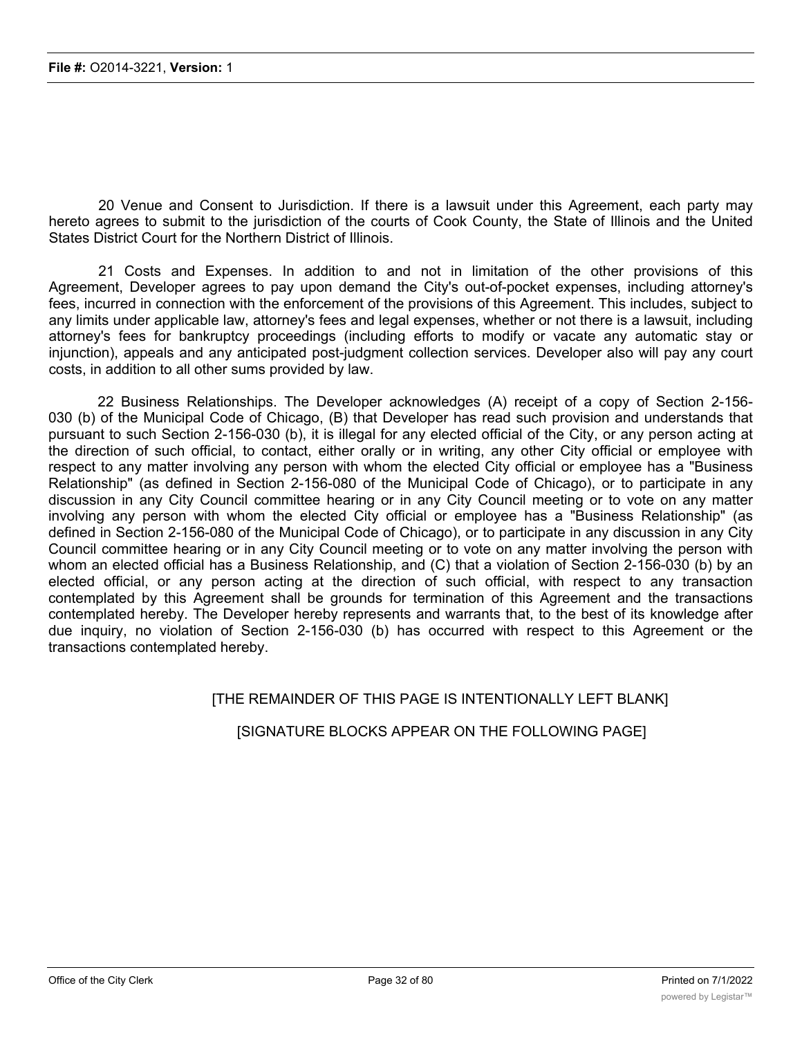20 Venue and Consent to Jurisdiction. If there is a lawsuit under this Agreement, each party may hereto agrees to submit to the jurisdiction of the courts of Cook County, the State of Illinois and the United States District Court for the Northern District of Illinois.

21 Costs and Expenses. In addition to and not in limitation of the other provisions of this Agreement, Developer agrees to pay upon demand the City's out-of-pocket expenses, including attorney's fees, incurred in connection with the enforcement of the provisions of this Agreement. This includes, subject to any limits under applicable law, attorney's fees and legal expenses, whether or not there is a lawsuit, including attorney's fees for bankruptcy proceedings (including efforts to modify or vacate any automatic stay or injunction), appeals and any anticipated post-judgment collection services. Developer also will pay any court costs, in addition to all other sums provided by law.

22 Business Relationships. The Developer acknowledges (A) receipt of a copy of Section 2-156-030 (b) of the Municipal Code of Chicago, (B) that Developer has read such provision and understands that pursuant to such Section 2-156-030 (b), it is illegal for any elected official of the City, or any person acting at the direction of such official, to contact, either orally or in writing, any other City official or employee with respect to any matter involving any person with whom the elected City official or employee has a "Business Relationship" (as defined in Section 2-156-080 of the Municipal Code of Chicago), or to participate in any discussion in any City Council committee hearing or in any City Council meeting or to vote on any matter involving any person with whom the elected City official or employee has a "Business Relationship" (as defined in Section 2-156-080 of the Municipal Code of Chicago), or to participate in any discussion in any City Council committee hearing or in any City Council meeting or to vote on any matter involving the person with whom an elected official has a Business Relationship, and (C) that a violation of Section 2-156-030 (b) by an elected official, or any person acting at the direction of such official, with respect to any transaction contemplated by this Agreement shall be grounds for termination of this Agreement and the transactions contemplated hereby. The Developer hereby represents and warrants that, to the best of its knowledge after due inquiry, no violation of Section 2-156-030 (b) has occurred with respect to this Agreement or the transactions contemplated hereby.

[THE REMAINDER OF THIS PAGE IS INTENTIONALLY LEFT BLANK]

[SIGNATURE BLOCKS APPEAR ON THE FOLLOWING PAGE]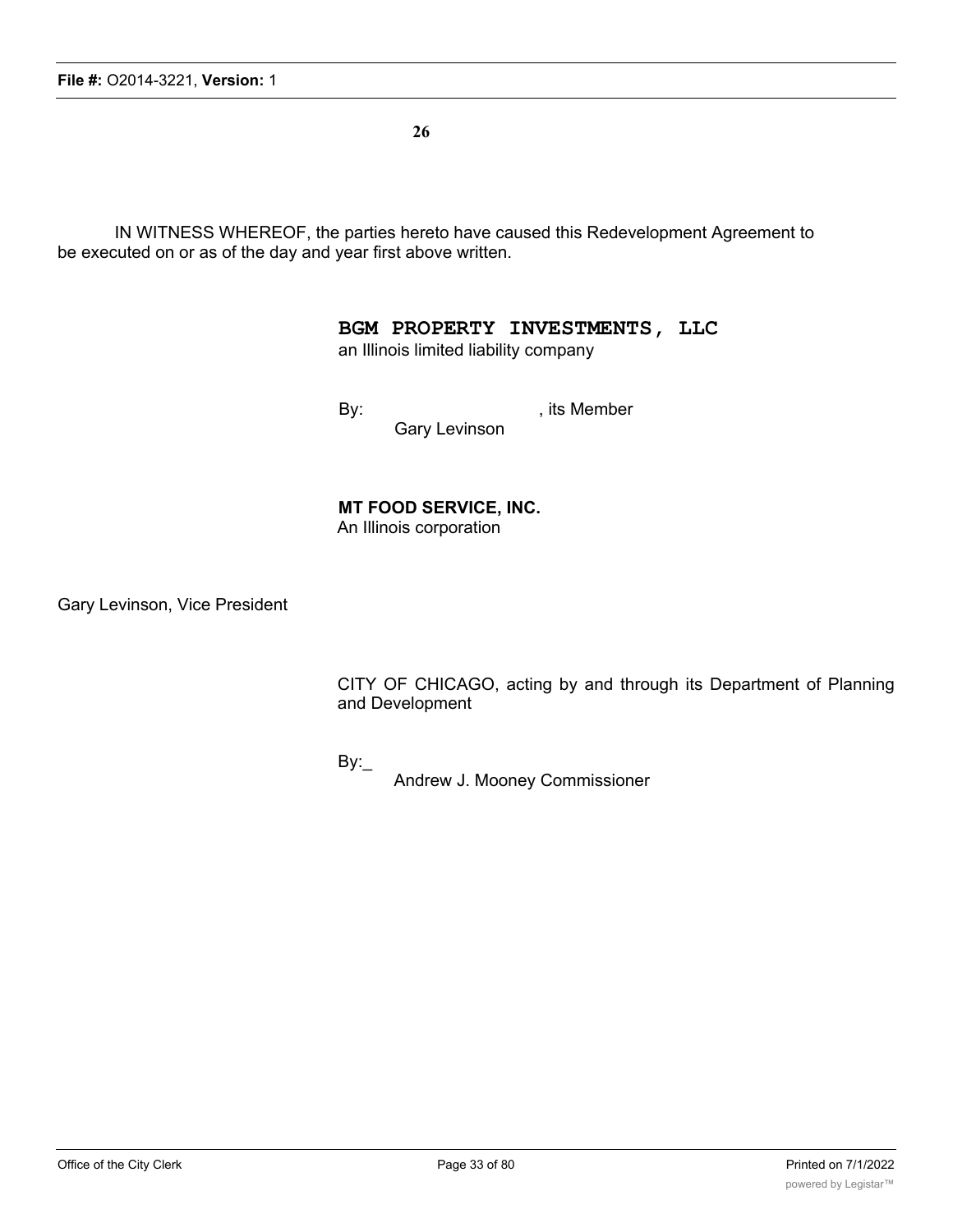IN WITNESS WHEREOF, the parties hereto have caused this Redevelopment Agreement to be executed on or as of the day and year first above written.

**BGM PROPERTY INVESTMENTS, LLC**
an Illinois limited liability company

By: , its Member
Gary Levinson

**MT FOOD SERVICE, INC.**
An Illinois corporation

Gary Levinson, Vice President

CITY OF CHICAGO, acting by and through its Department of Planning and Development

By:_
Andrew J. Mooney Commissioner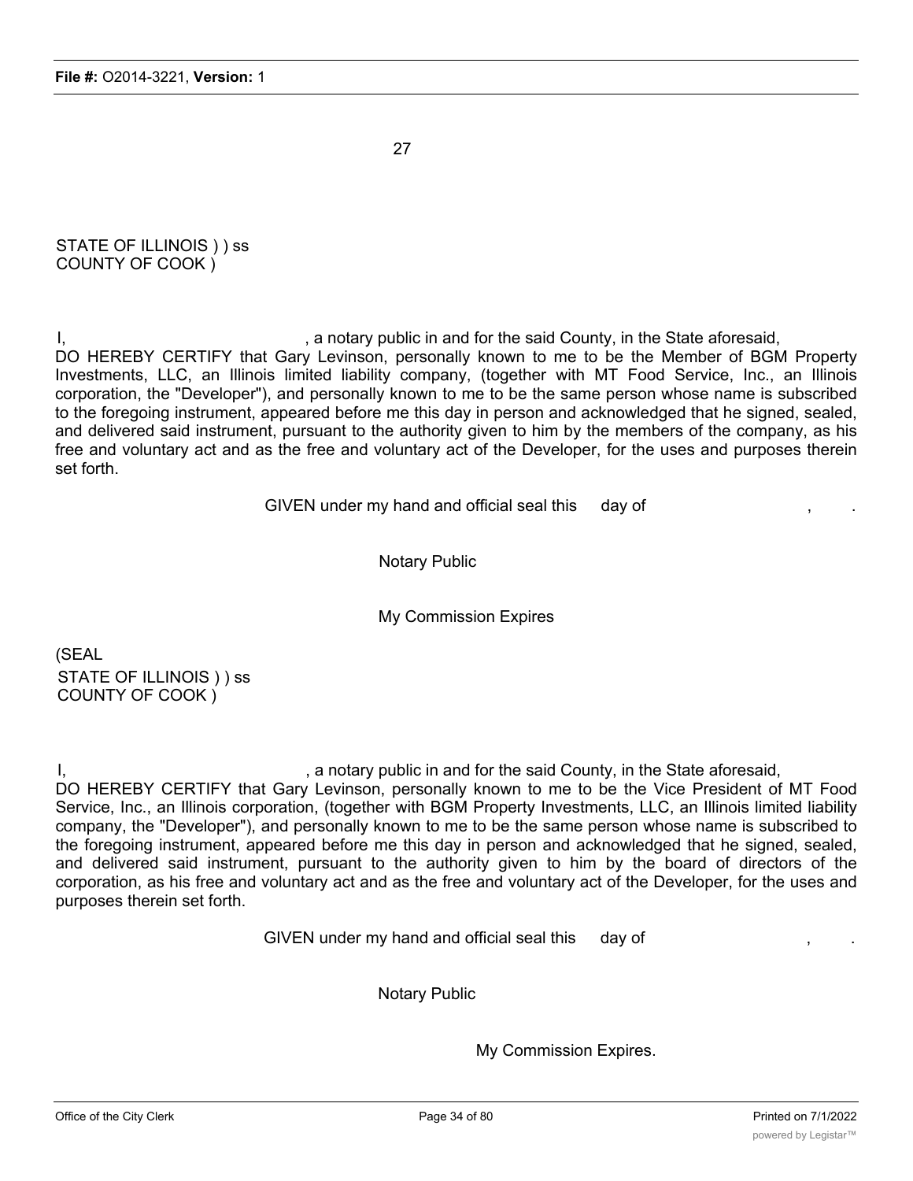STATE OF ILLINOIS ) ) ss
COUNTY OF COOK )

I, , a notary public in and for the said County, in the State aforesaid, DO HEREBY CERTIFY that Gary Levinson, personally known to me to be the Member of BGM Property Investments, LLC, an Illinois limited liability company, (together with MT Food Service, Inc., an Illinois corporation, the "Developer"), and personally known to me to be the same person whose name is subscribed to the foregoing instrument, appeared before me this day in person and acknowledged that he signed, sealed, and delivered said instrument, pursuant to the authority given to him by the members of the company, as his free and voluntary act and as the free and voluntary act of the Developer, for the uses and purposes therein set forth.

GIVEN under my hand and official seal this day of , .

Notary Public

My Commission Expires

(SEAL

STATE OF ILLINOIS ) ) ss
COUNTY OF COOK )

I, , a notary public in and for the said County, in the State aforesaid, DO HEREBY CERTIFY that Gary Levinson, personally known to me to be the Vice President of MT Food Service, Inc., an Illinois corporation, (together with BGM Property Investments, LLC, an Illinois limited liability company, the "Developer"), and personally known to me to be the same person whose name is subscribed to the foregoing instrument, appeared before me this day in person and acknowledged that he signed, sealed, and delivered said instrument, pursuant to the authority given to him by the board of directors of the corporation, as his free and voluntary act and as the free and voluntary act of the Developer, for the uses and purposes therein set forth.

GIVEN under my hand and official seal this day of , .

Notary Public

My Commission Expires.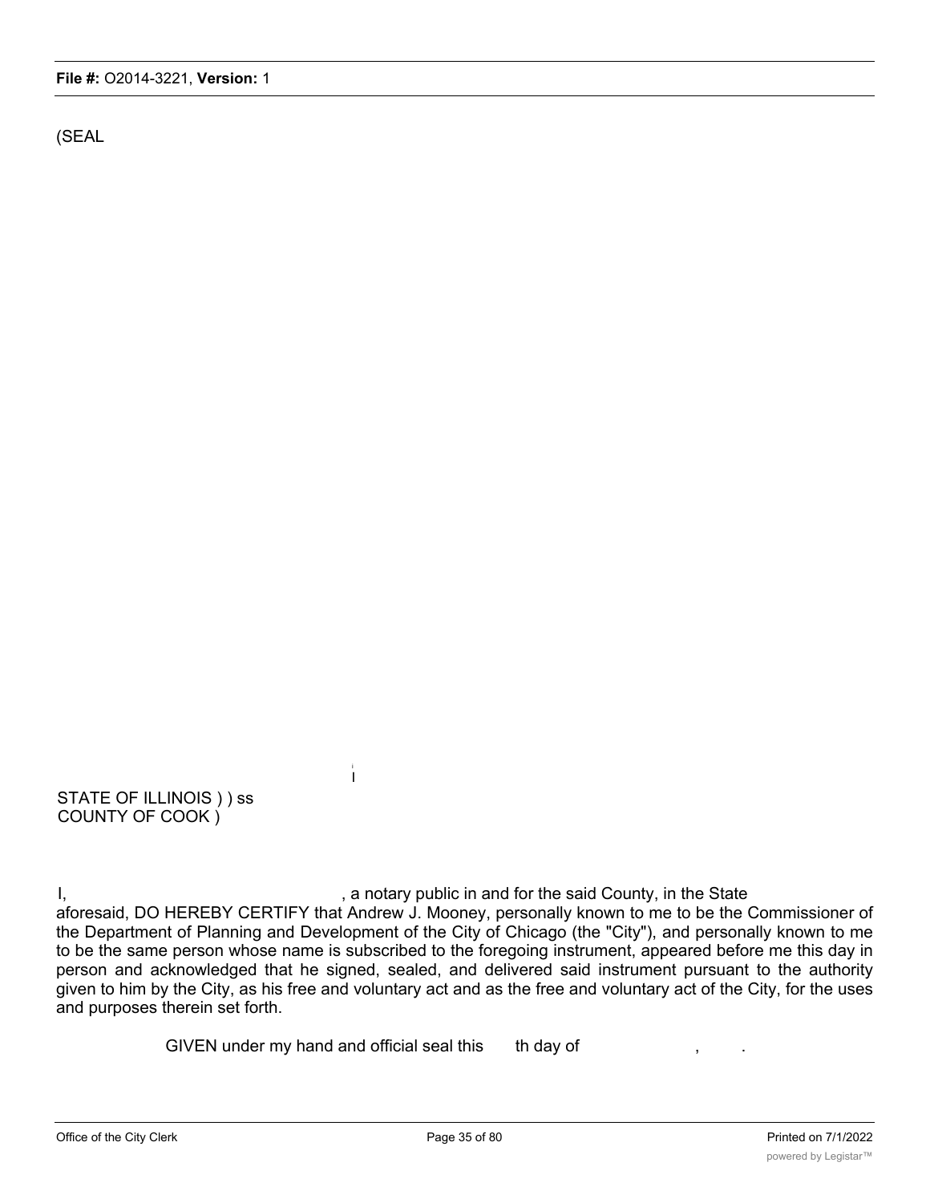(SEAL

STATE OF ILLINOIS ) ) ss
COUNTY OF COOK )

I, , a notary public in and for the said County, in the State aforesaid, DO HEREBY CERTIFY that Andrew J. Mooney, personally known to me to be the Commissioner of the Department of Planning and Development of the City of Chicago (the "City"), and personally known to me to be the same person whose name is subscribed to the foregoing instrument, appeared before me this day in person and acknowledged that he signed, sealed, and delivered said instrument pursuant to the authority given to him by the City, as his free and voluntary act and as the free and voluntary act of the City, for the uses and purposes therein set forth.

GIVEN under my hand and official seal this th day of , .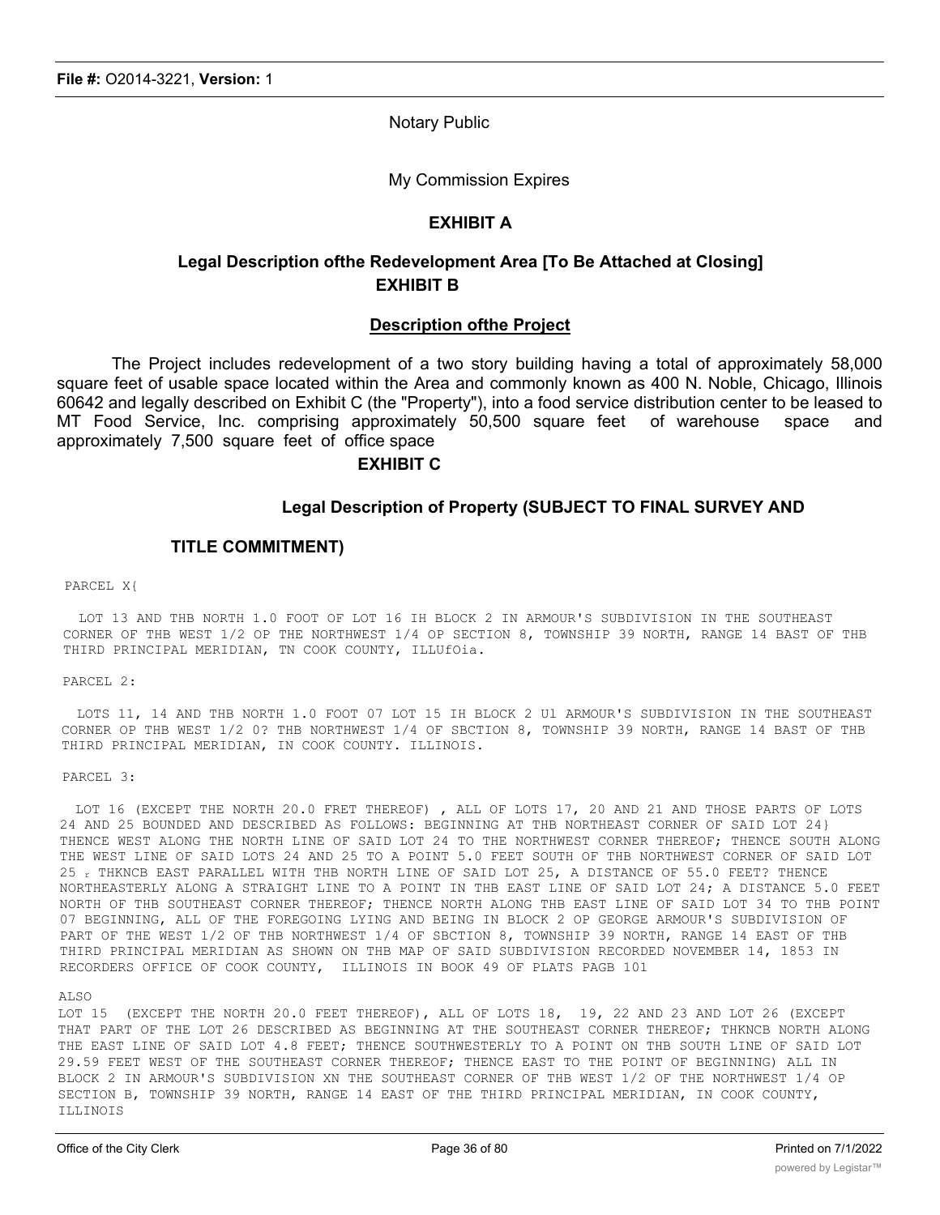Notary Public

My Commission Expires

## EXHIBIT A

## Legal Description ofthe Redevelopment Area [To Be Attached at Closing]

## EXHIBIT B

### Description ofthe Project

The Project includes redevelopment of a two story building having a total of approximately 58,000 square feet of usable space located within the Area and commonly known as 400 N. Noble, Chicago, Illinois 60642 and legally described on Exhibit C (the "Property"), into a food service distribution center to be leased to MT Food Service, Inc. comprising approximately 50,500 square feet of warehouse space and approximately 7,500 square feet of office space

## EXHIBIT C

### Legal Description of Property (SUBJECT TO FINAL SURVEY AND TITLE COMMITMENT)

PARCEL X{

LOT 13 AND THB NORTH 1.0 FOOT OF LOT 16 IH BLOCK 2 IN ARMOUR'S SUBDIVISION IN THE SOUTHEAST CORNER OF THB WEST 1/2 OP THE NORTHWEST 1/4 OP SECTION 8, TOWNSHIP 39 NORTH, RANGE 14 BAST OF THB THIRD PRINCIPAL MERIDIAN, TN COOK COUNTY, ILLUfOia.

PARCEL 2:

LOTS 11, 14 AND THB NORTH 1.0 FOOT 07 LOT 15 IH BLOCK 2 Ul ARMOUR'S SUBDIVISION IN THE SOUTHEAST CORNER OF THB WEST 1/2 0? THB NORTHWEST 1/4 OF SBCTION 8, TOWNSHIP 39 NORTH, RANGE 14 BAST OF THB THIRD PRINCIPAL MERIDIAN, IN COOK COUNTY. ILLINOIS.

PARCEL 3:

LOT 16 (EXCEPT THE NORTH 20.0 FRET THEREOF) , ALL OF LOTS 17, 20 AND 21 AND THOSE PARTS OF LOTS 24 AND 25 BOUNDED AND DESCRIBED AS FOLLOWS: BEGINNING AT THB NORTHEAST CORNER OF SAID LOT 24} THENCE WEST ALONG THE NORTH LINE OF SAID LOT 24 TO THE NORTHWEST CORNER THEREOF; THENCE SOUTH ALONG THE WEST LINE OF SAID LOTS 24 AND 25 TO A POINT 5.0 FEET SOUTH OF THB NORTHWEST CORNER OF SAID LOT 25 r THKNCB EAST PARALLEL WITH THB NORTH LINE OF SAID LOT 25, A DISTANCE OF 55.0 FEET? THENCE NORTHEASTERLY ALONG A STRAIGHT LINE TO A POINT IN THB EAST LINE OF SAID LOT 24; A DISTANCE 5.0 FEET NORTH OF THB SOUTHEAST CORNER THEREOF; THENCE NORTH ALONG THB EAST LINE OF SAID LOT 34 TO THB POINT 07 BEGINNING, ALL OF THE FOREGOING LYING AND BEING IN BLOCK 2 OP GEORGE ARMOUR'S SUBDIVISION OF PART OF THE WEST 1/2 OF THB NORTHWEST 1/4 OF SBCTION 8, TOWNSHIP 39 NORTH, RANGE 14 EAST OF THB THIRD PRINCIPAL MERIDIAN AS SHOWN ON THB MAP OF SAID SUBDIVISION RECORDED NOVEMBER 14, 1853 IN RECORDERS OFFICE OF COOK COUNTY, ILLINOIS IN BOOK 49 OF PLATS PAGB 101

ALSO

LOT 15 (EXCEPT THE NORTH 20.0 FEET THEREOF), ALL OF LOTS 18, 19, 22 AND 23 AND LOT 26 (EXCEPT THAT PART OF THE LOT 26 DESCRIBED AS BEGINNING AT THE SOUTHEAST CORNER THEREOF; THKNCB NORTH ALONG THE EAST LINE OF SAID LOT 4.8 FEET; THENCE SOUTHWESTERLY TO A POINT ON THB SOUTH LINE OF SAID LOT 29.59 FEET WEST OF THE SOUTHEAST CORNER THEREOF; THENCE EAST TO THE POINT OF BEGINNING) ALL IN BLOCK 2 IN ARMOUR'S SUBDIVISION XN THE SOUTHEAST CORNER OF THB WEST 1/2 OF THE NORTHWEST 1/4 OP SECTION B, TOWNSHIP 39 NORTH, RANGE 14 EAST OF THE THIRD PRINCIPAL MERIDIAN, IN COOK COUNTY, ILLINOIS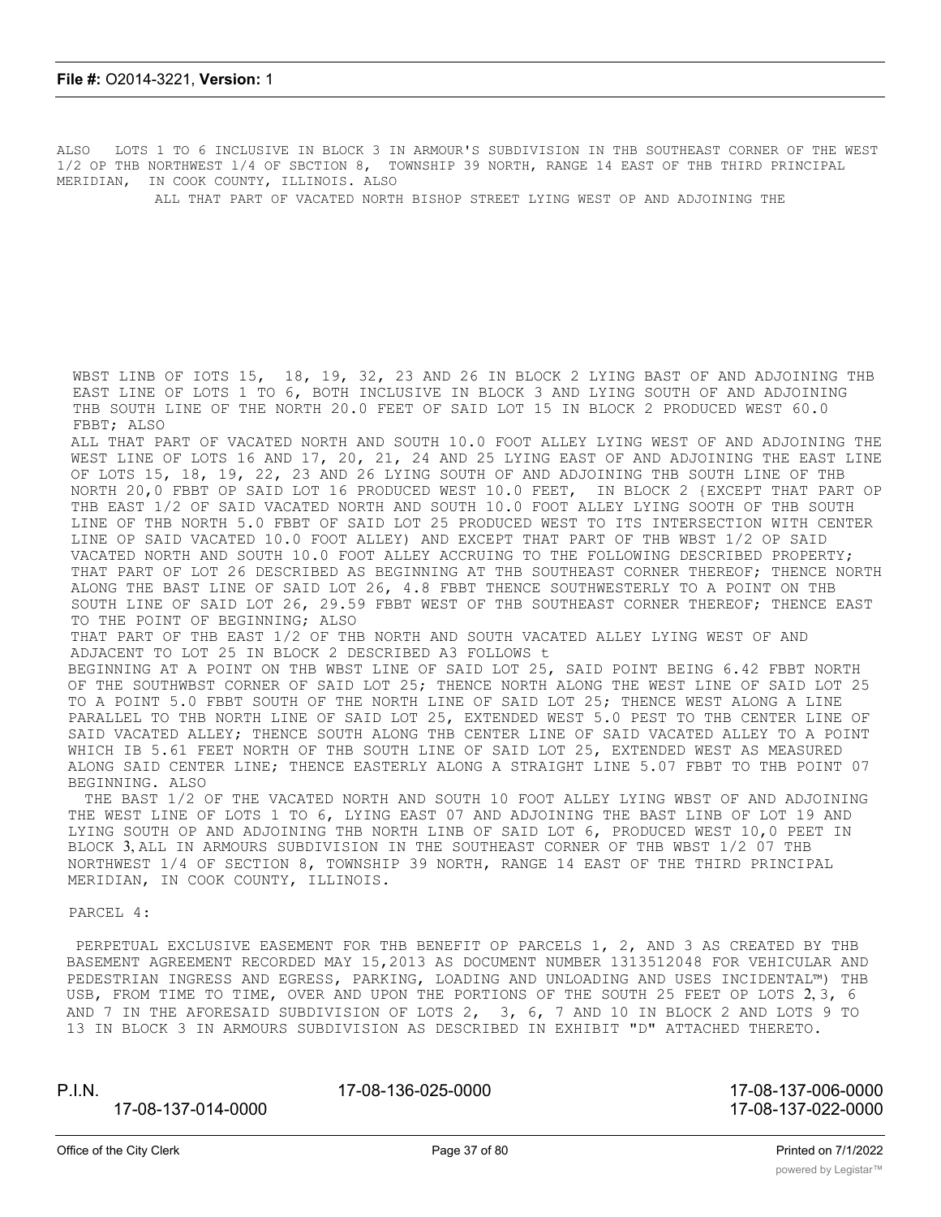ALSO LOTS 1 TO 6 INCLUSIVE IN BLOCK 3 IN ARMOUR'S SUBDIVISION IN THB SOUTHEAST CORNER OF THE WEST 1/2 OP THB NORTHWEST 1/4 OF SBCTION 8, TOWNSHIP 39 NORTH, RANGE 14 EAST OF THB THIRD PRINCIPAL MERIDIAN, IN COOK COUNTY, ILLINOIS. ALSO

ALL THAT PART OF VACATED NORTH BISHOP STREET LYING WEST OP AND ADJOINING THE

WBST LINB OF IOTS 15, 18, 19, 32, 23 AND 26 IN BLOCK 2 LYING BAST OF AND ADJOINING THB EAST LINE OF LOTS 1 TO 6, BOTH INCLUSIVE IN BLOCK 3 AND LYING SOUTH OF AND ADJOINING THB SOUTH LINE OF THE NORTH 20.0 FEET OF SAID LOT 15 IN BLOCK 2 PRODUCED WEST 60.0 FBBT; ALSO

ALL THAT PART OF VACATED NORTH AND SOUTH 10.0 FOOT ALLEY LYING WEST OF AND ADJOINING THE WEST LINE OF LOTS 16 AND 17, 20, 21, 24 AND 25 LYING EAST OF AND ADJOINING THE EAST LINE OF LOTS 15, 18, 19, 22, 23 AND 26 LYING SOUTH OF AND ADJOINING THB SOUTH LINE OF THB NORTH 20,0 FBBT OP SAID LOT 16 PRODUCED WEST 10.0 FEET, IN BLOCK 2 {EXCEPT THAT PART OP THB EAST 1/2 OF SAID VACATED NORTH AND SOUTH 10.0 FOOT ALLEY LYING SOOTH OF THB SOUTH LINE OF THB NORTH 5.0 FBBT OF SAID LOT 25 PRODUCED WEST TO ITS INTERSECTION WITH CENTER LINE OP SAID VACATED 10.0 FOOT ALLEY) AND EXCEPT THAT PART OF THB WBST 1/2 OP SAID VACATED NORTH AND SOUTH 10.0 FOOT ALLEY ACCRUING TO THE FOLLOWING DESCRIBED PROPERTY; THAT PART OF LOT 26 DESCRIBED AS BEGINNING AT THB SOUTHEAST CORNER THEREOF; THENCE NORTH ALONG THE BAST LINE OF SAID LOT 26, 4.8 FBBT THENCE SOUTHWESTERLY TO A POINT ON THB SOUTH LINE OF SAID LOT 26, 29.59 FBBT WEST OF THB SOUTHEAST CORNER THEREOF; THENCE EAST TO THE POINT OF BEGINNING; ALSO

THAT PART OF THB EAST 1/2 OF THB NORTH AND SOUTH VACATED ALLEY LYING WEST OF AND ADJACENT TO LOT 25 IN BLOCK 2 DESCRIBED A3 FOLLOWS t

BEGINNING AT A POINT ON THB WBST LINE OF SAID LOT 25, SAID POINT BEING 6.42 FBBT NORTH OF THE SOUTHWBST CORNER OF SAID LOT 25; THENCE NORTH ALONG THE WEST LINE OF SAID LOT 25 TO A POINT 5.0 FBBT SOUTH OF THE NORTH LINE OF SAID LOT 25; THENCE WEST ALONG A LINE PARALLEL TO THB NORTH LINE OF SAID LOT 25, EXTENDED WEST 5.0 PEST TO THB CENTER LINE OF SAID VACATED ALLEY; THENCE SOUTH ALONG THB CENTER LINE OF SAID VACATED ALLEY TO A POINT WHICH IB 5.61 FEET NORTH OF THB SOUTH LINE OF SAID LOT 25, EXTENDED WEST AS MEASURED ALONG SAID CENTER LINE; THENCE EASTERLY ALONG A STRAIGHT LINE 5.07 FBBT TO THB POINT 07 BEGINNING. ALSO

THE BAST 1/2 OF THE VACATED NORTH AND SOUTH 10 FOOT ALLEY LYING WBST OF AND ADJOINING THE WEST LINE OF LOTS 1 TO 6, LYING EAST 07 AND ADJOINING THE BAST LINB OF LOT 19 AND LYING SOUTH OP AND ADJOINING THB NORTH LINB OF SAID LOT 6, PRODUCED WEST 10,0 PEET IN BLOCK 3, ALL IN ARMOURS SUBDIVISION IN THE SOUTHEAST CORNER OF THB WBST 1/2 07 THB NORTHWEST 1/4 OF SECTION 8, TOWNSHIP 39 NORTH, RANGE 14 EAST OF THE THIRD PRINCIPAL MERIDIAN, IN COOK COUNTY, ILLINOIS.

PARCEL 4:

PERPETUAL EXCLUSIVE EASEMENT FOR THB BENEFIT OP PARCELS 1, 2, AND 3 AS CREATED BY THB BASEMENT AGREEMENT RECORDED MAY 15,2013 AS DOCUMENT NUMBER 1313512048 FOR VEHICULAR AND PEDESTRIAN INGRESS AND EGRESS, PARKING, LOADING AND UNLOADING AND USES INCIDENTAL™) THB USB, FROM TIME TO TIME, OVER AND UPON THE PORTIONS OF THE SOUTH 25 FEET OP LOTS 2, 3, 6 AND 7 IN THE AFORESAID SUBDIVISION OF LOTS 2, 3, 6, 7 AND 10 IN BLOCK 2 AND LOTS 9 TO 13 IN BLOCK 3 IN ARMOURS SUBDIVISION AS DESCRIBED IN EXHIBIT "D" ATTACHED THERETO.

P.I.N. 17-08-136-025-0000 17-08-137-006-0000 17-08-137-014-0000 17-08-137-022-0000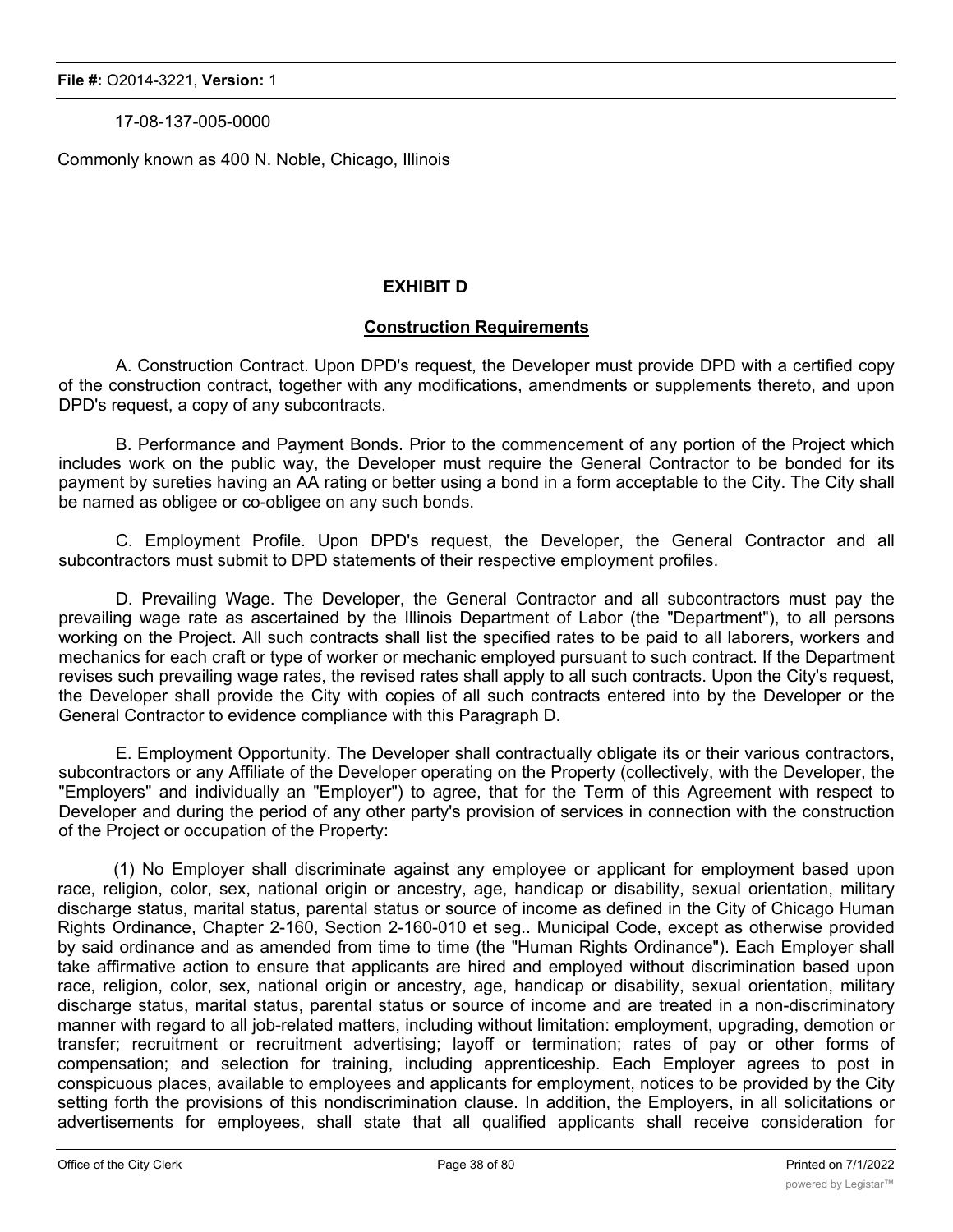17-08-137-005-0000

Commonly known as 400 N. Noble, Chicago, Illinois

## EXHIBIT D

### Construction Requirements

A. Construction Contract. Upon DPD's request, the Developer must provide DPD with a certified copy of the construction contract, together with any modifications, amendments or supplements thereto, and upon DPD's request, a copy of any subcontracts.

B. Performance and Payment Bonds. Prior to the commencement of any portion of the Project which includes work on the public way, the Developer must require the General Contractor to be bonded for its payment by sureties having an AA rating or better using a bond in a form acceptable to the City. The City shall be named as obligee or co-obligee on any such bonds.

C. Employment Profile. Upon DPD's request, the Developer, the General Contractor and all subcontractors must submit to DPD statements of their respective employment profiles.

D. Prevailing Wage. The Developer, the General Contractor and all subcontractors must pay the prevailing wage rate as ascertained by the Illinois Department of Labor (the "Department"), to all persons working on the Project. All such contracts shall list the specified rates to be paid to all laborers, workers and mechanics for each craft or type of worker or mechanic employed pursuant to such contract. If the Department revises such prevailing wage rates, the revised rates shall apply to all such contracts. Upon the City's request, the Developer shall provide the City with copies of all such contracts entered into by the Developer or the General Contractor to evidence compliance with this Paragraph D.

E. Employment Opportunity. The Developer shall contractually obligate its or their various contractors, subcontractors or any Affiliate of the Developer operating on the Property (collectively, with the Developer, the "Employers" and individually an "Employer") to agree, that for the Term of this Agreement with respect to Developer and during the period of any other party's provision of services in connection with the construction of the Project or occupation of the Property:

(1) No Employer shall discriminate against any employee or applicant for employment based upon race, religion, color, sex, national origin or ancestry, age, handicap or disability, sexual orientation, military discharge status, marital status, parental status or source of income as defined in the City of Chicago Human Rights Ordinance, Chapter 2-160, Section 2-160-010 et seq.. Municipal Code, except as otherwise provided by said ordinance and as amended from time to time (the "Human Rights Ordinance"). Each Employer shall take affirmative action to ensure that applicants are hired and employed without discrimination based upon race, religion, color, sex, national origin or ancestry, age, handicap or disability, sexual orientation, military discharge status, marital status, parental status or source of income and are treated in a non-discriminatory manner with regard to all job-related matters, including without limitation: employment, upgrading, demotion or transfer; recruitment or recruitment advertising; layoff or termination; rates of pay or other forms of compensation; and selection for training, including apprenticeship. Each Employer agrees to post in conspicuous places, available to employees and applicants for employment, notices to be provided by the City setting forth the provisions of this nondiscrimination clause. In addition, the Employers, in all solicitations or advertisements for employees, shall state that all qualified applicants shall receive consideration for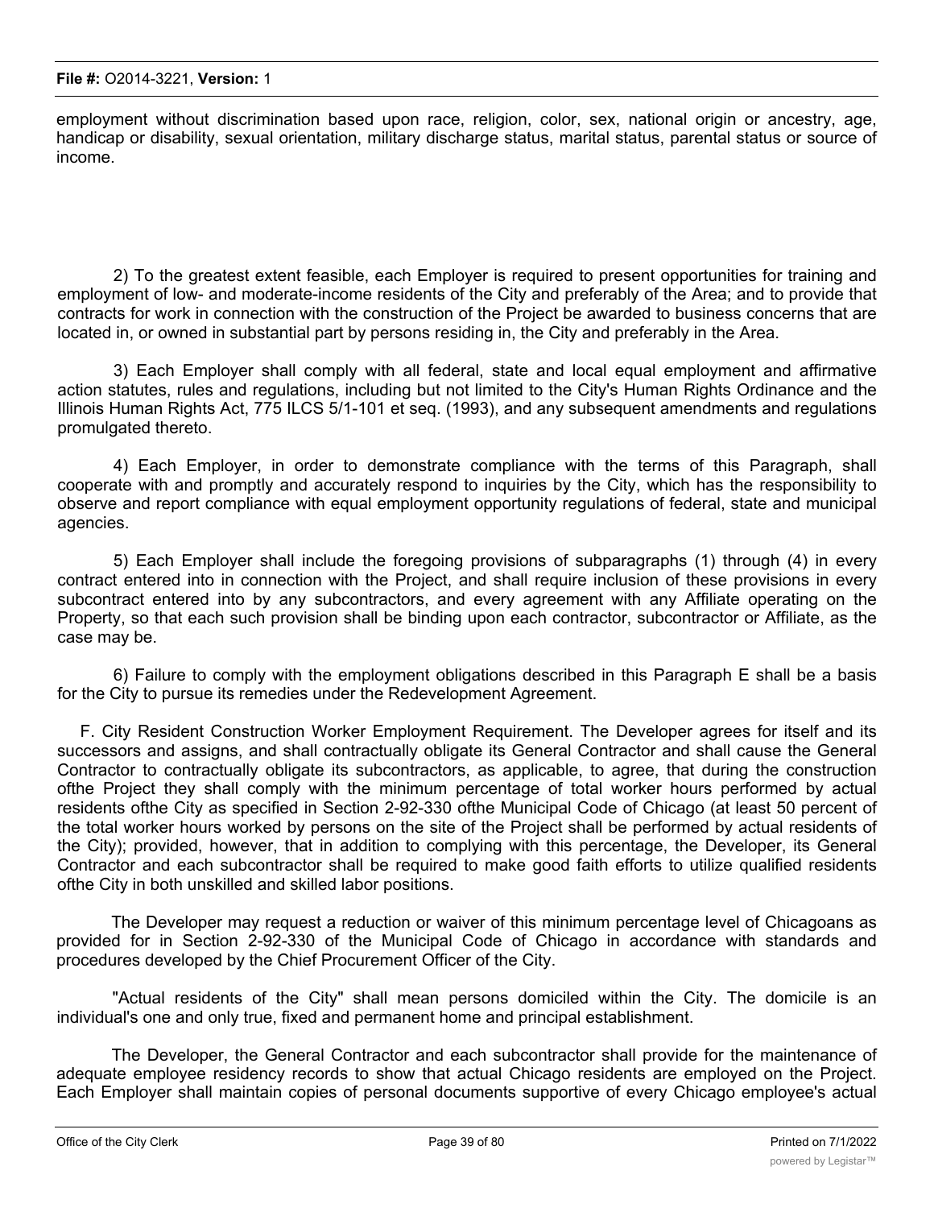employment without discrimination based upon race, religion, color, sex, national origin or ancestry, age, handicap or disability, sexual orientation, military discharge status, marital status, parental status or source of income.

2) To the greatest extent feasible, each Employer is required to present opportunities for training and employment of low- and moderate-income residents of the City and preferably of the Area; and to provide that contracts for work in connection with the construction of the Project be awarded to business concerns that are located in, or owned in substantial part by persons residing in, the City and preferably in the Area.

3) Each Employer shall comply with all federal, state and local equal employment and affirmative action statutes, rules and regulations, including but not limited to the City's Human Rights Ordinance and the Illinois Human Rights Act, 775 ILCS 5/1-101 et seq. (1993), and any subsequent amendments and regulations promulgated thereto.

4) Each Employer, in order to demonstrate compliance with the terms of this Paragraph, shall cooperate with and promptly and accurately respond to inquiries by the City, which has the responsibility to observe and report compliance with equal employment opportunity regulations of federal, state and municipal agencies.

5) Each Employer shall include the foregoing provisions of subparagraphs (1) through (4) in every contract entered into in connection with the Project, and shall require inclusion of these provisions in every subcontract entered into by any subcontractors, and every agreement with any Affiliate operating on the Property, so that each such provision shall be binding upon each contractor, subcontractor or Affiliate, as the case may be.

6) Failure to comply with the employment obligations described in this Paragraph E shall be a basis for the City to pursue its remedies under the Redevelopment Agreement.

F. City Resident Construction Worker Employment Requirement. The Developer agrees for itself and its successors and assigns, and shall contractually obligate its General Contractor and shall cause the General Contractor to contractually obligate its subcontractors, as applicable, to agree, that during the construction ofthe Project they shall comply with the minimum percentage of total worker hours performed by actual residents ofthe City as specified in Section 2-92-330 ofthe Municipal Code of Chicago (at least 50 percent of the total worker hours worked by persons on the site of the Project shall be performed by actual residents of the City); provided, however, that in addition to complying with this percentage, the Developer, its General Contractor and each subcontractor shall be required to make good faith efforts to utilize qualified residents ofthe City in both unskilled and skilled labor positions.

The Developer may request a reduction or waiver of this minimum percentage level of Chicagoans as provided for in Section 2-92-330 of the Municipal Code of Chicago in accordance with standards and procedures developed by the Chief Procurement Officer of the City.

"Actual residents of the City" shall mean persons domiciled within the City. The domicile is an individual's one and only true, fixed and permanent home and principal establishment.

The Developer, the General Contractor and each subcontractor shall provide for the maintenance of adequate employee residency records to show that actual Chicago residents are employed on the Project. Each Employer shall maintain copies of personal documents supportive of every Chicago employee's actual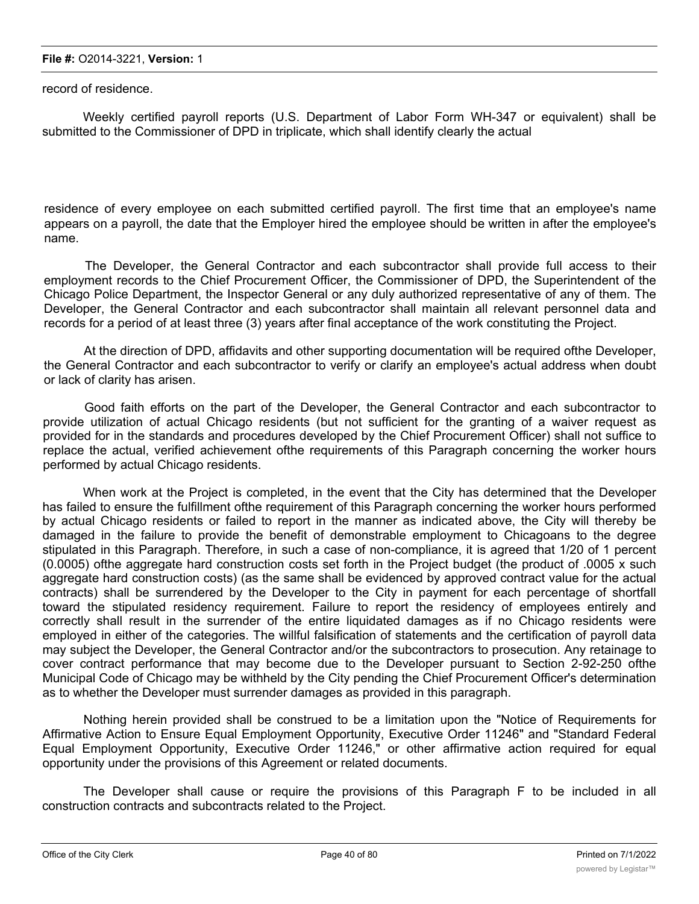record of residence.

Weekly certified payroll reports (U.S. Department of Labor Form WH-347 or equivalent) shall be submitted to the Commissioner of DPD in triplicate, which shall identify clearly the actual

residence of every employee on each submitted certified payroll. The first time that an employee's name appears on a payroll, the date that the Employer hired the employee should be written in after the employee's name.

The Developer, the General Contractor and each subcontractor shall provide full access to their employment records to the Chief Procurement Officer, the Commissioner of DPD, the Superintendent of the Chicago Police Department, the Inspector General or any duly authorized representative of any of them. The Developer, the General Contractor and each subcontractor shall maintain all relevant personnel data and records for a period of at least three (3) years after final acceptance of the work constituting the Project.

At the direction of DPD, affidavits and other supporting documentation will be required ofthe Developer, the General Contractor and each subcontractor to verify or clarify an employee's actual address when doubt or lack of clarity has arisen.

Good faith efforts on the part of the Developer, the General Contractor and each subcontractor to provide utilization of actual Chicago residents (but not sufficient for the granting of a waiver request as provided for in the standards and procedures developed by the Chief Procurement Officer) shall not suffice to replace the actual, verified achievement ofthe requirements of this Paragraph concerning the worker hours performed by actual Chicago residents.

When work at the Project is completed, in the event that the City has determined that the Developer has failed to ensure the fulfillment ofthe requirement of this Paragraph concerning the worker hours performed by actual Chicago residents or failed to report in the manner as indicated above, the City will thereby be damaged in the failure to provide the benefit of demonstrable employment to Chicagoans to the degree stipulated in this Paragraph. Therefore, in such a case of non-compliance, it is agreed that 1/20 of 1 percent (0.0005) ofthe aggregate hard construction costs set forth in the Project budget (the product of .0005 x such aggregate hard construction costs) (as the same shall be evidenced by approved contract value for the actual contracts) shall be surrendered by the Developer to the City in payment for each percentage of shortfall toward the stipulated residency requirement. Failure to report the residency of employees entirely and correctly shall result in the surrender of the entire liquidated damages as if no Chicago residents were employed in either of the categories. The willful falsification of statements and the certification of payroll data may subject the Developer, the General Contractor and/or the subcontractors to prosecution. Any retainage to cover contract performance that may become due to the Developer pursuant to Section 2-92-250 ofthe Municipal Code of Chicago may be withheld by the City pending the Chief Procurement Officer's determination as to whether the Developer must surrender damages as provided in this paragraph.

Nothing herein provided shall be construed to be a limitation upon the "Notice of Requirements for Affirmative Action to Ensure Equal Employment Opportunity, Executive Order 11246" and "Standard Federal Equal Employment Opportunity, Executive Order 11246," or other affirmative action required for equal opportunity under the provisions of this Agreement or related documents.

The Developer shall cause or require the provisions of this Paragraph F to be included in all construction contracts and subcontracts related to the Project.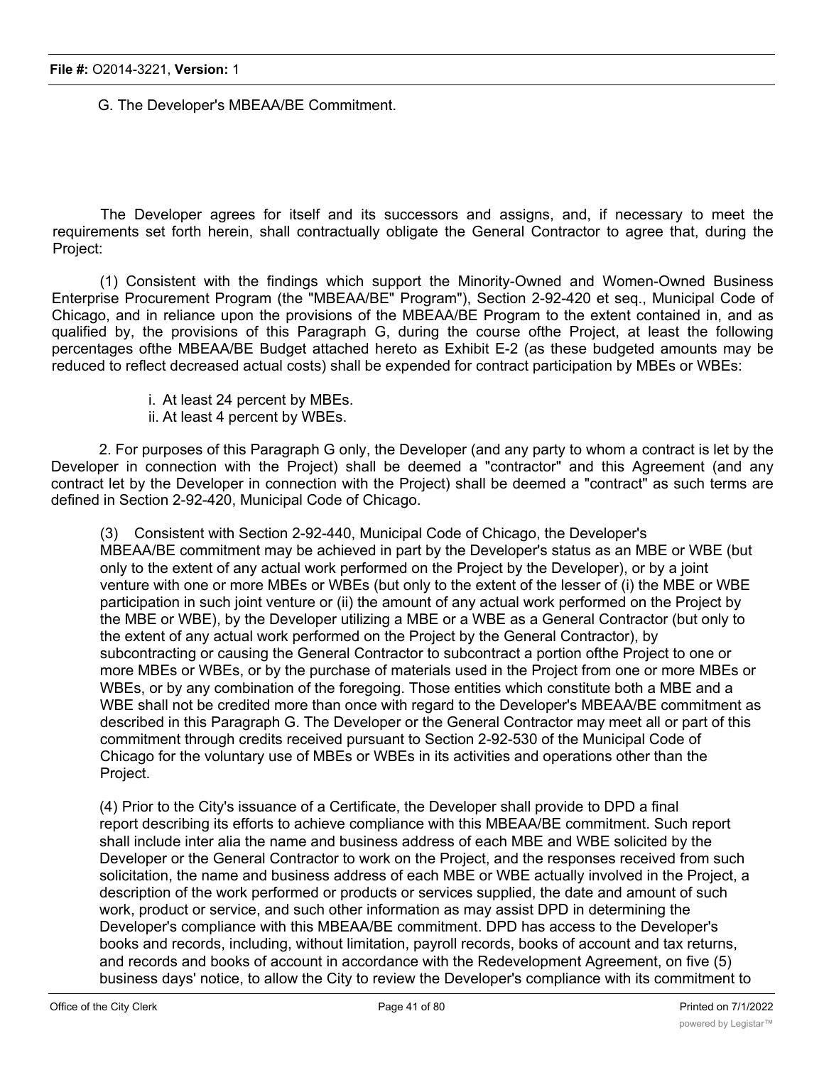G. The Developer's MBEAA/BE Commitment.

The Developer agrees for itself and its successors and assigns, and, if necessary to meet the requirements set forth herein, shall contractually obligate the General Contractor to agree that, during the Project:

(1) Consistent with the findings which support the Minority-Owned and Women-Owned Business Enterprise Procurement Program (the "MBEAA/BE" Program"), Section 2-92-420 et seq., Municipal Code of Chicago, and in reliance upon the provisions of the MBEAA/BE Program to the extent contained in, and as qualified by, the provisions of this Paragraph G, during the course ofthe Project, at least the following percentages ofthe MBEAA/BE Budget attached hereto as Exhibit E-2 (as these budgeted amounts may be reduced to reflect decreased actual costs) shall be expended for contract participation by MBEs or WBEs:

i. At least 24 percent by MBEs.
ii. At least 4 percent by WBEs.

2. For purposes of this Paragraph G only, the Developer (and any party to whom a contract is let by the Developer in connection with the Project) shall be deemed a "contractor" and this Agreement (and any contract let by the Developer in connection with the Project) shall be deemed a "contract" as such terms are defined in Section 2-92-420, Municipal Code of Chicago.

(3) Consistent with Section 2-92-440, Municipal Code of Chicago, the Developer's MBEAA/BE commitment may be achieved in part by the Developer's status as an MBE or WBE (but only to the extent of any actual work performed on the Project by the Developer), or by a joint venture with one or more MBEs or WBEs (but only to the extent of the lesser of (i) the MBE or WBE participation in such joint venture or (ii) the amount of any actual work performed on the Project by the MBE or WBE), by the Developer utilizing a MBE or a WBE as a General Contractor (but only to the extent of any actual work performed on the Project by the General Contractor), by subcontracting or causing the General Contractor to subcontract a portion ofthe Project to one or more MBEs or WBEs, or by the purchase of materials used in the Project from one or more MBEs or WBEs, or by any combination of the foregoing. Those entities which constitute both a MBE and a WBE shall not be credited more than once with regard to the Developer's MBEAA/BE commitment as described in this Paragraph G. The Developer or the General Contractor may meet all or part of this commitment through credits received pursuant to Section 2-92-530 of the Municipal Code of Chicago for the voluntary use of MBEs or WBEs in its activities and operations other than the Project.

(4) Prior to the City's issuance of a Certificate, the Developer shall provide to DPD a final report describing its efforts to achieve compliance with this MBEAA/BE commitment. Such report shall include inter alia the name and business address of each MBE and WBE solicited by the Developer or the General Contractor to work on the Project, and the responses received from such solicitation, the name and business address of each MBE or WBE actually involved in the Project, a description of the work performed or products or services supplied, the date and amount of such work, product or service, and such other information as may assist DPD in determining the Developer's compliance with this MBEAA/BE commitment. DPD has access to the Developer's books and records, including, without limitation, payroll records, books of account and tax returns, and records and books of account in accordance with the Redevelopment Agreement, on five (5) business days' notice, to allow the City to review the Developer's compliance with its commitment to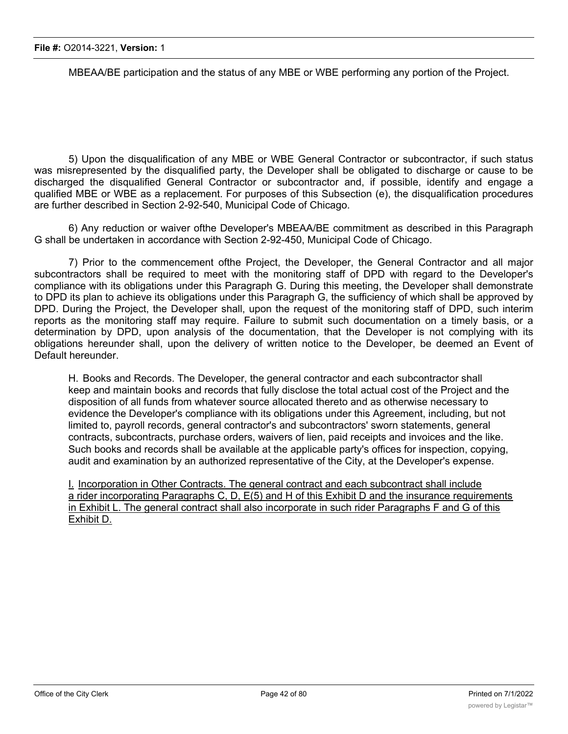MBEAA/BE participation and the status of any MBE or WBE performing any portion of the Project.

5) Upon the disqualification of any MBE or WBE General Contractor or subcontractor, if such status was misrepresented by the disqualified party, the Developer shall be obligated to discharge or cause to be discharged the disqualified General Contractor or subcontractor and, if possible, identify and engage a qualified MBE or WBE as a replacement. For purposes of this Subsection (e), the disqualification procedures are further described in Section 2-92-540, Municipal Code of Chicago.

6) Any reduction or waiver ofthe Developer's MBEAA/BE commitment as described in this Paragraph G shall be undertaken in accordance with Section 2-92-450, Municipal Code of Chicago.

7) Prior to the commencement ofthe Project, the Developer, the General Contractor and all major subcontractors shall be required to meet with the monitoring staff of DPD with regard to the Developer's compliance with its obligations under this Paragraph G. During this meeting, the Developer shall demonstrate to DPD its plan to achieve its obligations under this Paragraph G, the sufficiency of which shall be approved by DPD. During the Project, the Developer shall, upon the request of the monitoring staff of DPD, such interim reports as the monitoring staff may require. Failure to submit such documentation on a timely basis, or a determination by DPD, upon analysis of the documentation, that the Developer is not complying with its obligations hereunder shall, upon the delivery of written notice to the Developer, be deemed an Event of Default hereunder.

H. Books and Records. The Developer, the general contractor and each subcontractor shall keep and maintain books and records that fully disclose the total actual cost of the Project and the disposition of all funds from whatever source allocated thereto and as otherwise necessary to evidence the Developer's compliance with its obligations under this Agreement, including, but not limited to, payroll records, general contractor's and subcontractors' sworn statements, general contracts, subcontracts, purchase orders, waivers of lien, paid receipts and invoices and the like. Such books and records shall be available at the applicable party's offices for inspection, copying, audit and examination by an authorized representative of the City, at the Developer's expense.

<u>I. Incorporation in Other Contracts. The general contract and each subcontract shall include a rider incorporating Paragraphs C, D, E(5) and H of this Exhibit D and the insurance requirements in Exhibit L. The general contract shall also incorporate in such rider Paragraphs F and G of this Exhibit D.</u>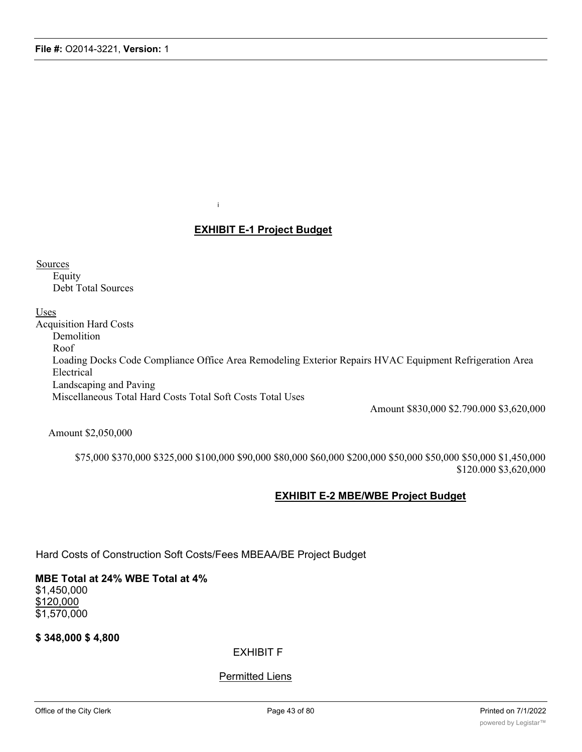i

## EXHIBIT E-1 Project Budget

Sources
Equity
Debt Total Sources

Uses
Acquisition Hard Costs
Demolition
Roof
Loading Docks Code Compliance Office Area Remodeling Exterior Repairs HVAC Equipment Refrigeration Area
Electrical
Landscaping and Paving
Miscellaneous Total Hard Costs Total Soft Costs Total Uses

Amount $830,000 $2.790.000 $3,620,000

Amount $2,050,000

$75,000 $370,000 $325,000 $100,000 $90,000 $80,000 $60,000 $200,000 $50,000 $50,000 $50,000 $1,450,000 $120.000 $3,620,000

## EXHIBIT E-2 MBE/WBE Project Budget

Hard Costs of Construction Soft Costs/Fees MBEAA/BE Project Budget

**MBE Total at 24% WBE Total at 4%**
$1,450,000
$120,000
$1,570,000

**$ 348,000 $ 4,800**

EXHIBIT F

Permitted Liens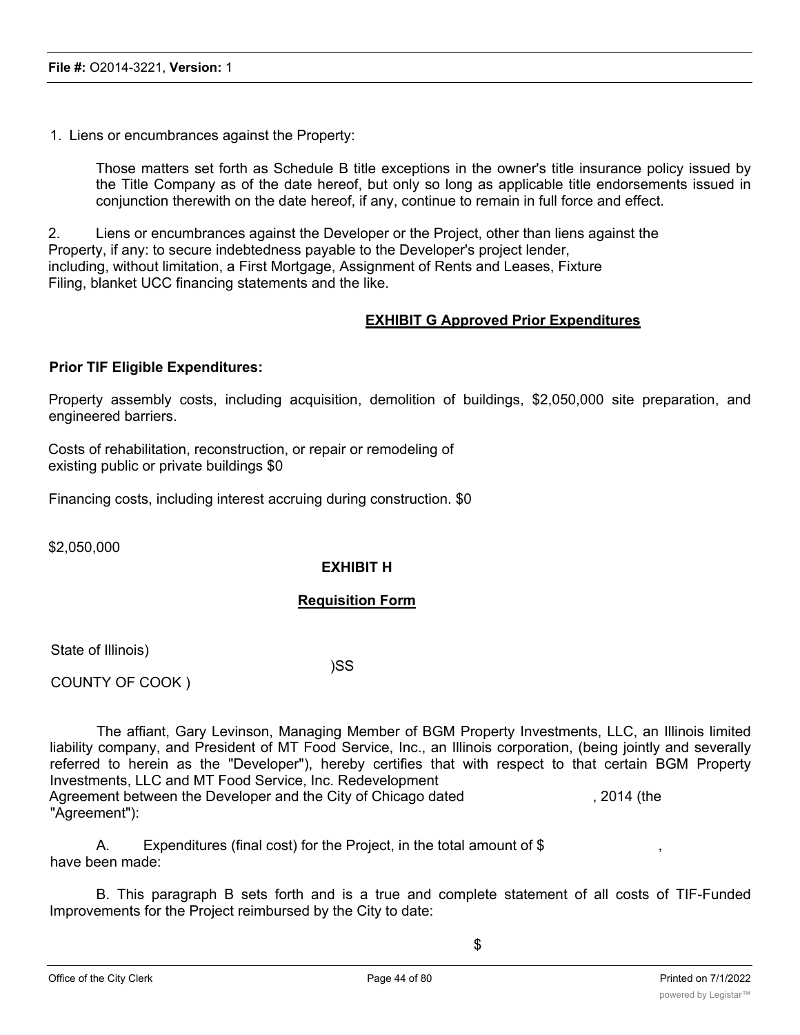1. Liens or encumbrances against the Property:

Those matters set forth as Schedule B title exceptions in the owner's title insurance policy issued by the Title Company as of the date hereof, but only so long as applicable title endorsements issued in conjunction therewith on the date hereof, if any, continue to remain in full force and effect.

2. Liens or encumbrances against the Developer or the Project, other than liens against the Property, if any: to secure indebtedness payable to the Developer's project lender, including, without limitation, a First Mortgage, Assignment of Rents and Leases, Fixture Filing, blanket UCC financing statements and the like.

## EXHIBIT G Approved Prior Expenditures

**Prior TIF Eligible Expenditures:**

Property assembly costs, including acquisition, demolition of buildings, $2,050,000 site preparation, and engineered barriers.

Costs of rehabilitation, reconstruction, or repair or remodeling of existing public or private buildings $0

Financing costs, including interest accruing during construction. $0

$2,050,000

## EXHIBIT H

### Requisition Form

State of Illinois)
)SS
COUNTY OF COOK )

The affiant, Gary Levinson, Managing Member of BGM Property Investments, LLC, an Illinois limited liability company, and President of MT Food Service, Inc., an Illinois corporation, (being jointly and severally referred to herein as the "Developer"), hereby certifies that with respect to that certain BGM Property Investments, LLC and MT Food Service, Inc. Redevelopment Agreement between the Developer and the City of Chicago dated , 2014 (the "Agreement"):

A. Expenditures (final cost) for the Project, in the total amount of $ , have been made:

B. This paragraph B sets forth and is a true and complete statement of all costs of TIF-Funded Improvements for the Project reimbursed by the City to date:

$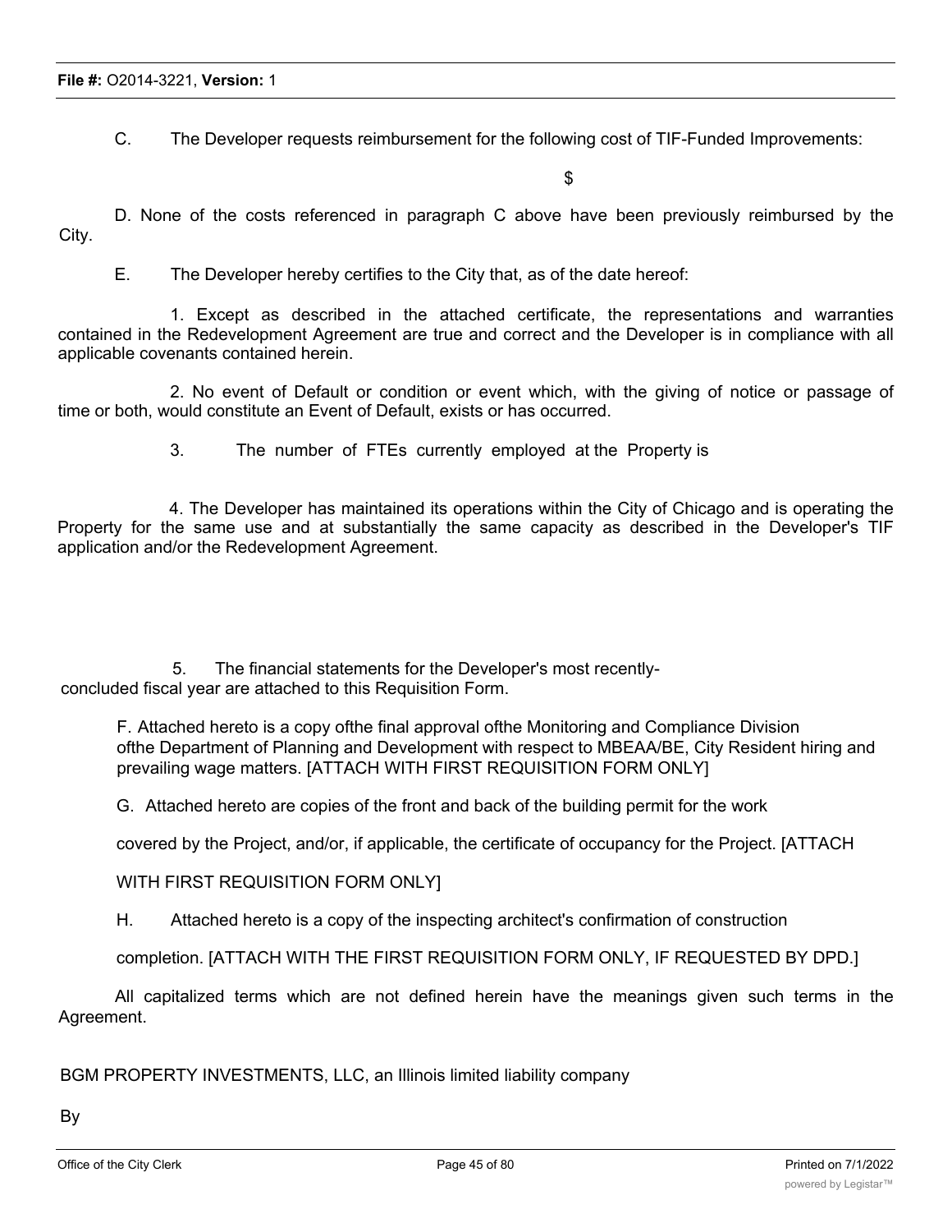C. The Developer requests reimbursement for the following cost of TIF-Funded Improvements:

$

D. None of the costs referenced in paragraph C above have been previously reimbursed by the City.

E. The Developer hereby certifies to the City that, as of the date hereof:

1. Except as described in the attached certificate, the representations and warranties contained in the Redevelopment Agreement are true and correct and the Developer is in compliance with all applicable covenants contained herein.

2. No event of Default or condition or event which, with the giving of notice or passage of time or both, would constitute an Event of Default, exists or has occurred.

3. The number of FTEs currently employed at the Property is

4. The Developer has maintained its operations within the City of Chicago and is operating the Property for the same use and at substantially the same capacity as described in the Developer's TIF application and/or the Redevelopment Agreement.

5. The financial statements for the Developer's most recently-concluded fiscal year are attached to this Requisition Form.

F. Attached hereto is a copy ofthe final approval ofthe Monitoring and Compliance Division ofthe Department of Planning and Development with respect to MBEAA/BE, City Resident hiring and prevailing wage matters. [ATTACH WITH FIRST REQUISITION FORM ONLY]

G. Attached hereto are copies of the front and back of the building permit for the work covered by the Project, and/or, if applicable, the certificate of occupancy for the Project. [ATTACH WITH FIRST REQUISITION FORM ONLY]

H. Attached hereto is a copy of the inspecting architect's confirmation of construction completion. [ATTACH WITH THE FIRST REQUISITION FORM ONLY, IF REQUESTED BY DPD.]

All capitalized terms which are not defined herein have the meanings given such terms in the Agreement.

BGM PROPERTY INVESTMENTS, LLC, an Illinois limited liability company

By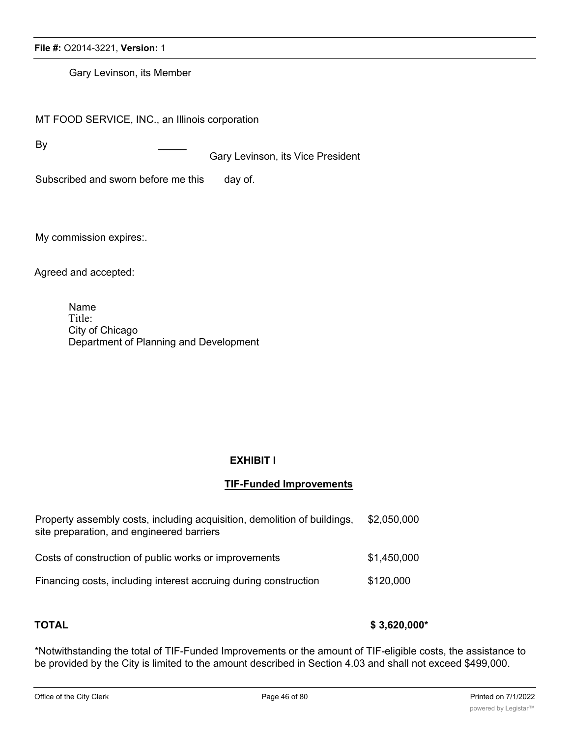Gary Levinson, its Member

MT FOOD SERVICE, INC., an Illinois corporation

By _____
Gary Levinson, its Vice President

Subscribed and sworn before me this day of.

My commission expires:.

Agreed and accepted:

Name
Title:
City of Chicago
Department of Planning and Development

**EXHIBIT I**

**TIF-Funded Improvements**

| | |
|---|---|
| Property assembly costs, including acquisition, demolition of buildings, site preparation, and engineered barriers | $2,050,000 |
| Costs of construction of public works or improvements | $1,450,000 |
| Financing costs, including interest accruing during construction | $120,000 |
| **TOTAL** | **$ 3,620,000*** |

*Notwithstanding the total of TIF-Funded Improvements or the amount of TIF-eligible costs, the assistance to be provided by the City is limited to the amount described in Section 4.03 and shall not exceed $499,000.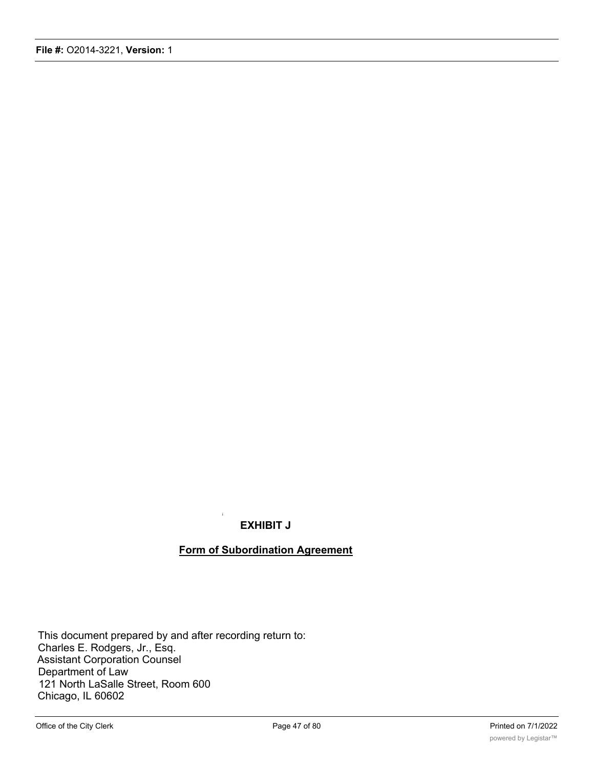**EXHIBIT J**

**Form of Subordination Agreement**

This document prepared by and after recording return to:
Charles E. Rodgers, Jr., Esq.
Assistant Corporation Counsel
Department of Law
121 North LaSalle Street, Room 600
Chicago, IL 60602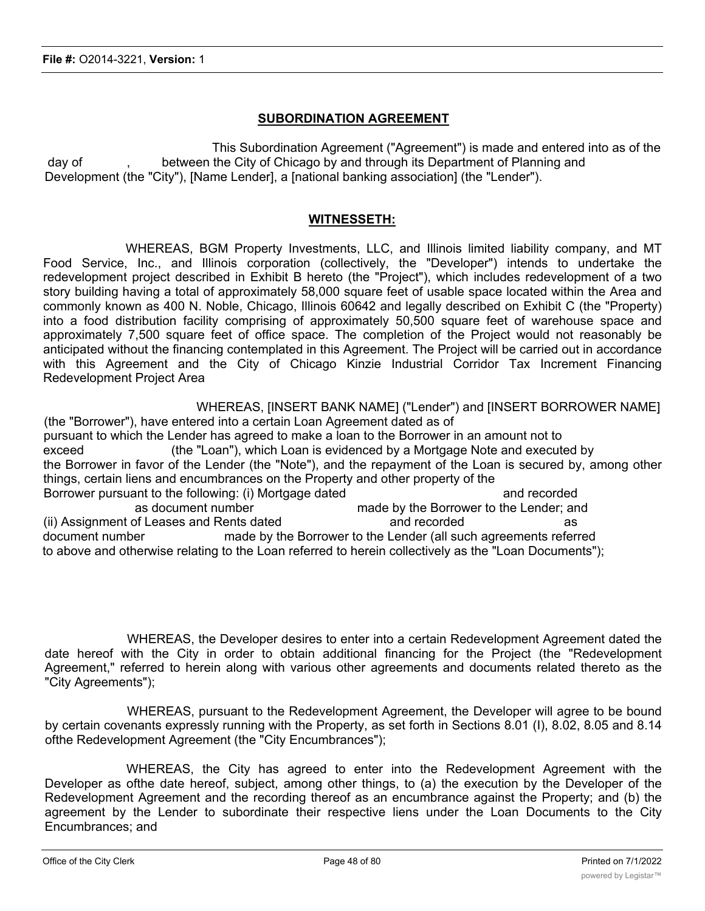## SUBORDINATION AGREEMENT

This Subordination Agreement ("Agreement") is made and entered into as of the day of , between the City of Chicago by and through its Department of Planning and Development (the "City"), [Name Lender], a [national banking association] (the "Lender").

## WITNESSETH:

WHEREAS, BGM Property Investments, LLC, and Illinois limited liability company, and MT Food Service, Inc., and Illinois corporation (collectively, the "Developer") intends to undertake the redevelopment project described in Exhibit B hereto (the "Project"), which includes redevelopment of a two story building having a total of approximately 58,000 square feet of usable space located within the Area and commonly known as 400 N. Noble, Chicago, Illinois 60642 and legally described on Exhibit C (the "Property) into a food distribution facility comprising of approximately 50,500 square feet of warehouse space and approximately 7,500 square feet of office space. The completion of the Project would not reasonably be anticipated without the financing contemplated in this Agreement. The Project will be carried out in accordance with this Agreement and the City of Chicago Kinzie Industrial Corridor Tax Increment Financing Redevelopment Project Area

WHEREAS, [INSERT BANK NAME] ("Lender") and [INSERT BORROWER NAME] (the "Borrower"), have entered into a certain Loan Agreement dated as of pursuant to which the Lender has agreed to make a loan to the Borrower in an amount not to exceed (the "Loan"), which Loan is evidenced by a Mortgage Note and executed by the Borrower in favor of the Lender (the "Note"), and the repayment of the Loan is secured by, among other things, certain liens and encumbrances on the Property and other property of the Borrower pursuant to the following: (i) Mortgage dated and recorded as document number made by the Borrower to the Lender; and (ii) Assignment of Leases and Rents dated and recorded as document number made by the Borrower to the Lender (all such agreements referred to above and otherwise relating to the Loan referred to herein collectively as the "Loan Documents");

WHEREAS, the Developer desires to enter into a certain Redevelopment Agreement dated the date hereof with the City in order to obtain additional financing for the Project (the "Redevelopment Agreement," referred to herein along with various other agreements and documents related thereto as the "City Agreements");

WHEREAS, pursuant to the Redevelopment Agreement, the Developer will agree to be bound by certain covenants expressly running with the Property, as set forth in Sections 8.01 (I), 8.02, 8.05 and 8.14 ofthe Redevelopment Agreement (the "City Encumbrances");

WHEREAS, the City has agreed to enter into the Redevelopment Agreement with the Developer as ofthe date hereof, subject, among other things, to (a) the execution by the Developer of the Redevelopment Agreement and the recording thereof as an encumbrance against the Property; and (b) the agreement by the Lender to subordinate their respective liens under the Loan Documents to the City Encumbrances; and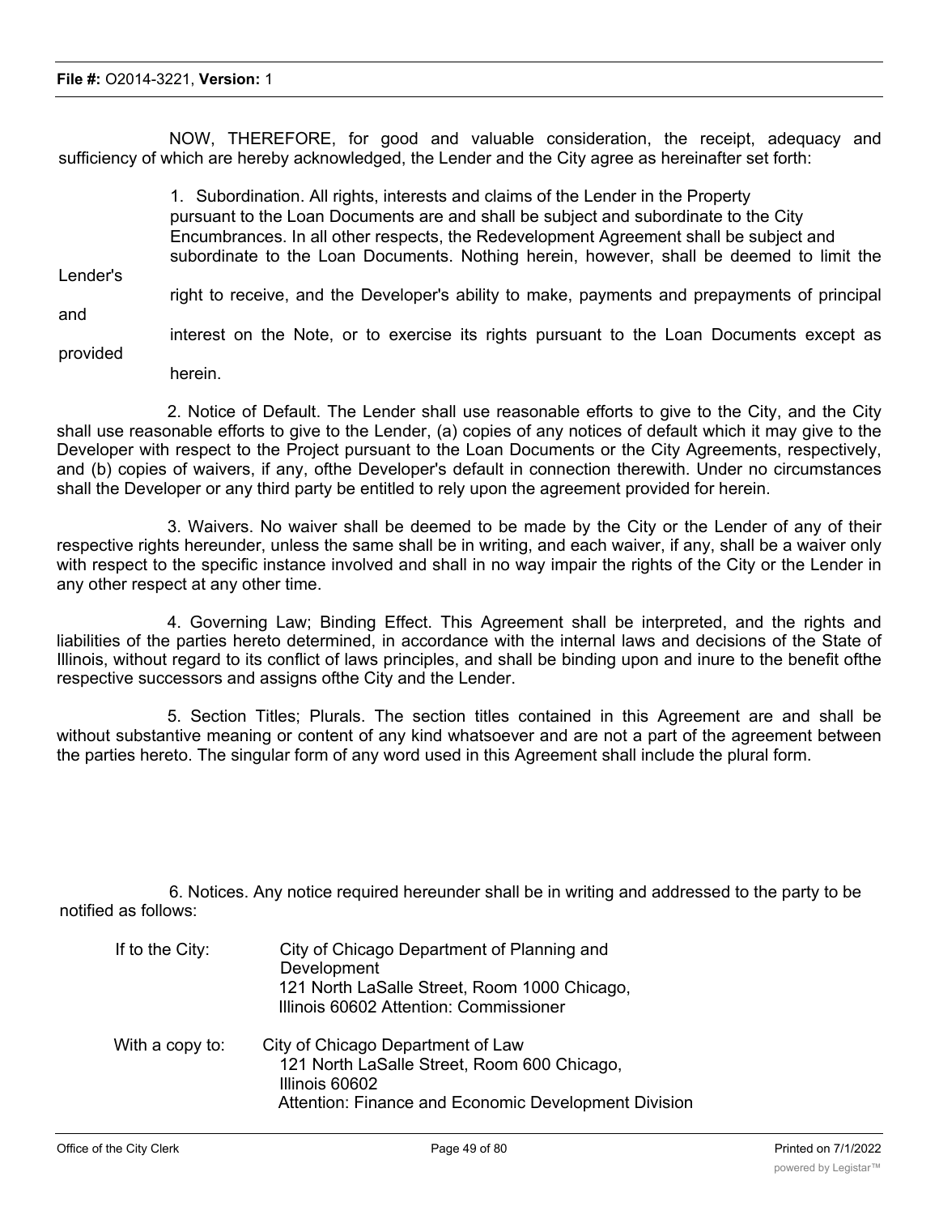NOW, THEREFORE, for good and valuable consideration, the receipt, adequacy and sufficiency of which are hereby acknowledged, the Lender and the City agree as hereinafter set forth:

1. Subordination. All rights, interests and claims of the Lender in the Property pursuant to the Loan Documents are and shall be subject and subordinate to the City Encumbrances. In all other respects, the Redevelopment Agreement shall be subject and subordinate to the Loan Documents. Nothing herein, however, shall be deemed to limit the Lender's right to receive, and the Developer's ability to make, payments and prepayments of principal and interest on the Note, or to exercise its rights pursuant to the Loan Documents except as provided herein.

2. Notice of Default. The Lender shall use reasonable efforts to give to the City, and the City shall use reasonable efforts to give to the Lender, (a) copies of any notices of default which it may give to the Developer with respect to the Project pursuant to the Loan Documents or the City Agreements, respectively, and (b) copies of waivers, if any, ofthe Developer's default in connection therewith. Under no circumstances shall the Developer or any third party be entitled to rely upon the agreement provided for herein.

3. Waivers. No waiver shall be deemed to be made by the City or the Lender of any of their respective rights hereunder, unless the same shall be in writing, and each waiver, if any, shall be a waiver only with respect to the specific instance involved and shall in no way impair the rights of the City or the Lender in any other respect at any other time.

4. Governing Law; Binding Effect. This Agreement shall be interpreted, and the rights and liabilities of the parties hereto determined, in accordance with the internal laws and decisions of the State of Illinois, without regard to its conflict of laws principles, and shall be binding upon and inure to the benefit ofthe respective successors and assigns ofthe City and the Lender.

5. Section Titles; Plurals. The section titles contained in this Agreement are and shall be without substantive meaning or content of any kind whatsoever and are not a part of the agreement between the parties hereto. The singular form of any word used in this Agreement shall include the plural form.

6. Notices. Any notice required hereunder shall be in writing and addressed to the party to be notified as follows:

If to the City:
City of Chicago Department of Planning and Development
121 North LaSalle Street, Room 1000 Chicago, Illinois 60602 Attention: Commissioner

With a copy to:
City of Chicago Department of Law
121 North LaSalle Street, Room 600 Chicago, Illinois 60602
Attention: Finance and Economic Development Division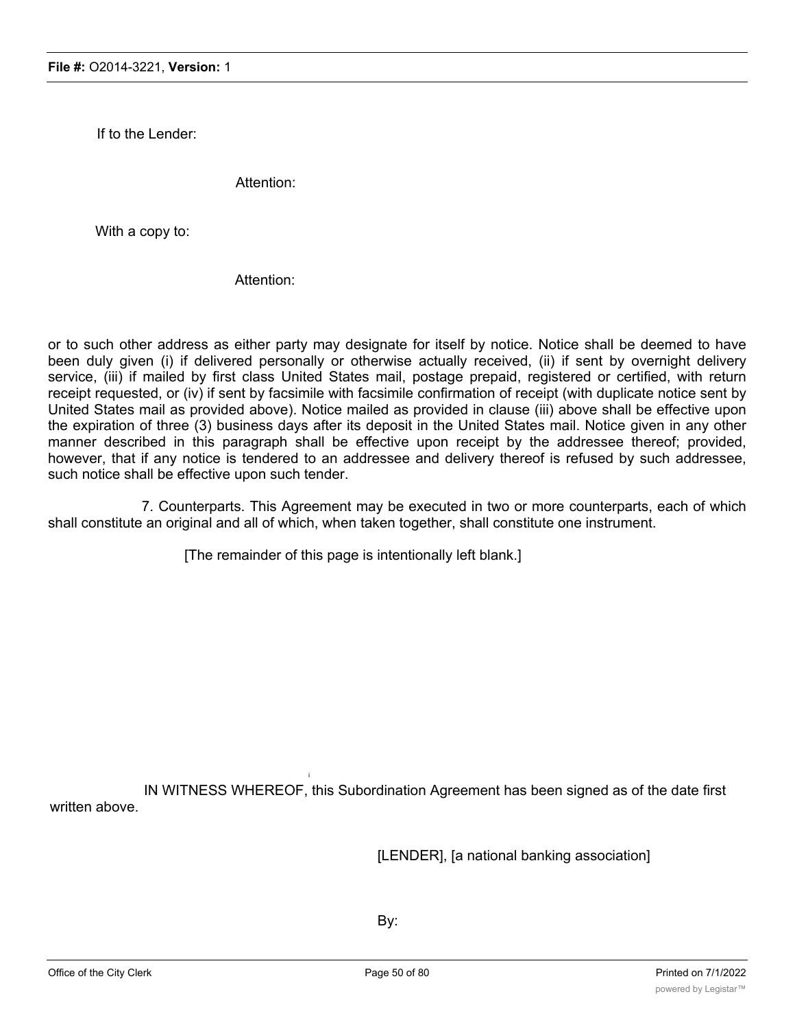If to the Lender:

Attention:

With a copy to:

Attention:

or to such other address as either party may designate for itself by notice. Notice shall be deemed to have been duly given (i) if delivered personally or otherwise actually received, (ii) if sent by overnight delivery service, (iii) if mailed by first class United States mail, postage prepaid, registered or certified, with return receipt requested, or (iv) if sent by facsimile with facsimile confirmation of receipt (with duplicate notice sent by United States mail as provided above). Notice mailed as provided in clause (iii) above shall be effective upon the expiration of three (3) business days after its deposit in the United States mail. Notice given in any other manner described in this paragraph shall be effective upon receipt by the addressee thereof; provided, however, that if any notice is tendered to an addressee and delivery thereof is refused by such addressee, such notice shall be effective upon such tender.

7. Counterparts. This Agreement may be executed in two or more counterparts, each of which shall constitute an original and all of which, when taken together, shall constitute one instrument.

[The remainder of this page is intentionally left blank.]

IN WITNESS WHEREOF, this Subordination Agreement has been signed as of the date first written above.

[LENDER], [a national banking association]

By: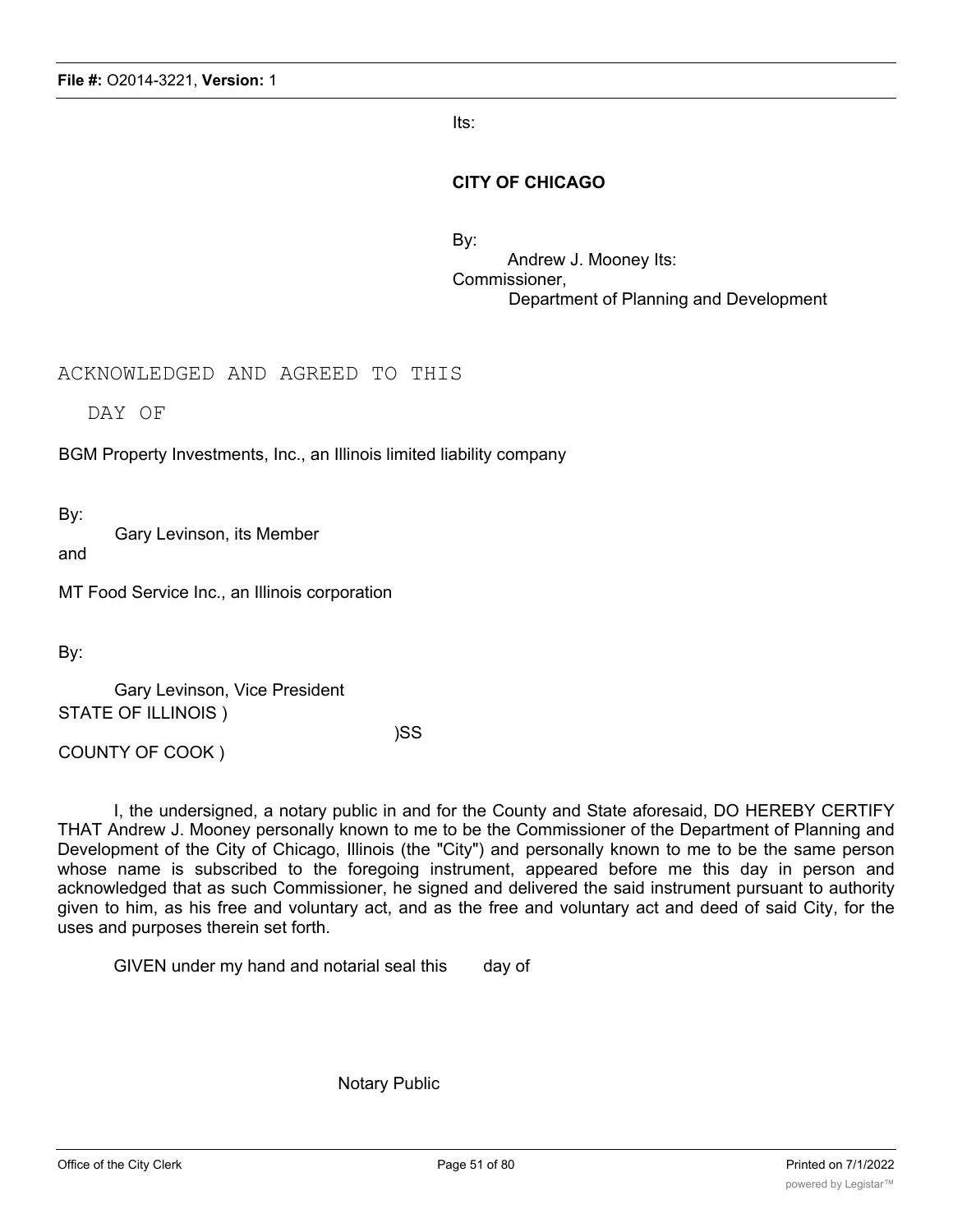Its:

**CITY OF CHICAGO**

By:

Andrew J. Mooney Its:
Commissioner,
Department of Planning and Development

ACKNOWLEDGED AND AGREED TO THIS

DAY OF

BGM Property Investments, Inc., an Illinois limited liability company

By:

Gary Levinson, its Member

and

MT Food Service Inc., an Illinois corporation

By:

Gary Levinson, Vice President

STATE OF ILLINOIS )

)SS

COUNTY OF COOK )

I, the undersigned, a notary public in and for the County and State aforesaid, DO HEREBY CERTIFY THAT Andrew J. Mooney personally known to me to be the Commissioner of the Department of Planning and Development of the City of Chicago, Illinois (the "City") and personally known to me to be the same person whose name is subscribed to the foregoing instrument, appeared before me this day in person and acknowledged that as such Commissioner, he signed and delivered the said instrument pursuant to authority given to him, as his free and voluntary act, and as the free and voluntary act and deed of said City, for the uses and purposes therein set forth.

GIVEN under my hand and notarial seal this day of

Notary Public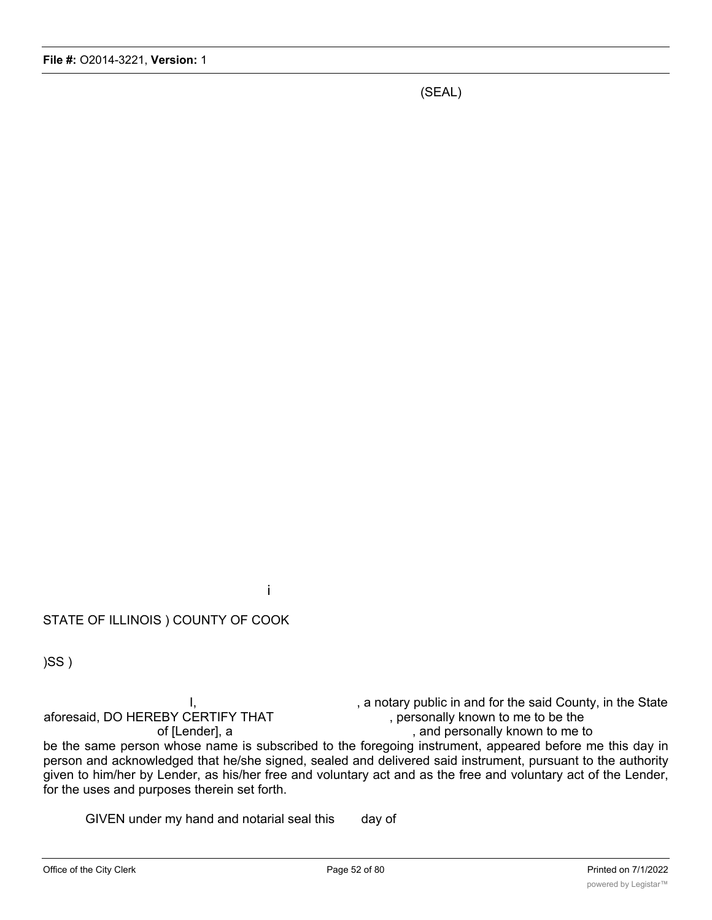(SEAL)

i

STATE OF ILLINOIS ) COUNTY OF COOK

)SS )

I, , a notary public in and for the said County, in the State aforesaid, DO HEREBY CERTIFY THAT , personally known to me to be the of [Lender], a , and personally known to me to be the same person whose name is subscribed to the foregoing instrument, appeared before me this day in person and acknowledged that he/she signed, sealed and delivered said instrument, pursuant to the authority given to him/her by Lender, as his/her free and voluntary act and as the free and voluntary act of the Lender, for the uses and purposes therein set forth.

GIVEN under my hand and notarial seal this day of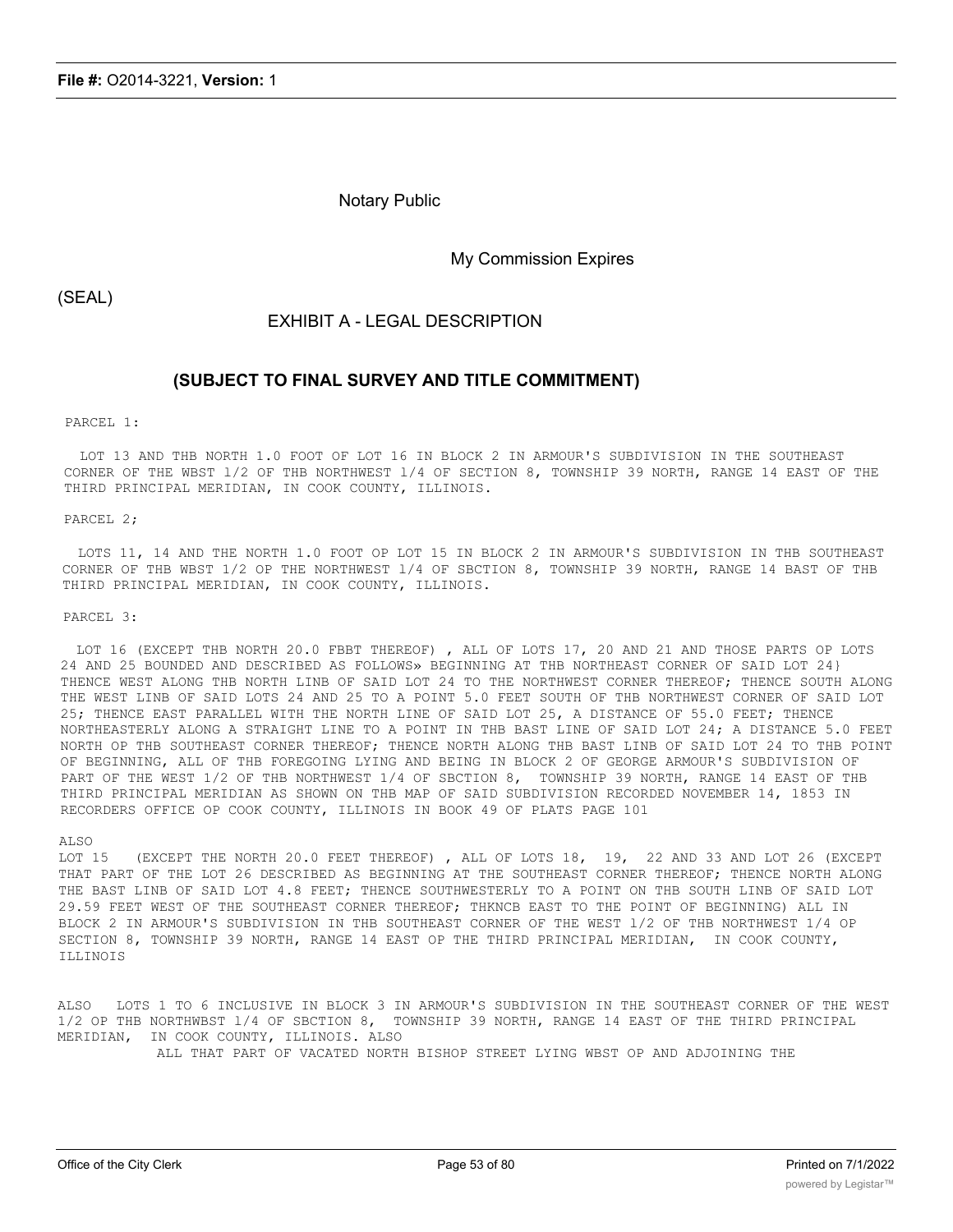Notary Public

My Commission Expires

(SEAL)

EXHIBIT A - LEGAL DESCRIPTION

**(SUBJECT TO FINAL SURVEY AND TITLE COMMITMENT)**

PARCEL 1:

LOT 13 AND THB NORTH 1.0 FOOT OF LOT 16 IN BLOCK 2 IN ARMOUR'S SUBDIVISION IN THE SOUTHEAST CORNER OF THE WBST l/2 OF THB NORTHWEST l/4 OF SECTION 8, TOWNSHIP 39 NORTH, RANGE 14 EAST OF THE THIRD PRINCIPAL MERIDIAN, IN COOK COUNTY, ILLINOIS.

PARCEL 2;

LOTS 11, 14 AND THE NORTH 1.0 FOOT OP LOT 15 IN BLOCK 2 IN ARMOUR'S SUBDIVISION IN THB SOUTHEAST CORNER OF THB WBST 1/2 OP THE NORTHWEST l/4 OF SBCTION 8, TOWNSHIP 39 NORTH, RANGE 14 BAST OF THB THIRD PRINCIPAL MERIDIAN, IN COOK COUNTY, ILLINOIS.

PARCEL 3:

LOT 16 (EXCEPT THB NORTH 20.0 FBBT THEREOF) , ALL OF LOTS 17, 20 AND 21 AND THOSE PARTS OP LOTS 24 AND 25 BOUNDED AND DESCRIBED AS FOLLOWS» BEGINNING AT THB NORTHEAST CORNER OF SAID LOT 24} THENCE WEST ALONG THB NORTH LINB OF SAID LOT 24 TO THE NORTHWEST CORNER THEREOF; THENCE SOUTH ALONG THE WEST LINB OF SAID LOTS 24 AND 25 TO A POINT 5.0 FEET SOUTH OF THB NORTHWEST CORNER OF SAID LOT 25; THENCE EAST PARALLEL WITH THE NORTH LINE OF SAID LOT 25, A DISTANCE OF 55.0 FEET; THENCE NORTHEASTERLY ALONG A STRAIGHT LINE TO A POINT IN THB BAST LINE OF SAID LOT 24; A DISTANCE 5.0 FEET NORTH OP THB SOUTHEAST CORNER THEREOF; THENCE NORTH ALONG THB BAST LINB OF SAID LOT 24 TO THB POINT OF BEGINNING, ALL OF THB FOREGOING LYING AND BEING IN BLOCK 2 OF GEORGE ARMOUR'S SUBDIVISION OF PART OF THE WEST 1/2 OF THB NORTHWEST 1/4 OF SBCTION 8, TOWNSHIP 39 NORTH, RANGE 14 EAST OF THB THIRD PRINCIPAL MERIDIAN AS SHOWN ON THB MAP OF SAID SUBDIVISION RECORDED NOVEMBER 14, 1853 IN RECORDERS OFFICE OP COOK COUNTY, ILLINOIS IN BOOK 49 OF PLATS PAGE 101

ALSO
LOT 15 (EXCEPT THE NORTH 20.0 FEET THEREOF) , ALL OF LOTS 18, 19, 22 AND 33 AND LOT 26 (EXCEPT THAT PART OF THE LOT 26 DESCRIBED AS BEGINNING AT THE SOUTHEAST CORNER THEREOF; THENCE NORTH ALONG THE BAST LINB OF SAID LOT 4.8 FEET; THENCE SOUTHWESTERLY TO A POINT ON THB SOUTH LINB OF SAID LOT 29.59 FEET WEST OF THE SOUTHEAST CORNER THEREOF; THKNCB EAST TO THE POINT OF BEGINNING) ALL IN BLOCK 2 IN ARMOUR'S SUBDIVISION IN THB SOUTHEAST CORNER OF THE WEST l/2 OF THB NORTHWEST 1/4 OP SECTION 8, TOWNSHIP 39 NORTH, RANGE 14 EAST OP THE THIRD PRINCIPAL MERIDIAN, IN COOK COUNTY, ILLINOIS

ALSO LOTS 1 TO 6 INCLUSIVE IN BLOCK 3 IN ARMOUR'S SUBDIVISION IN THE SOUTHEAST CORNER OF THE WEST 1/2 OP THB NORTHWBST l/4 OF SBCTION 8, TOWNSHIP 39 NORTH, RANGE 14 EAST OF THE THIRD PRINCIPAL MERIDIAN, IN COOK COUNTY, ILLINOIS. ALSO
ALL THAT PART OF VACATED NORTH BISHOP STREET LYING WBST OP AND ADJOINING THE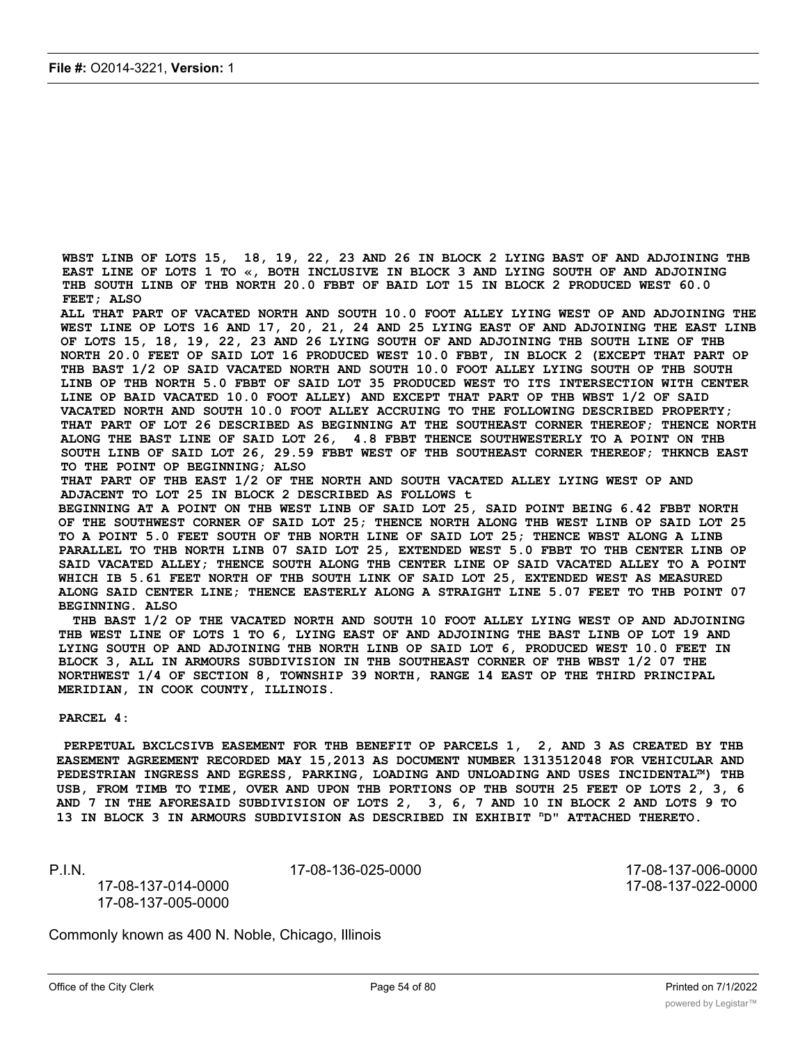WBST LINB OF LOTS 15, 18, 19, 22, 23 AND 26 IN BLOCK 2 LYING BAST OF AND ADJOINING THB EAST LINE OF LOTS 1 TO «, BOTH INCLUSIVE IN BLOCK 3 AND LYING SOUTH OF AND ADJOINING THB SOUTH LINB OF THB NORTH 20.0 FBBT OF BAID LOT 15 IN BLOCK 2 PRODUCED WEST 60.0 FEET; ALSO

ALL THAT PART OF VACATED NORTH AND SOUTH 10.0 FOOT ALLEY LYING WEST OP AND ADJOINING THE WEST LINE OP LOTS 16 AND 17, 20, 21, 24 AND 25 LYING EAST OF AND ADJOINING THE EAST LINB OF LOTS 15, 18, 19, 22, 23 AND 26 LYING SOUTH OF AND ADJOINING THB SOUTH LINE OF THB NORTH 20.0 FEET OP SAID LOT 16 PRODUCED WEST 10.0 FBBT, IN BLOCK 2 (EXCEPT THAT PART OP THB BAST 1/2 OP SAID VACATED NORTH AND SOUTH 10.0 FOOT ALLEY LYING SOUTH OP THB SOUTH LINB OP THB NORTH 5.0 FBBT OF SAID LOT 35 PRODUCED WEST TO ITS INTERSECTION WITH CENTER LINE OP BAID VACATED 10.0 FOOT ALLEY) AND EXCEPT THAT PART OP THB WBST 1/2 OF SAID VACATED NORTH AND SOUTH 10.0 FOOT ALLEY ACCRUING TO THE FOLLOWING DESCRIBED PROPERTY; THAT PART OF LOT 26 DESCRIBED AS BEGINNING AT THE SOUTHEAST CORNER THEREOF; THENCE NORTH ALONG THE BAST LINE OF SAID LOT 26, 4.8 FBBT THENCE SOUTHWESTERLY TO A POINT ON THB SOUTH LINB OF SAID LOT 26, 29.59 FBBT WEST OF THB SOUTHEAST CORNER THEREOF; THKNCB EAST TO THE POINT OP BEGINNING; ALSO

THAT PART OF THB EAST 1/2 OF THE NORTH AND SOUTH VACATED ALLEY LYING WEST OP AND ADJACENT TO LOT 25 IN BLOCK 2 DESCRIBED AS FOLLOWS t

BEGINNING AT A POINT ON THB WEST LINB OF SAID LOT 25, SAID POINT BEING 6.42 FBBT NORTH OF THE SOUTHWEST CORNER OF SAID LOT 25; THENCE NORTH ALONG THB WEST LINB OP SAID LOT 25 TO A POINT 5.0 FEET SOUTH OF THB NORTH LINE OF SAID LOT 25; THENCE WBST ALONG A LINB PARALLEL TO THB NORTH LINB 07 SAID LOT 25, EXTENDED WEST 5.0 FBBT TO THB CENTER LINB OP SAID VACATED ALLEY; THENCE SOUTH ALONG THB CENTER LINE OP SAID VACATED ALLEY TO A POINT WHICH IB 5.61 FEET NORTH OF THB SOUTH LINK OF SAID LOT 25, EXTENDED WEST AS MEASURED ALONG SAID CENTER LINE; THENCE EASTERLY ALONG A STRAIGHT LINE 5.07 FEET TO THB POINT 07 BEGINNING. ALSO

THB BAST 1/2 OP THE VACATED NORTH AND SOUTH 10 FOOT ALLEY LYING WEST OP AND ADJOINING THB WEST LINE OF LOTS 1 TO 6, LYING EAST OF AND ADJOINING THE BAST LINB OP LOT 19 AND LYING SOUTH OP AND ADJOINING THB NORTH LINB OP SAID LOT 6, PRODUCED WEST 10.0 FEET IN BLOCK 3, ALL IN ARMOURS SUBDIVISION IN THB SOUTHEAST CORNER OF THB WBST 1/2 07 THE NORTHWEST 1/4 OF SECTION 8, TOWNSHIP 39 NORTH, RANGE 14 EAST OP THE THIRD PRINCIPAL MERIDIAN, IN COOK COUNTY, ILLINOIS.

PARCEL 4:

PERPETUAL BXCLCSIVB EASEMENT FOR THB BENEFIT OP PARCELS 1, 2, AND 3 AS CREATED BY THB EASEMENT AGREEMENT RECORDED MAY 15,2013 AS DOCUMENT NUMBER 1313512048 FOR VEHICULAR AND PEDESTRIAN INGRESS AND EGRESS, PARKING, LOADING AND UNLOADING AND USES INCIDENTAL™) THB USB, FROM TIMB TO TIME, OVER AND UPON THB PORTIONS OP THB SOUTH 25 FEET OP LOTS 2, 3, 6 AND 7 IN THE AFORESAID SUBDIVISION OF LOTS 2, 3, 6, 7 AND 10 IN BLOCK 2 AND LOTS 9 TO 13 IN BLOCK 3 IN ARMOURS SUBDIVISION AS DESCRIBED IN EXHIBIT "D" ATTACHED THERETO.

P.I.N. 17-08-136-025-0000 17-08-137-006-0000
17-08-137-014-0000 17-08-137-022-0000
17-08-137-005-0000

Commonly known as 400 N. Noble, Chicago, Illinois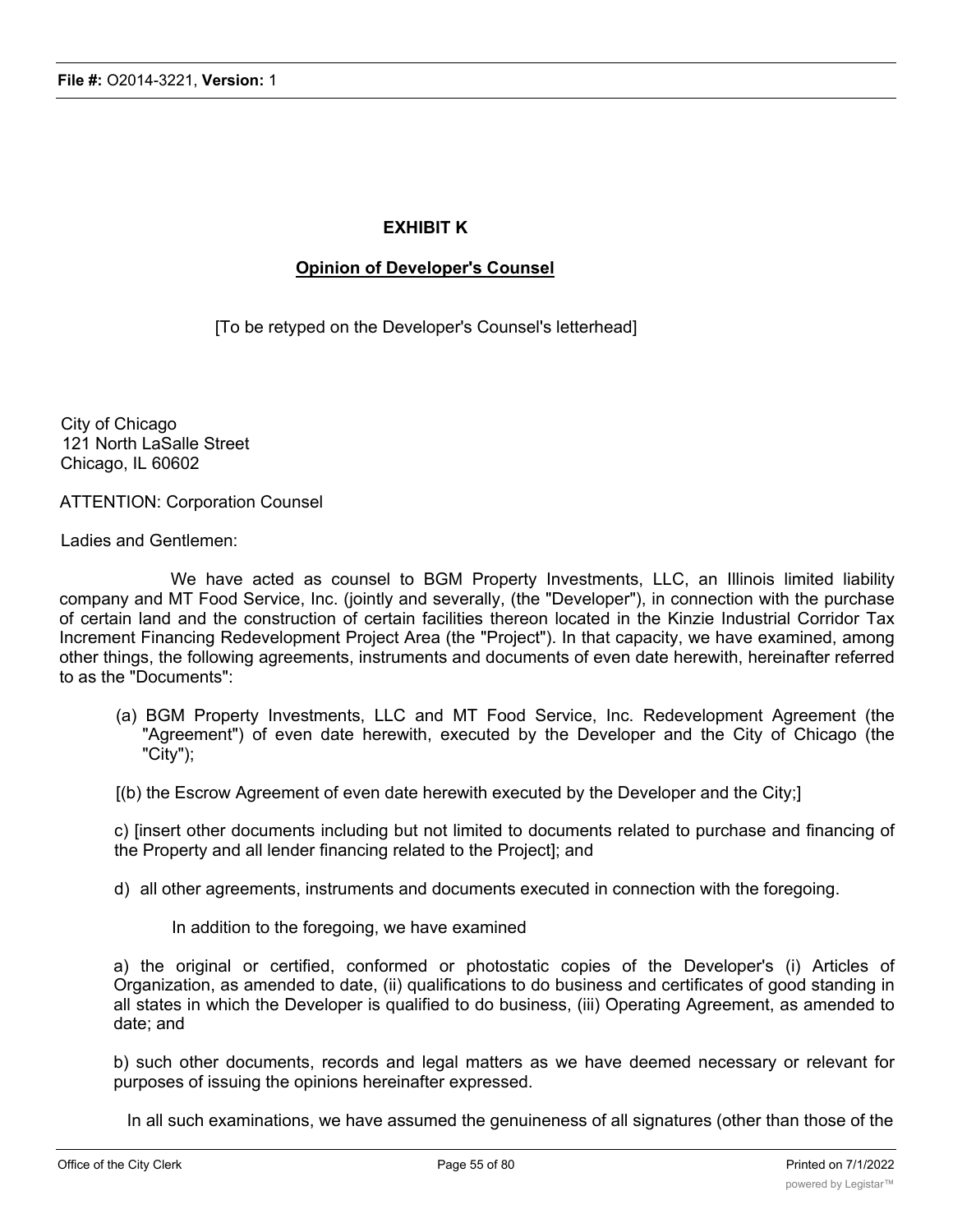# EXHIBIT K

## Opinion of Developer's Counsel

[To be retyped on the Developer's Counsel's letterhead]

City of Chicago
121 North LaSalle Street
Chicago, IL 60602

ATTENTION: Corporation Counsel

Ladies and Gentlemen:

We have acted as counsel to BGM Property Investments, LLC, an Illinois limited liability company and MT Food Service, Inc. (jointly and severally, (the "Developer"), in connection with the purchase of certain land and the construction of certain facilities thereon located in the Kinzie Industrial Corridor Tax Increment Financing Redevelopment Project Area (the "Project"). In that capacity, we have examined, among other things, the following agreements, instruments and documents of even date herewith, hereinafter referred to as the "Documents":

(a) BGM Property Investments, LLC and MT Food Service, Inc. Redevelopment Agreement (the "Agreement") of even date herewith, executed by the Developer and the City of Chicago (the "City");

[(b) the Escrow Agreement of even date herewith executed by the Developer and the City;]

c) [insert other documents including but not limited to documents related to purchase and financing of the Property and all lender financing related to the Project]; and

d) all other agreements, instruments and documents executed in connection with the foregoing.

In addition to the foregoing, we have examined

a) the original or certified, conformed or photostatic copies of the Developer's (i) Articles of Organization, as amended to date, (ii) qualifications to do business and certificates of good standing in all states in which the Developer is qualified to do business, (iii) Operating Agreement, as amended to date; and

b) such other documents, records and legal matters as we have deemed necessary or relevant for purposes of issuing the opinions hereinafter expressed.

In all such examinations, we have assumed the genuineness of all signatures (other than those of the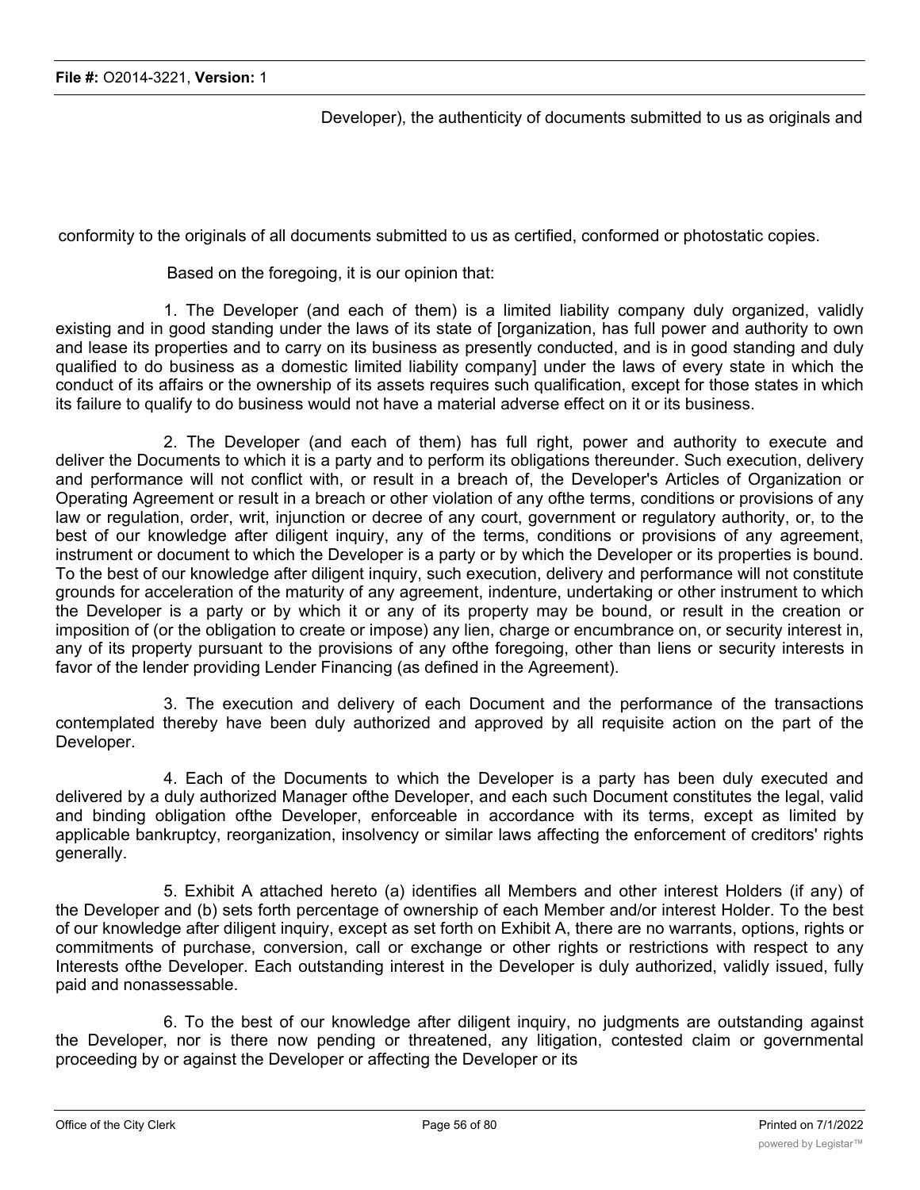Developer), the authenticity of documents submitted to us as originals and

conformity to the originals of all documents submitted to us as certified, conformed or photostatic copies.

Based on the foregoing, it is our opinion that:

1. The Developer (and each of them) is a limited liability company duly organized, validly existing and in good standing under the laws of its state of [organization, has full power and authority to own and lease its properties and to carry on its business as presently conducted, and is in good standing and duly qualified to do business as a domestic limited liability company] under the laws of every state in which the conduct of its affairs or the ownership of its assets requires such qualification, except for those states in which its failure to qualify to do business would not have a material adverse effect on it or its business.

2. The Developer (and each of them) has full right, power and authority to execute and deliver the Documents to which it is a party and to perform its obligations thereunder. Such execution, delivery and performance will not conflict with, or result in a breach of, the Developer's Articles of Organization or Operating Agreement or result in a breach or other violation of any ofthe terms, conditions or provisions of any law or regulation, order, writ, injunction or decree of any court, government or regulatory authority, or, to the best of our knowledge after diligent inquiry, any of the terms, conditions or provisions of any agreement, instrument or document to which the Developer is a party or by which the Developer or its properties is bound. To the best of our knowledge after diligent inquiry, such execution, delivery and performance will not constitute grounds for acceleration of the maturity of any agreement, indenture, undertaking or other instrument to which the Developer is a party or by which it or any of its property may be bound, or result in the creation or imposition of (or the obligation to create or impose) any lien, charge or encumbrance on, or security interest in, any of its property pursuant to the provisions of any ofthe foregoing, other than liens or security interests in favor of the lender providing Lender Financing (as defined in the Agreement).

3. The execution and delivery of each Document and the performance of the transactions contemplated thereby have been duly authorized and approved by all requisite action on the part of the Developer.

4. Each of the Documents to which the Developer is a party has been duly executed and delivered by a duly authorized Manager ofthe Developer, and each such Document constitutes the legal, valid and binding obligation ofthe Developer, enforceable in accordance with its terms, except as limited by applicable bankruptcy, reorganization, insolvency or similar laws affecting the enforcement of creditors' rights generally.

5. Exhibit A attached hereto (a) identifies all Members and other interest Holders (if any) of the Developer and (b) sets forth percentage of ownership of each Member and/or interest Holder. To the best of our knowledge after diligent inquiry, except as set forth on Exhibit A, there are no warrants, options, rights or commitments of purchase, conversion, call or exchange or other rights or restrictions with respect to any Interests ofthe Developer. Each outstanding interest in the Developer is duly authorized, validly issued, fully paid and nonassessable.

6. To the best of our knowledge after diligent inquiry, no judgments are outstanding against the Developer, nor is there now pending or threatened, any litigation, contested claim or governmental proceeding by or against the Developer or affecting the Developer or its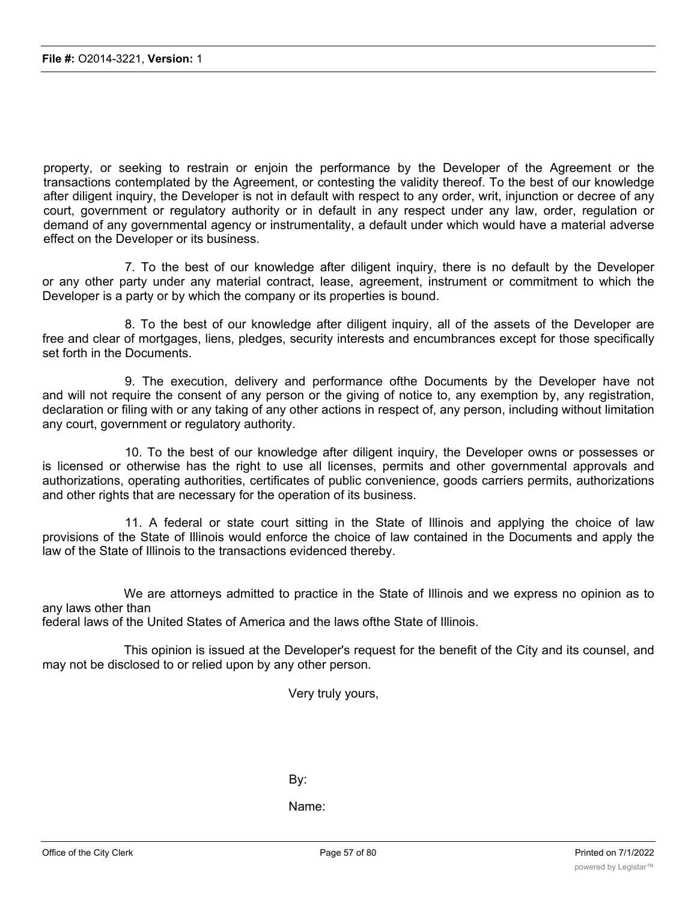property, or seeking to restrain or enjoin the performance by the Developer of the Agreement or the transactions contemplated by the Agreement, or contesting the validity thereof. To the best of our knowledge after diligent inquiry, the Developer is not in default with respect to any order, writ, injunction or decree of any court, government or regulatory authority or in default in any respect under any law, order, regulation or demand of any governmental agency or instrumentality, a default under which would have a material adverse effect on the Developer or its business.

7. To the best of our knowledge after diligent inquiry, there is no default by the Developer or any other party under any material contract, lease, agreement, instrument or commitment to which the Developer is a party or by which the company or its properties is bound.

8. To the best of our knowledge after diligent inquiry, all of the assets of the Developer are free and clear of mortgages, liens, pledges, security interests and encumbrances except for those specifically set forth in the Documents.

9. The execution, delivery and performance ofthe Documents by the Developer have not and will not require the consent of any person or the giving of notice to, any exemption by, any registration, declaration or filing with or any taking of any other actions in respect of, any person, including without limitation any court, government or regulatory authority.

10. To the best of our knowledge after diligent inquiry, the Developer owns or possesses or is licensed or otherwise has the right to use all licenses, permits and other governmental approvals and authorizations, operating authorities, certificates of public convenience, goods carriers permits, authorizations and other rights that are necessary for the operation of its business.

11. A federal or state court sitting in the State of Illinois and applying the choice of law provisions of the State of Illinois would enforce the choice of law contained in the Documents and apply the law of the State of Illinois to the transactions evidenced thereby.

We are attorneys admitted to practice in the State of Illinois and we express no opinion as to any laws other than
federal laws of the United States of America and the laws ofthe State of Illinois.

This opinion is issued at the Developer's request for the benefit of the City and its counsel, and may not be disclosed to or relied upon by any other person.

Very truly yours,

By:

Name: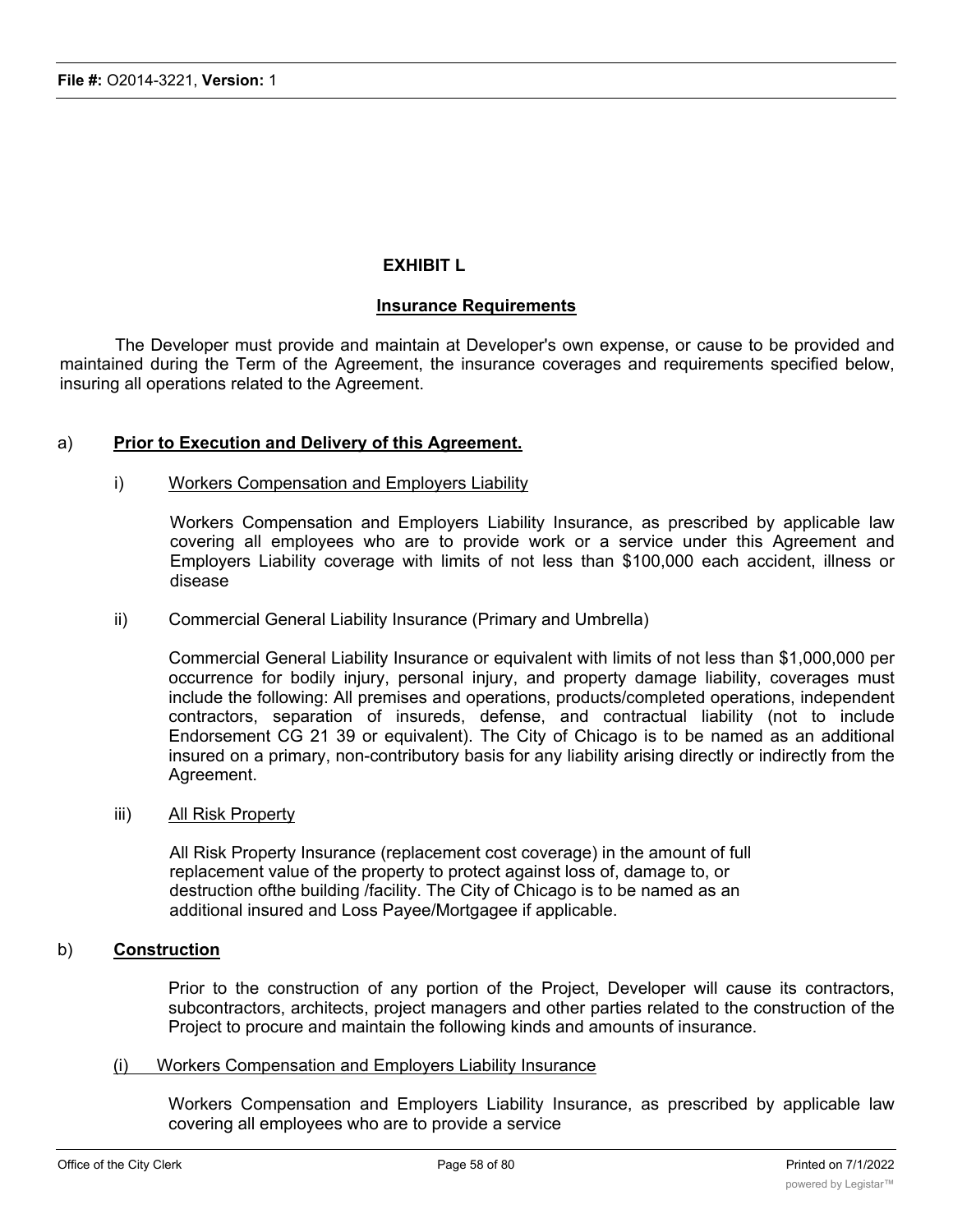## EXHIBIT L

**Insurance Requirements**

The Developer must provide and maintain at Developer's own expense, or cause to be provided and maintained during the Term of the Agreement, the insurance coverages and requirements specified below, insuring all operations related to the Agreement.

a) **Prior to Execution and Delivery of this Agreement.**

i) Workers Compensation and Employers Liability

Workers Compensation and Employers Liability Insurance, as prescribed by applicable law covering all employees who are to provide work or a service under this Agreement and Employers Liability coverage with limits of not less than $100,000 each accident, illness or disease

ii) Commercial General Liability Insurance (Primary and Umbrella)

Commercial General Liability Insurance or equivalent with limits of not less than $1,000,000 per occurrence for bodily injury, personal injury, and property damage liability, coverages must include the following: All premises and operations, products/completed operations, independent contractors, separation of insureds, defense, and contractual liability (not to include Endorsement CG 21 39 or equivalent). The City of Chicago is to be named as an additional insured on a primary, non-contributory basis for any liability arising directly or indirectly from the Agreement.

iii) All Risk Property

All Risk Property Insurance (replacement cost coverage) in the amount of full replacement value of the property to protect against loss of, damage to, or destruction ofthe building /facility. The City of Chicago is to be named as an additional insured and Loss Payee/Mortgagee if applicable.

b) **Construction**

Prior to the construction of any portion of the Project, Developer will cause its contractors, subcontractors, architects, project managers and other parties related to the construction of the Project to procure and maintain the following kinds and amounts of insurance.

(i) Workers Compensation and Employers Liability Insurance

Workers Compensation and Employers Liability Insurance, as prescribed by applicable law covering all employees who are to provide a service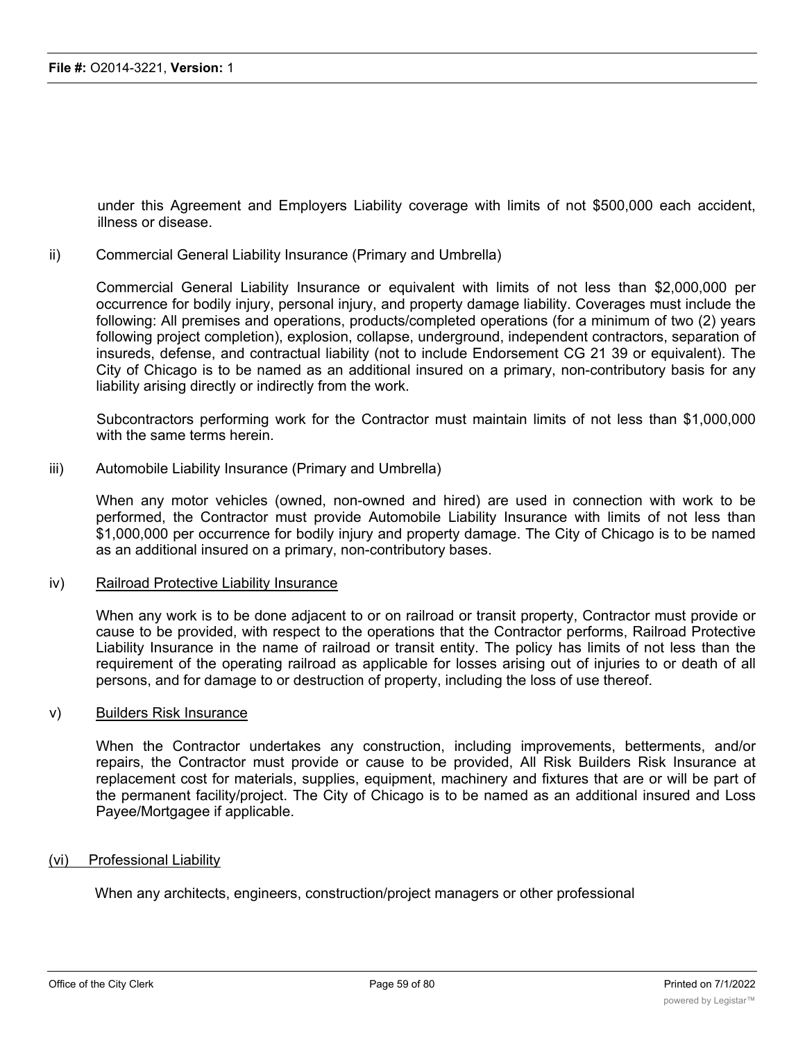under this Agreement and Employers Liability coverage with limits of not $500,000 each accident, illness or disease.

ii) Commercial General Liability Insurance (Primary and Umbrella)

Commercial General Liability Insurance or equivalent with limits of not less than $2,000,000 per occurrence for bodily injury, personal injury, and property damage liability. Coverages must include the following: All premises and operations, products/completed operations (for a minimum of two (2) years following project completion), explosion, collapse, underground, independent contractors, separation of insureds, defense, and contractual liability (not to include Endorsement CG 21 39 or equivalent). The City of Chicago is to be named as an additional insured on a primary, non-contributory basis for any liability arising directly or indirectly from the work.

Subcontractors performing work for the Contractor must maintain limits of not less than $1,000,000 with the same terms herein.

iii) Automobile Liability Insurance (Primary and Umbrella)

When any motor vehicles (owned, non-owned and hired) are used in connection with work to be performed, the Contractor must provide Automobile Liability Insurance with limits of not less than $1,000,000 per occurrence for bodily injury and property damage. The City of Chicago is to be named as an additional insured on a primary, non-contributory bases.

iv) <u>Railroad Protective Liability Insurance</u>

When any work is to be done adjacent to or on railroad or transit property, Contractor must provide or cause to be provided, with respect to the operations that the Contractor performs, Railroad Protective Liability Insurance in the name of railroad or transit entity. The policy has limits of not less than the requirement of the operating railroad as applicable for losses arising out of injuries to or death of all persons, and for damage to or destruction of property, including the loss of use thereof.

v) <u>Builders Risk Insurance</u>

When the Contractor undertakes any construction, including improvements, betterments, and/or repairs, the Contractor must provide or cause to be provided, All Risk Builders Risk Insurance at replacement cost for materials, supplies, equipment, machinery and fixtures that are or will be part of the permanent facility/project. The City of Chicago is to be named as an additional insured and Loss Payee/Mortgagee if applicable.

<u>(vi) Professional Liability</u>

When any architects, engineers, construction/project managers or other professional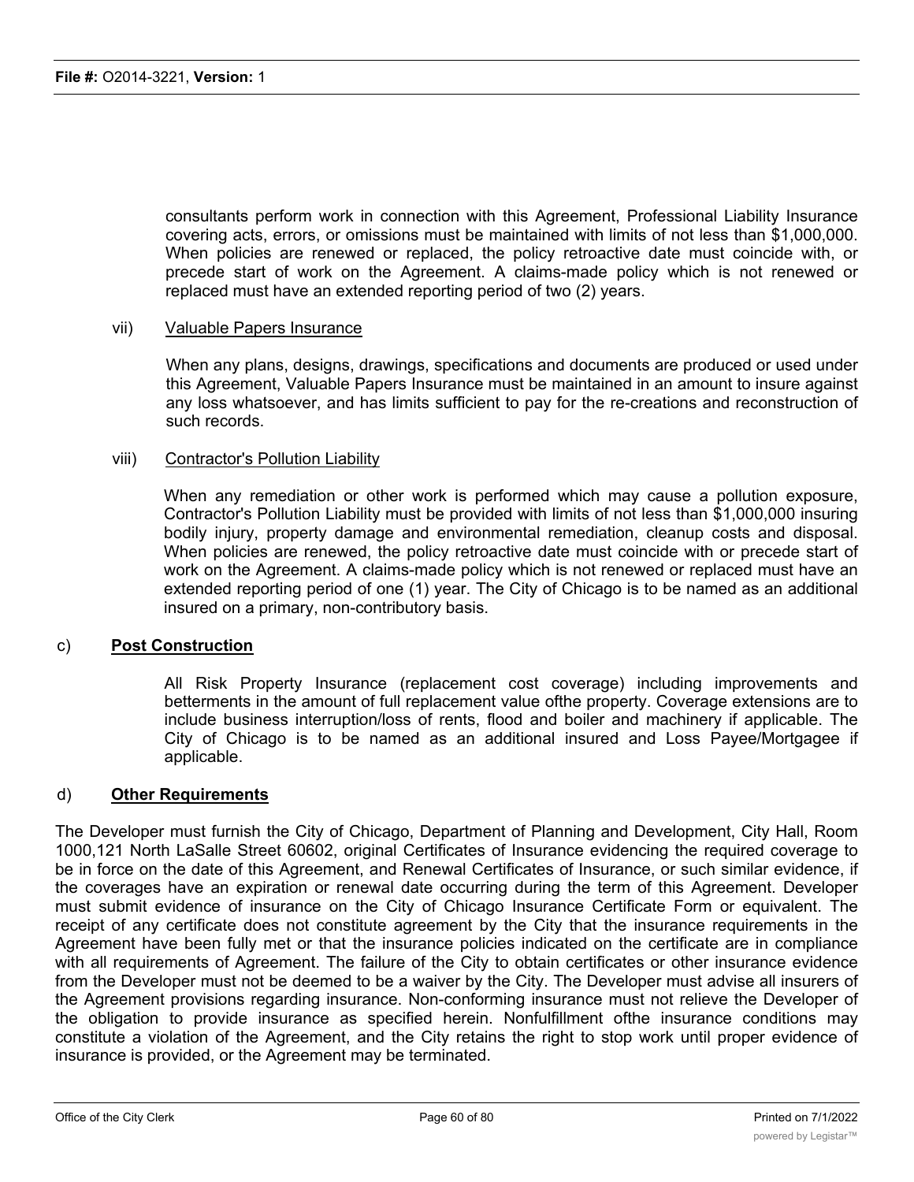consultants perform work in connection with this Agreement, Professional Liability Insurance covering acts, errors, or omissions must be maintained with limits of not less than $1,000,000. When policies are renewed or replaced, the policy retroactive date must coincide with, or precede start of work on the Agreement. A claims-made policy which is not renewed or replaced must have an extended reporting period of two (2) years.

vii) Valuable Papers Insurance

When any plans, designs, drawings, specifications and documents are produced or used under this Agreement, Valuable Papers Insurance must be maintained in an amount to insure against any loss whatsoever, and has limits sufficient to pay for the re-creations and reconstruction of such records.

viii) Contractor's Pollution Liability

When any remediation or other work is performed which may cause a pollution exposure, Contractor's Pollution Liability must be provided with limits of not less than $1,000,000 insuring bodily injury, property damage and environmental remediation, cleanup costs and disposal. When policies are renewed, the policy retroactive date must coincide with or precede start of work on the Agreement. A claims-made policy which is not renewed or replaced must have an extended reporting period of one (1) year. The City of Chicago is to be named as an additional insured on a primary, non-contributory basis.

c) **Post Construction**

All Risk Property Insurance (replacement cost coverage) including improvements and betterments in the amount of full replacement value ofthe property. Coverage extensions are to include business interruption/loss of rents, flood and boiler and machinery if applicable. The City of Chicago is to be named as an additional insured and Loss Payee/Mortgagee if applicable.

d) **Other Requirements**

The Developer must furnish the City of Chicago, Department of Planning and Development, City Hall, Room 1000,121 North LaSalle Street 60602, original Certificates of Insurance evidencing the required coverage to be in force on the date of this Agreement, and Renewal Certificates of Insurance, or such similar evidence, if the coverages have an expiration or renewal date occurring during the term of this Agreement. Developer must submit evidence of insurance on the City of Chicago Insurance Certificate Form or equivalent. The receipt of any certificate does not constitute agreement by the City that the insurance requirements in the Agreement have been fully met or that the insurance policies indicated on the certificate are in compliance with all requirements of Agreement. The failure of the City to obtain certificates or other insurance evidence from the Developer must not be deemed to be a waiver by the City. The Developer must advise all insurers of the Agreement provisions regarding insurance. Non-conforming insurance must not relieve the Developer of the obligation to provide insurance as specified herein. Nonfulfillment ofthe insurance conditions may constitute a violation of the Agreement, and the City retains the right to stop work until proper evidence of insurance is provided, or the Agreement may be terminated.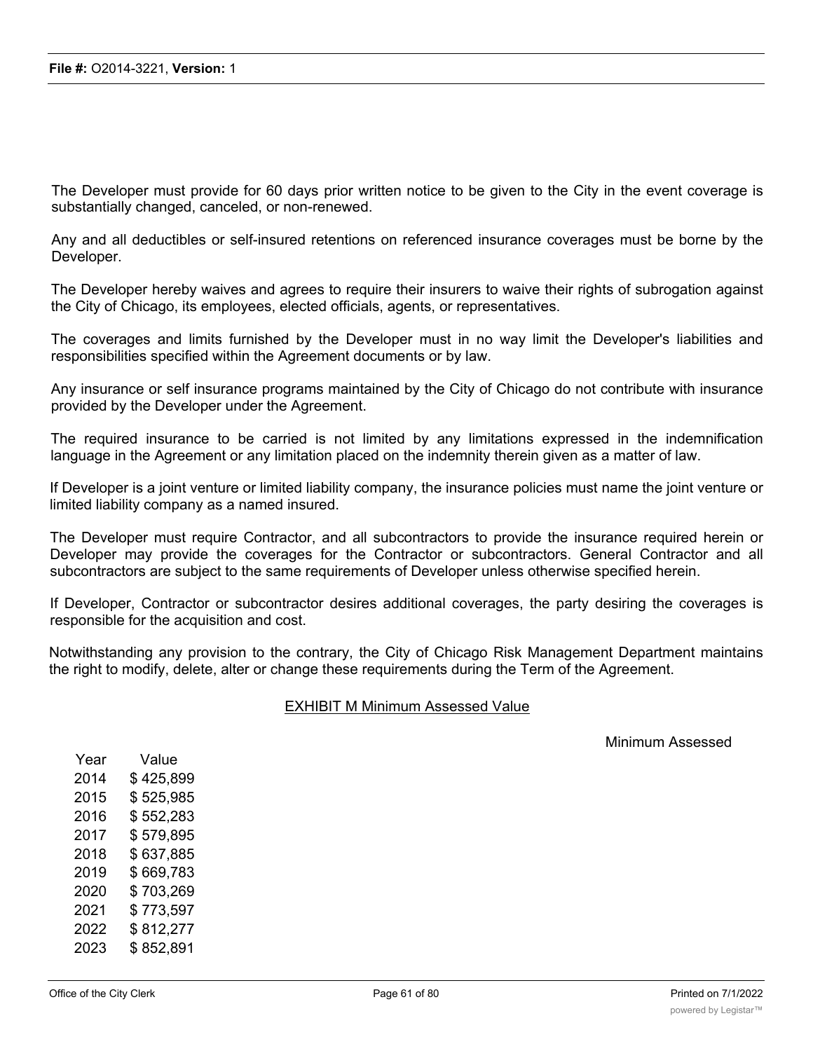The Developer must provide for 60 days prior written notice to be given to the City in the event coverage is substantially changed, canceled, or non-renewed.

Any and all deductibles or self-insured retentions on referenced insurance coverages must be borne by the Developer.

The Developer hereby waives and agrees to require their insurers to waive their rights of subrogation against the City of Chicago, its employees, elected officials, agents, or representatives.

The coverages and limits furnished by the Developer must in no way limit the Developer's liabilities and responsibilities specified within the Agreement documents or by law.

Any insurance or self insurance programs maintained by the City of Chicago do not contribute with insurance provided by the Developer under the Agreement.

The required insurance to be carried is not limited by any limitations expressed in the indemnification language in the Agreement or any limitation placed on the indemnity therein given as a matter of law.

If Developer is a joint venture or limited liability company, the insurance policies must name the joint venture or limited liability company as a named insured.

The Developer must require Contractor, and all subcontractors to provide the insurance required herein or Developer may provide the coverages for the Contractor or subcontractors. General Contractor and all subcontractors are subject to the same requirements of Developer unless otherwise specified herein.

If Developer, Contractor or subcontractor desires additional coverages, the party desiring the coverages is responsible for the acquisition and cost.

Notwithstanding any provision to the contrary, the City of Chicago Risk Management Department maintains the right to modify, delete, alter or change these requirements during the Term of the Agreement.

## EXHIBIT M Minimum Assessed Value

| Year | Minimum Assessed Value |
|---|---|
| 2014 | $ 425,899 |
| 2015 | $ 525,985 |
| 2016 | $ 552,283 |
| 2017 | $ 579,895 |
| 2018 | $ 637,885 |
| 2019 | $ 669,783 |
| 2020 | $ 703,269 |
| 2021 | $ 773,597 |
| 2022 | $ 812,277 |
| 2023 | $ 852,891 |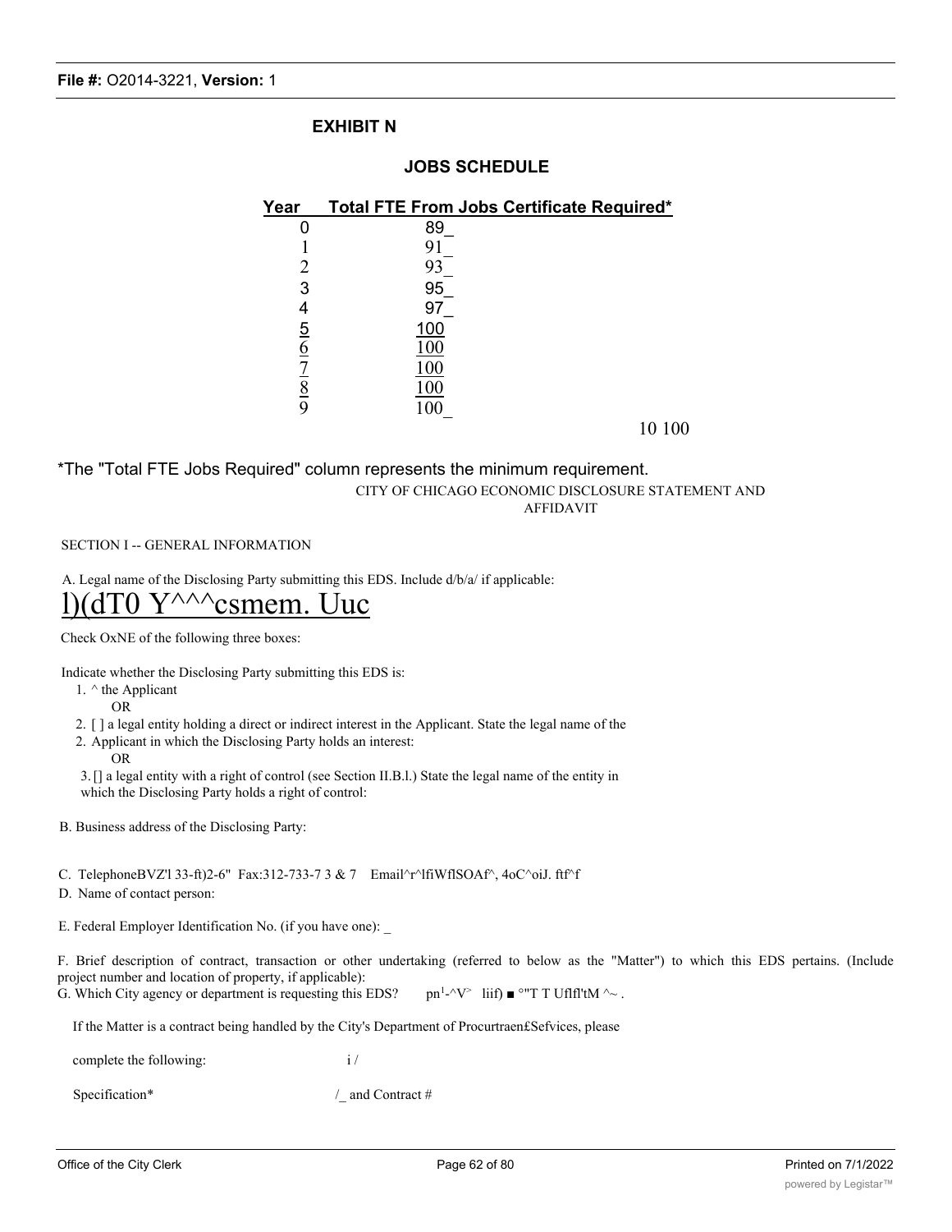## EXHIBIT N

### JOBS SCHEDULE

| Year | Total FTE From Jobs Certificate Required* |
|---|---|
| 0 | 89_ |
| 1 | 91_ |
| 2 | 93_ |
| 3 | 95_ |
| 4 | 97_ |
| 5 | 100 |
| 6 | 100 |
| 7 | 100 |
| 8 | 100 |
| 9 | 100_ |
| 10 | 100 |

*The "Total FTE Jobs Required" column represents the minimum requirement.

CITY OF CHICAGO ECONOMIC DISCLOSURE STATEMENT AND AFFIDAVIT

SECTION I -- GENERAL INFORMATION

A. Legal name of the Disclosing Party submitting this EDS. Include d/b/a/ if applicable:
l)(dT0 Y^^^csmem. Uuc

Check OxNE of the following three boxes:

Indicate whether the Disclosing Party submitting this EDS is:

1. ^ the Applicant
   OR
2. [ ] a legal entity holding a direct or indirect interest in the Applicant. State the legal name of the
2. Applicant in which the Disclosing Party holds an interest:
   OR
3. [] a legal entity with a right of control (see Section II.B.l.) State the legal name of the entity in which the Disclosing Party holds a right of control:

B. Business address of the Disclosing Party:

C. TelephoneBVZ'l 33-ft)2-6" Fax:312-733-7 3 & 7 Email^r^lfiWflSOAf^, 4oC^oiJ. ftf^f

D. Name of contact person:

E. Federal Employer Identification No. (if you have one): _

F. Brief description of contract, transaction or other undertaking (referred to below as the "Matter") to which this EDS pertains. (Include project number and location of property, if applicable):

G. Which City agency or department is requesting this EDS? pn[1]-^V^ liif) ■ °"T T Uflfl'tM ^~ .

If the Matter is a contract being handled by the City's Department of Procurtraen£Sefvices, please

complete the following: i /

Specification* /_ and Contract #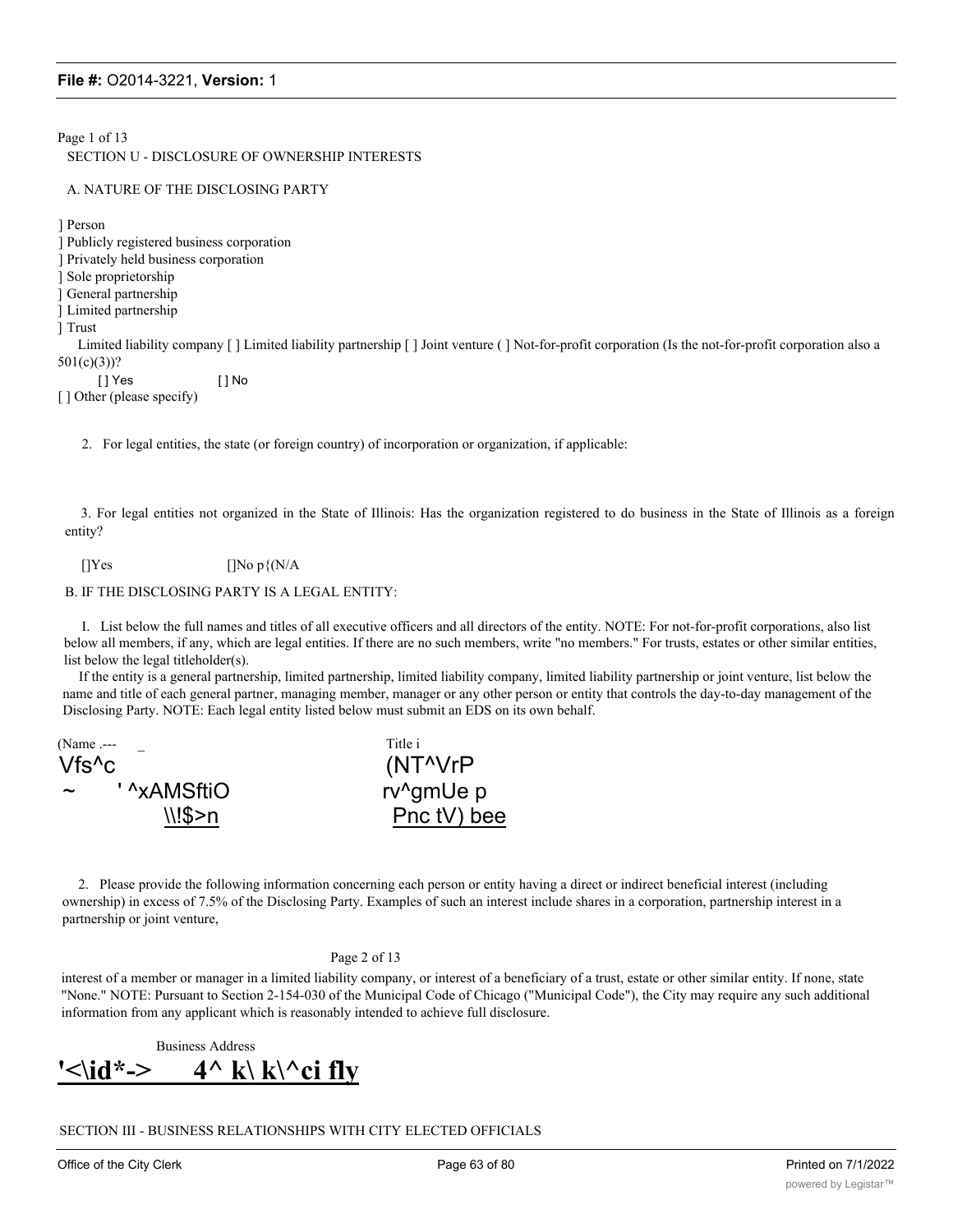Page 1 of 13

SECTION U - DISCLOSURE OF OWNERSHIP INTERESTS

A. NATURE OF THE DISCLOSING PARTY

] Person
] Publicly registered business corporation
] Privately held business corporation
] Sole proprietorship
] General partnership
] Limited partnership
] Trust

Limited liability company [ ] Limited liability partnership [ ] Joint venture ( ] Not-for-profit corporation (Is the not-for-profit corporation also a 501(c)(3))?

[ ] Yes [ ] No

[ ] Other (please specify)

2. For legal entities, the state (or foreign country) of incorporation or organization, if applicable:

3. For legal entities not organized in the State of Illinois: Has the organization registered to do business in the State of Illinois as a foreign entity?

[]Yes []No p{(N/A

B. IF THE DISCLOSING PARTY IS A LEGAL ENTITY:

I. List below the full names and titles of all executive officers and all directors of the entity. NOTE: For not-for-profit corporations, also list below all members, if any, which are legal entities. If there are no such members, write "no members." For trusts, estates or other similar entities, list below the legal titleholder(s).

If the entity is a general partnership, limited partnership, limited liability company, limited liability partnership or joint venture, list below the name and title of each general partner, managing member, manager or any other person or entity that controls the day-to-day management of the Disclosing Party. NOTE: Each legal entity listed below must submit an EDS on its own behalf.

| (Name .--- _ | Title i |
|---|---|
| Vfs^c | (NT^VrP |
| ~ ' ^xAMSftiO | rv^gmUe p |
| \\!$>n | Pnc tV) bee |

2. Please provide the following information concerning each person or entity having a direct or indirect beneficial interest (including ownership) in excess of 7.5% of the Disclosing Party. Examples of such an interest include shares in a corporation, partnership interest in a partnership or joint venture,

Page 2 of 13

interest of a member or manager in a limited liability company, or interest of a beneficiary of a trust, estate or other similar entity. If none, state "None." NOTE: Pursuant to Section 2-154-030 of the Municipal Code of Chicago ("Municipal Code"), the City may require any such additional information from any applicant which is reasonably intended to achieve full disclosure.

Business Address

**'<\id*-> 4^ k\ k\^ci fly**

SECTION III - BUSINESS RELATIONSHIPS WITH CITY ELECTED OFFICIALS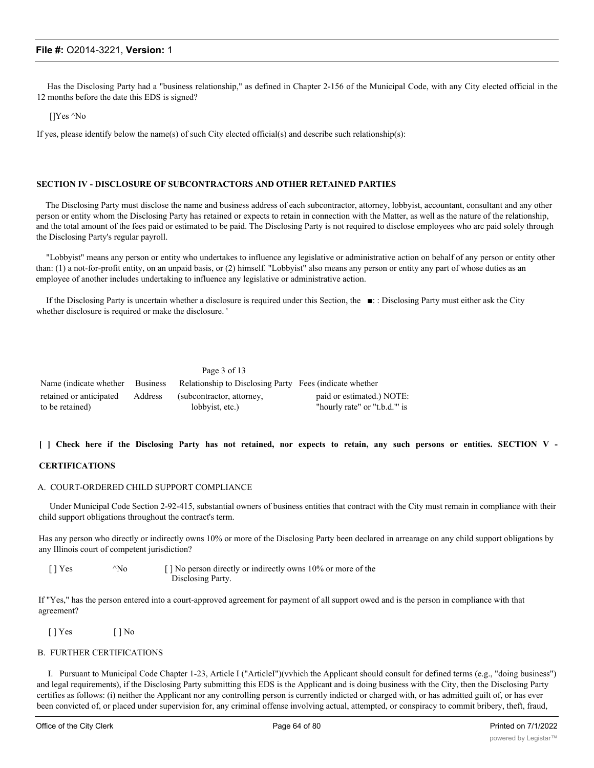Has the Disclosing Party had a "business relationship," as defined in Chapter 2-156 of the Municipal Code, with any City elected official in the 12 months before the date this EDS is signed?

[]Yes ^No

If yes, please identify below the name(s) of such City elected official(s) and describe such relationship(s):

**SECTION IV - DISCLOSURE OF SUBCONTRACTORS AND OTHER RETAINED PARTIES**

The Disclosing Party must disclose the name and business address of each subcontractor, attorney, lobbyist, accountant, consultant and any other person or entity whom the Disclosing Party has retained or expects to retain in connection with the Matter, as well as the nature of the relationship, and the total amount of the fees paid or estimated to be paid. The Disclosing Party is not required to disclose employees who arc paid solely through the Disclosing Party's regular payroll.

"Lobbyist" means any person or entity who undertakes to influence any legislative or administrative action on behalf of any person or entity other than: (1) a not-for-profit entity, on an unpaid basis, or (2) himself. "Lobbyist" also means any person or entity any part of whose duties as an employee of another includes undertaking to influence any legislative or administrative action.

If the Disclosing Party is uncertain whether a disclosure is required under this Section, the ■: : Disclosing Party must either ask the City whether disclosure is required or make the disclosure. '

Page 3 of 13

| Name (indicate whether retained or anticipated to be retained) | Business Address | Relationship to Disclosing Party (subcontractor, attorney, lobbyist, etc.) | Fees (indicate whether paid or estimated.) NOTE: "hourly rate" or "t.b.d.'" is |
|---|---|---|---|

**[ ] Check here if the Disclosing Party has not retained, nor expects to retain, any such persons or entities. SECTION V -**

**CERTIFICATIONS**

A. COURT-ORDERED CHILD SUPPORT COMPLIANCE

Under Municipal Code Section 2-92-415, substantial owners of business entities that contract with the City must remain in compliance with their child support obligations throughout the contract's term.

Has any person who directly or indirectly owns 10% or more of the Disclosing Party been declared in arrearage on any child support obligations by any Illinois court of competent jurisdiction?

[ ] Yes ^No [ ] No person directly or indirectly owns 10% or more of the Disclosing Party.

If "Yes," has the person entered into a court-approved agreement for payment of all support owed and is the person in compliance with that agreement?

[ ] Yes [ ] No

B. FURTHER CERTIFICATIONS

I. Pursuant to Municipal Code Chapter 1-23, Article I ("ArticleI")(vvhich the Applicant should consult for defined terms (e.g., "doing business") and legal requirements), if the Disclosing Party submitting this EDS is the Applicant and is doing business with the City, then the Disclosing Party certifies as follows: (i) neither the Applicant nor any controlling person is currently indicted or charged with, or has admitted guilt of, or has ever been convicted of, or placed under supervision for, any criminal offense involving actual, attempted, or conspiracy to commit bribery, theft, fraud,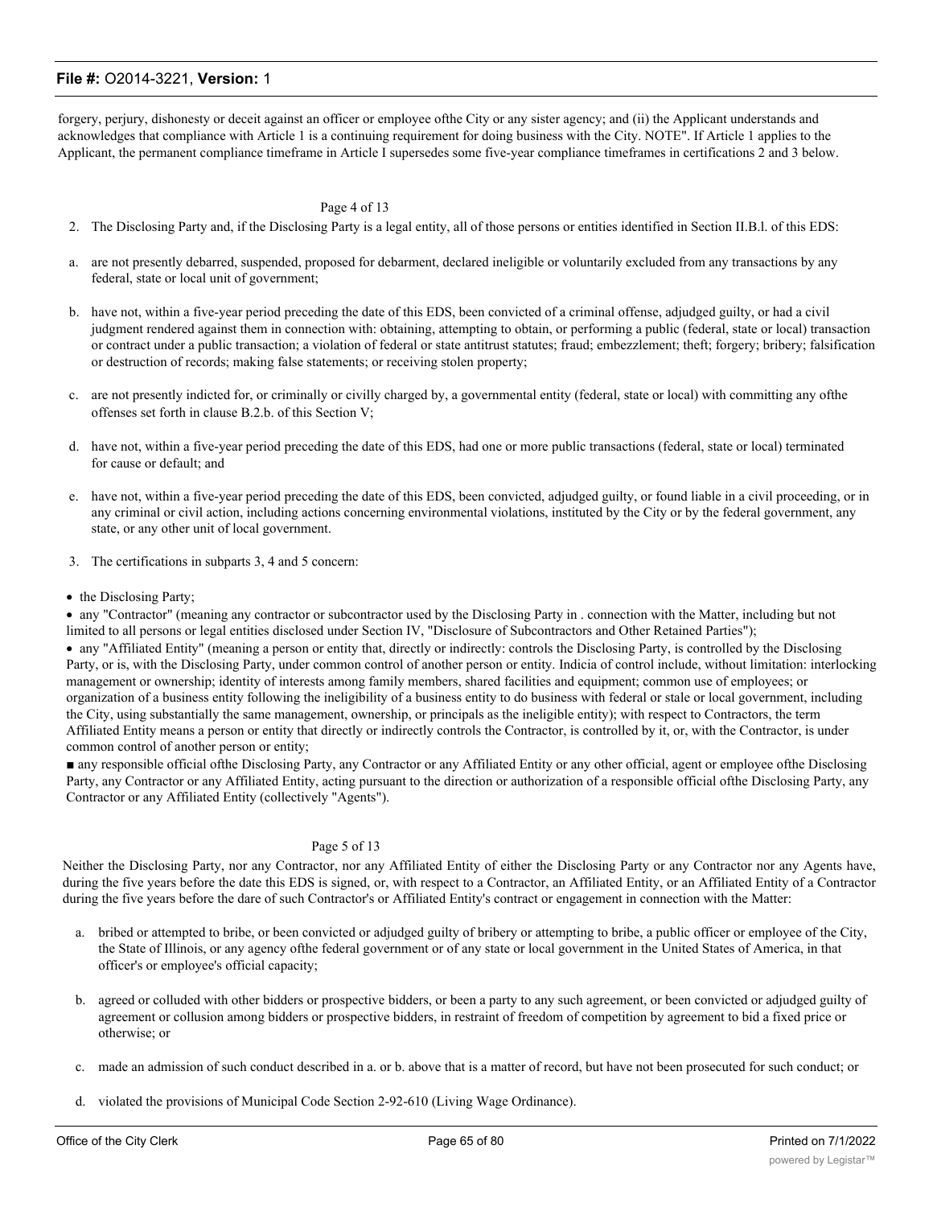forgery, perjury, dishonesty or deceit against an officer or employee ofthe City or any sister agency; and (ii) the Applicant understands and acknowledges that compliance with Article 1 is a continuing requirement for doing business with the City. NOTE". If Article 1 applies to the Applicant, the permanent compliance timeframe in Article I supersedes some five-year compliance timeframes in certifications 2 and 3 below.

Page 4 of 13

2. The Disclosing Party and, if the Disclosing Party is a legal entity, all of those persons or entities identified in Section II.B.l. of this EDS:

a. are not presently debarred, suspended, proposed for debarment, declared ineligible or voluntarily excluded from any transactions by any federal, state or local unit of government;

b. have not, within a five-year period preceding the date of this EDS, been convicted of a criminal offense, adjudged guilty, or had a civil judgment rendered against them in connection with: obtaining, attempting to obtain, or performing a public (federal, state or local) transaction or contract under a public transaction; a violation of federal or state antitrust statutes; fraud; embezzlement; theft; forgery; bribery; falsification or destruction of records; making false statements; or receiving stolen property;

c. are not presently indicted for, or criminally or civilly charged by, a governmental entity (federal, state or local) with committing any ofthe offenses set forth in clause B.2.b. of this Section V;

d. have not, within a five-year period preceding the date of this EDS, had one or more public transactions (federal, state or local) terminated for cause or default; and

e. have not, within a five-year period preceding the date of this EDS, been convicted, adjudged guilty, or found liable in a civil proceeding, or in any criminal or civil action, including actions concerning environmental violations, instituted by the City or by the federal government, any state, or any other unit of local government.

3. The certifications in subparts 3, 4 and 5 concern:

- the Disclosing Party;
- any "Contractor" (meaning any contractor or subcontractor used by the Disclosing Party in . connection with the Matter, including but not limited to all persons or legal entities disclosed under Section IV, "Disclosure of Subcontractors and Other Retained Parties");
- any "Affiliated Entity" (meaning a person or entity that, directly or indirectly: controls the Disclosing Party, is controlled by the Disclosing Party, or is, with the Disclosing Party, under common control of another person or entity. Indicia of control include, without limitation: interlocking management or ownership; identity of interests among family members, shared facilities and equipment; common use of employees; or organization of a business entity following the ineligibility of a business entity to do business with federal or stale or local government, including the City, using substantially the same management, ownership, or principals as the ineligible entity); with respect to Contractors, the term Affiliated Entity means a person or entity that directly or indirectly controls the Contractor, is controlled by it, or, with the Contractor, is under common control of another person or entity;
- any responsible official ofthe Disclosing Party, any Contractor or any Affiliated Entity or any other official, agent or employee ofthe Disclosing Party, any Contractor or any Affiliated Entity, acting pursuant to the direction or authorization of a responsible official ofthe Disclosing Party, any Contractor or any Affiliated Entity (collectively "Agents").

Page 5 of 13

Neither the Disclosing Party, nor any Contractor, nor any Affiliated Entity of either the Disclosing Party or any Contractor nor any Agents have, during the five years before the date this EDS is signed, or, with respect to a Contractor, an Affiliated Entity, or an Affiliated Entity of a Contractor during the five years before the dare of such Contractor's or Affiliated Entity's contract or engagement in connection with the Matter:

a. bribed or attempted to bribe, or been convicted or adjudged guilty of bribery or attempting to bribe, a public officer or employee of the City, the State of Illinois, or any agency ofthe federal government or of any state or local government in the United States of America, in that officer's or employee's official capacity;

b. agreed or colluded with other bidders or prospective bidders, or been a party to any such agreement, or been convicted or adjudged guilty of agreement or collusion among bidders or prospective bidders, in restraint of freedom of competition by agreement to bid a fixed price or otherwise; or

c. made an admission of such conduct described in a. or b. above that is a matter of record, but have not been prosecuted for such conduct; or

d. violated the provisions of Municipal Code Section 2-92-610 (Living Wage Ordinance).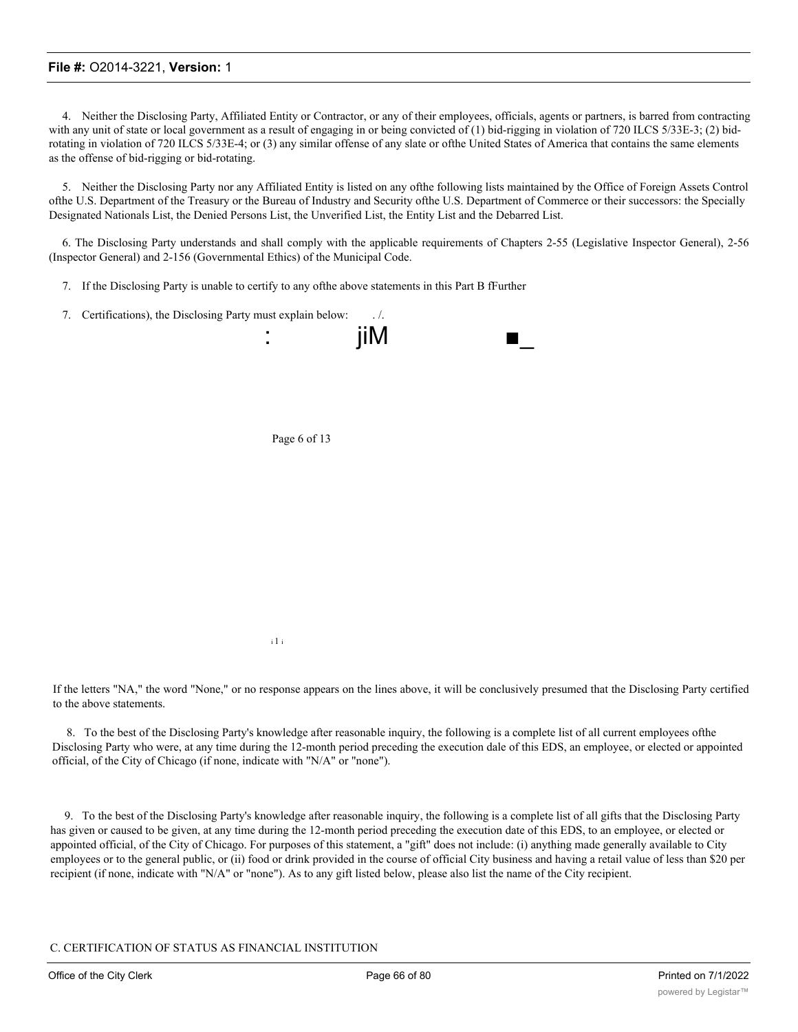4. Neither the Disclosing Party, Affiliated Entity or Contractor, or any of their employees, officials, agents or partners, is barred from contracting with any unit of state or local government as a result of engaging in or being convicted of (1) bid-rigging in violation of 720 ILCS 5/33E-3; (2) bid-rotating in violation of 720 ILCS 5/33E-4; or (3) any similar offense of any slate or ofthe United States of America that contains the same elements as the offense of bid-rigging or bid-rotating.

5. Neither the Disclosing Party nor any Affiliated Entity is listed on any ofthe following lists maintained by the Office of Foreign Assets Control ofthe U.S. Department of the Treasury or the Bureau of Industry and Security ofthe U.S. Department of Commerce or their successors: the Specially Designated Nationals List, the Denied Persons List, the Unverified List, the Entity List and the Debarred List.

6. The Disclosing Party understands and shall comply with the applicable requirements of Chapters 2-55 (Legislative Inspector General), 2-56 (Inspector General) and 2-156 (Governmental Ethics) of the Municipal Code.

7. If the Disclosing Party is unable to certify to any ofthe above statements in this Part B fFurther

7. Certifications), the Disclosing Party must explain below: . /.

: jiM ■_

Page 6 of 13

i l i

If the letters "NA," the word "None," or no response appears on the lines above, it will be conclusively presumed that the Disclosing Party certified to the above statements.

8. To the best of the Disclosing Party's knowledge after reasonable inquiry, the following is a complete list of all current employees ofthe Disclosing Party who were, at any time during the 12-month period preceding the execution dale of this EDS, an employee, or elected or appointed official, of the City of Chicago (if none, indicate with "N/A" or "none").

9. To the best of the Disclosing Party's knowledge after reasonable inquiry, the following is a complete list of all gifts that the Disclosing Party has given or caused to be given, at any time during the 12-month period preceding the execution date of this EDS, to an employee, or elected or appointed official, of the City of Chicago. For purposes of this statement, a "gift" does not include: (i) anything made generally available to City employees or to the general public, or (ii) food or drink provided in the course of official City business and having a retail value of less than $20 per recipient (if none, indicate with "N/A" or "none"). As to any gift listed below, please also list the name of the City recipient.

C. CERTIFICATION OF STATUS AS FINANCIAL INSTITUTION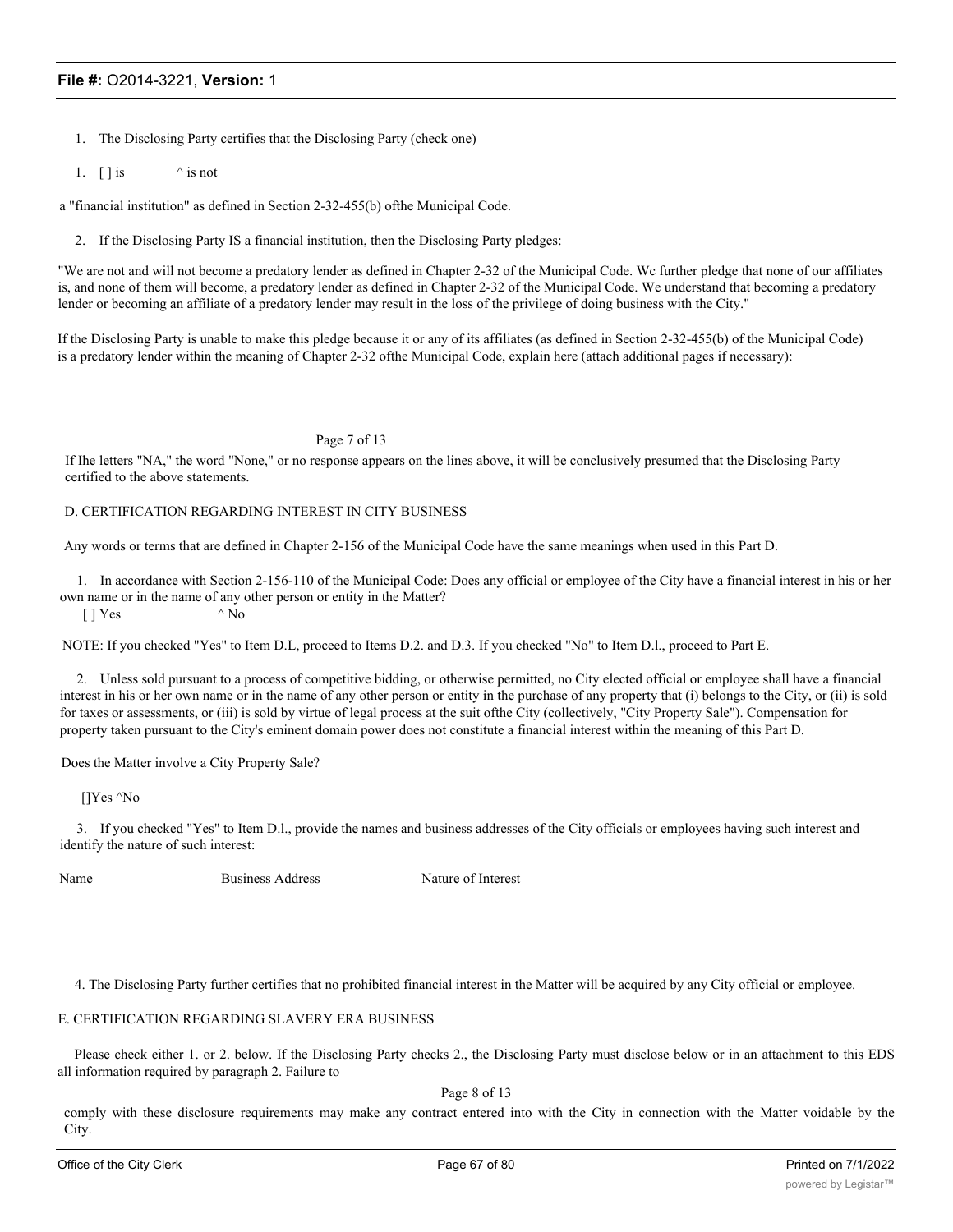1. The Disclosing Party certifies that the Disclosing Party (check one)

1. [ ] is ^ is not

a "financial institution" as defined in Section 2-32-455(b) ofthe Municipal Code.

2. If the Disclosing Party IS a financial institution, then the Disclosing Party pledges:

"We are not and will not become a predatory lender as defined in Chapter 2-32 of the Municipal Code. Wc further pledge that none of our affiliates is, and none of them will become, a predatory lender as defined in Chapter 2-32 of the Municipal Code. We understand that becoming a predatory lender or becoming an affiliate of a predatory lender may result in the loss of the privilege of doing business with the City."

If the Disclosing Party is unable to make this pledge because it or any of its affiliates (as defined in Section 2-32-455(b) of the Municipal Code) is a predatory lender within the meaning of Chapter 2-32 ofthe Municipal Code, explain here (attach additional pages if necessary):

Page 7 of 13

If Ihe letters "NA," the word "None," or no response appears on the lines above, it will be conclusively presumed that the Disclosing Party certified to the above statements.

D. CERTIFICATION REGARDING INTEREST IN CITY BUSINESS

Any words or terms that are defined in Chapter 2-156 of the Municipal Code have the same meanings when used in this Part D.

1. In accordance with Section 2-156-110 of the Municipal Code: Does any official or employee of the City have a financial interest in his or her own name or in the name of any other person or entity in the Matter?
[ ] Yes ^ No

NOTE: If you checked "Yes" to Item D.L, proceed to Items D.2. and D.3. If you checked "No" to Item D.l., proceed to Part E.

2. Unless sold pursuant to a process of competitive bidding, or otherwise permitted, no City elected official or employee shall have a financial interest in his or her own name or in the name of any other person or entity in the purchase of any property that (i) belongs to the City, or (ii) is sold for taxes or assessments, or (iii) is sold by virtue of legal process at the suit ofthe City (collectively, "City Property Sale"). Compensation for property taken pursuant to the City's eminent domain power does not constitute a financial interest within the meaning of this Part D.

Does the Matter involve a City Property Sale?

[]Yes ^No

3. If you checked "Yes" to Item D.l., provide the names and business addresses of the City officials or employees having such interest and identify the nature of such interest:

| Name | Business Address | Nature of Interest |
| --- | --- | --- |

4. The Disclosing Party further certifies that no prohibited financial interest in the Matter will be acquired by any City official or employee.

E. CERTIFICATION REGARDING SLAVERY ERA BUSINESS

Please check either 1. or 2. below. If the Disclosing Party checks 2., the Disclosing Party must disclose below or in an attachment to this EDS all information required by paragraph 2. Failure to

Page 8 of 13

comply with these disclosure requirements may make any contract entered into with the City in connection with the Matter voidable by the City.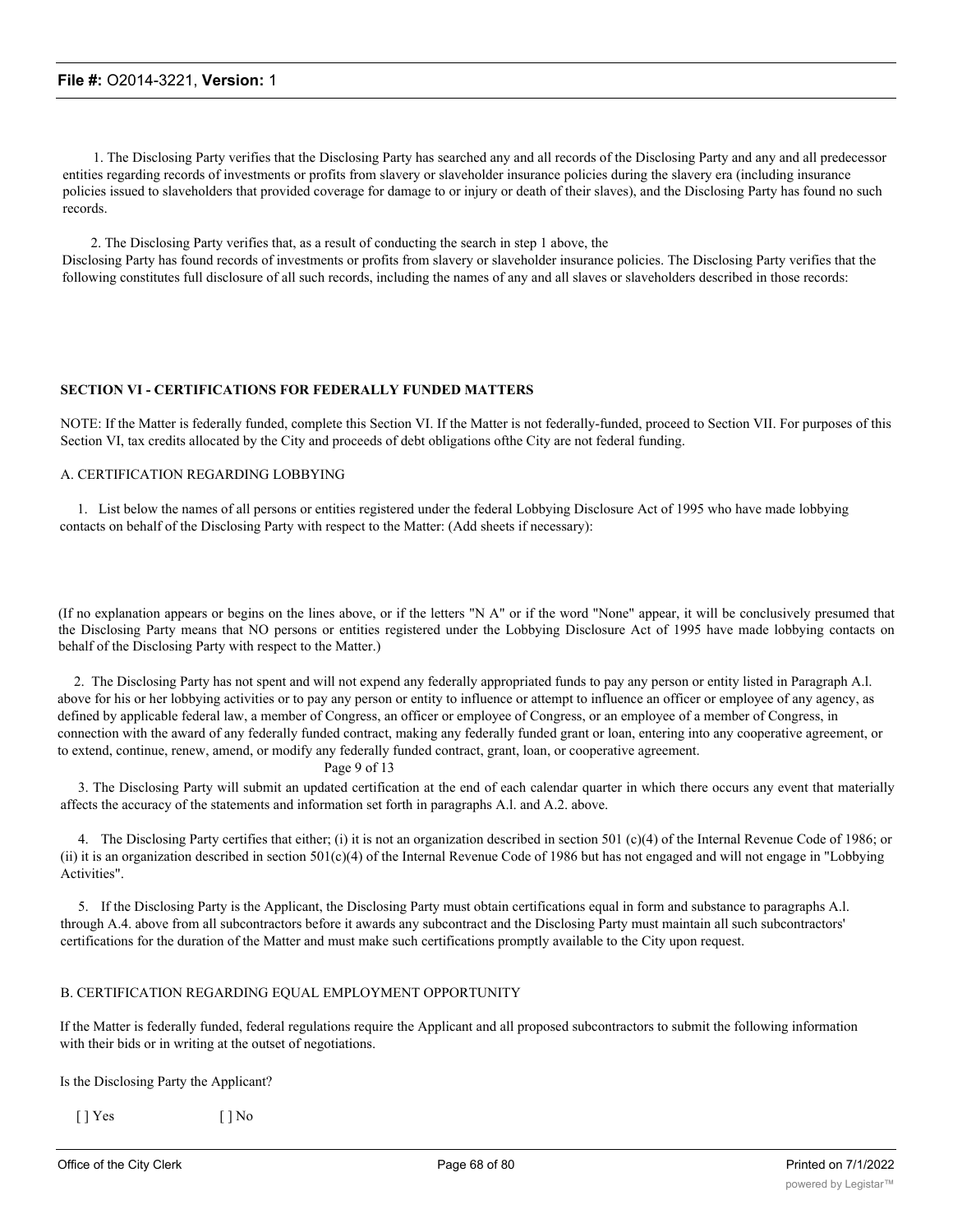1. The Disclosing Party verifies that the Disclosing Party has searched any and all records of the Disclosing Party and any and all predecessor entities regarding records of investments or profits from slavery or slaveholder insurance policies during the slavery era (including insurance policies issued to slaveholders that provided coverage for damage to or injury or death of their slaves), and the Disclosing Party has found no such records.

2. The Disclosing Party verifies that, as a result of conducting the search in step 1 above, the Disclosing Party has found records of investments or profits from slavery or slaveholder insurance policies. The Disclosing Party verifies that the following constitutes full disclosure of all such records, including the names of any and all slaves or slaveholders described in those records:

**SECTION VI - CERTIFICATIONS FOR FEDERALLY FUNDED MATTERS**

NOTE: If the Matter is federally funded, complete this Section VI. If the Matter is not federally-funded, proceed to Section VII. For purposes of this Section VI, tax credits allocated by the City and proceeds of debt obligations ofthe City are not federal funding.

A. CERTIFICATION REGARDING LOBBYING

1. List below the names of all persons or entities registered under the federal Lobbying Disclosure Act of 1995 who have made lobbying contacts on behalf of the Disclosing Party with respect to the Matter: (Add sheets if necessary):

(If no explanation appears or begins on the lines above, or if the letters "N A" or if the word "None" appear, it will be conclusively presumed that the Disclosing Party means that NO persons or entities registered under the Lobbying Disclosure Act of 1995 have made lobbying contacts on behalf of the Disclosing Party with respect to the Matter.)

2. The Disclosing Party has not spent and will not expend any federally appropriated funds to pay any person or entity listed in Paragraph A.l. above for his or her lobbying activities or to pay any person or entity to influence or attempt to influence an officer or employee of any agency, as defined by applicable federal law, a member of Congress, an officer or employee of Congress, or an employee of a member of Congress, in connection with the award of any federally funded contract, making any federally funded grant or loan, entering into any cooperative agreement, or to extend, continue, renew, amend, or modify any federally funded contract, grant, loan, or cooperative agreement.

3. The Disclosing Party will submit an updated certification at the end of each calendar quarter in which there occurs any event that materially affects the accuracy of the statements and information set forth in paragraphs A.l. and A.2. above.

4. The Disclosing Party certifies that either; (i) it is not an organization described in section 501 (c)(4) of the Internal Revenue Code of 1986; or (ii) it is an organization described in section 501(c)(4) of the Internal Revenue Code of 1986 but has not engaged and will not engage in "Lobbying Activities".

5. If the Disclosing Party is the Applicant, the Disclosing Party must obtain certifications equal in form and substance to paragraphs A.l. through A.4. above from all subcontractors before it awards any subcontract and the Disclosing Party must maintain all such subcontractors' certifications for the duration of the Matter and must make such certifications promptly available to the City upon request.

B. CERTIFICATION REGARDING EQUAL EMPLOYMENT OPPORTUNITY

If the Matter is federally funded, federal regulations require the Applicant and all proposed subcontractors to submit the following information with their bids or in writing at the outset of negotiations.

Is the Disclosing Party the Applicant?

[ ] Yes [ ] No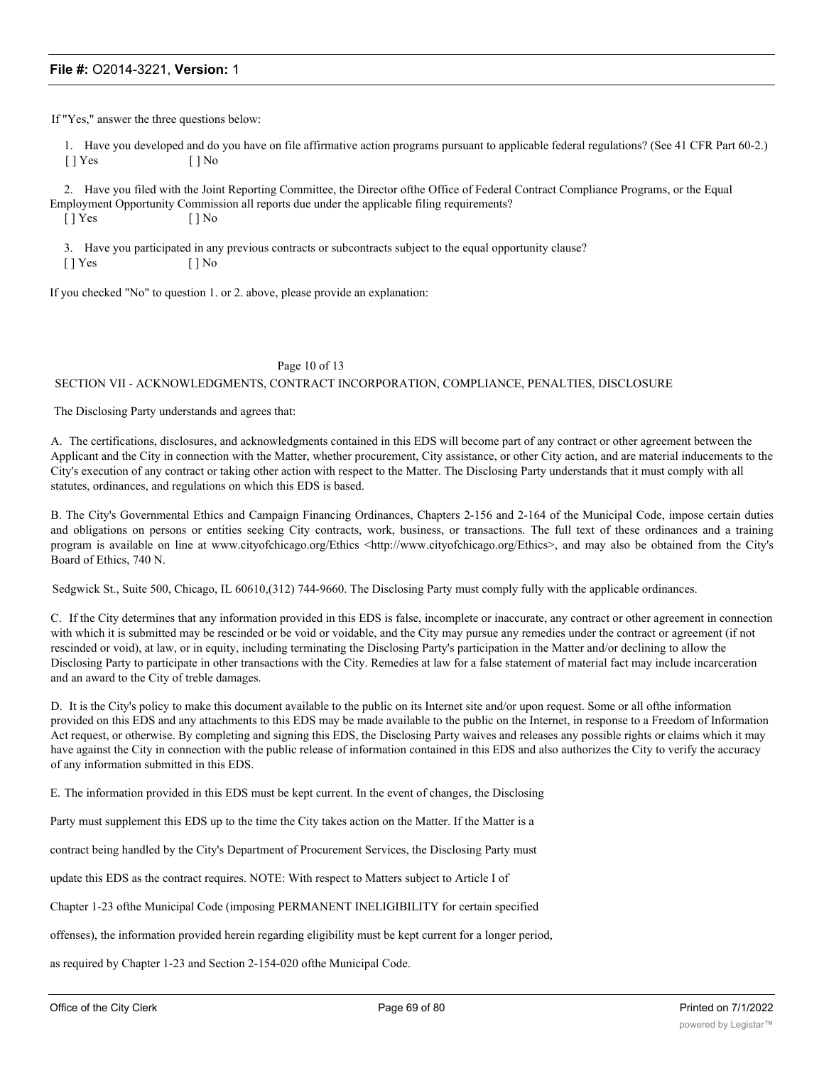If "Yes," answer the three questions below:

1. Have you developed and do you have on file affirmative action programs pursuant to applicable federal regulations? (See 41 CFR Part 60-2.)
   [ ] Yes [ ] No

2. Have you filed with the Joint Reporting Committee, the Director ofthe Office of Federal Contract Compliance Programs, or the Equal Employment Opportunity Commission all reports due under the applicable filing requirements?
   [ ] Yes [ ] No

3. Have you participated in any previous contracts or subcontracts subject to the equal opportunity clause?
   [ ] Yes [ ] No

If you checked "No" to question 1. or 2. above, please provide an explanation:

Page 10 of 13

## SECTION VII - ACKNOWLEDGMENTS, CONTRACT INCORPORATION, COMPLIANCE, PENALTIES, DISCLOSURE

The Disclosing Party understands and agrees that:

A. The certifications, disclosures, and acknowledgments contained in this EDS will become part of any contract or other agreement between the Applicant and the City in connection with the Matter, whether procurement, City assistance, or other City action, and are material inducements to the City's execution of any contract or taking other action with respect to the Matter. The Disclosing Party understands that it must comply with all statutes, ordinances, and regulations on which this EDS is based.

B. The City's Governmental Ethics and Campaign Financing Ordinances, Chapters 2-156 and 2-164 of the Municipal Code, impose certain duties and obligations on persons or entities seeking City contracts, work, business, or transactions. The full text of these ordinances and a training program is available on line at www.cityofchicago.org/Ethics <http://www.cityofchicago.org/Ethics>, and may also be obtained from the City's Board of Ethics, 740 N.

Sedgwick St., Suite 500, Chicago, IL 60610,(312) 744-9660. The Disclosing Party must comply fully with the applicable ordinances.

C. If the City determines that any information provided in this EDS is false, incomplete or inaccurate, any contract or other agreement in connection with which it is submitted may be rescinded or be void or voidable, and the City may pursue any remedies under the contract or agreement (if not rescinded or void), at law, or in equity, including terminating the Disclosing Party's participation in the Matter and/or declining to allow the Disclosing Party to participate in other transactions with the City. Remedies at law for a false statement of material fact may include incarceration and an award to the City of treble damages.

D. It is the City's policy to make this document available to the public on its Internet site and/or upon request. Some or all ofthe information provided on this EDS and any attachments to this EDS may be made available to the public on the Internet, in response to a Freedom of Information Act request, or otherwise. By completing and signing this EDS, the Disclosing Party waives and releases any possible rights or claims which it may have against the City in connection with the public release of information contained in this EDS and also authorizes the City to verify the accuracy of any information submitted in this EDS.

E. The information provided in this EDS must be kept current. In the event of changes, the Disclosing Party must supplement this EDS up to the time the City takes action on the Matter. If the Matter is a contract being handled by the City's Department of Procurement Services, the Disclosing Party must update this EDS as the contract requires. NOTE: With respect to Matters subject to Article I of Chapter 1-23 ofthe Municipal Code (imposing PERMANENT INELIGIBILITY for certain specified offenses), the information provided herein regarding eligibility must be kept current for a longer period, as required by Chapter 1-23 and Section 2-154-020 ofthe Municipal Code.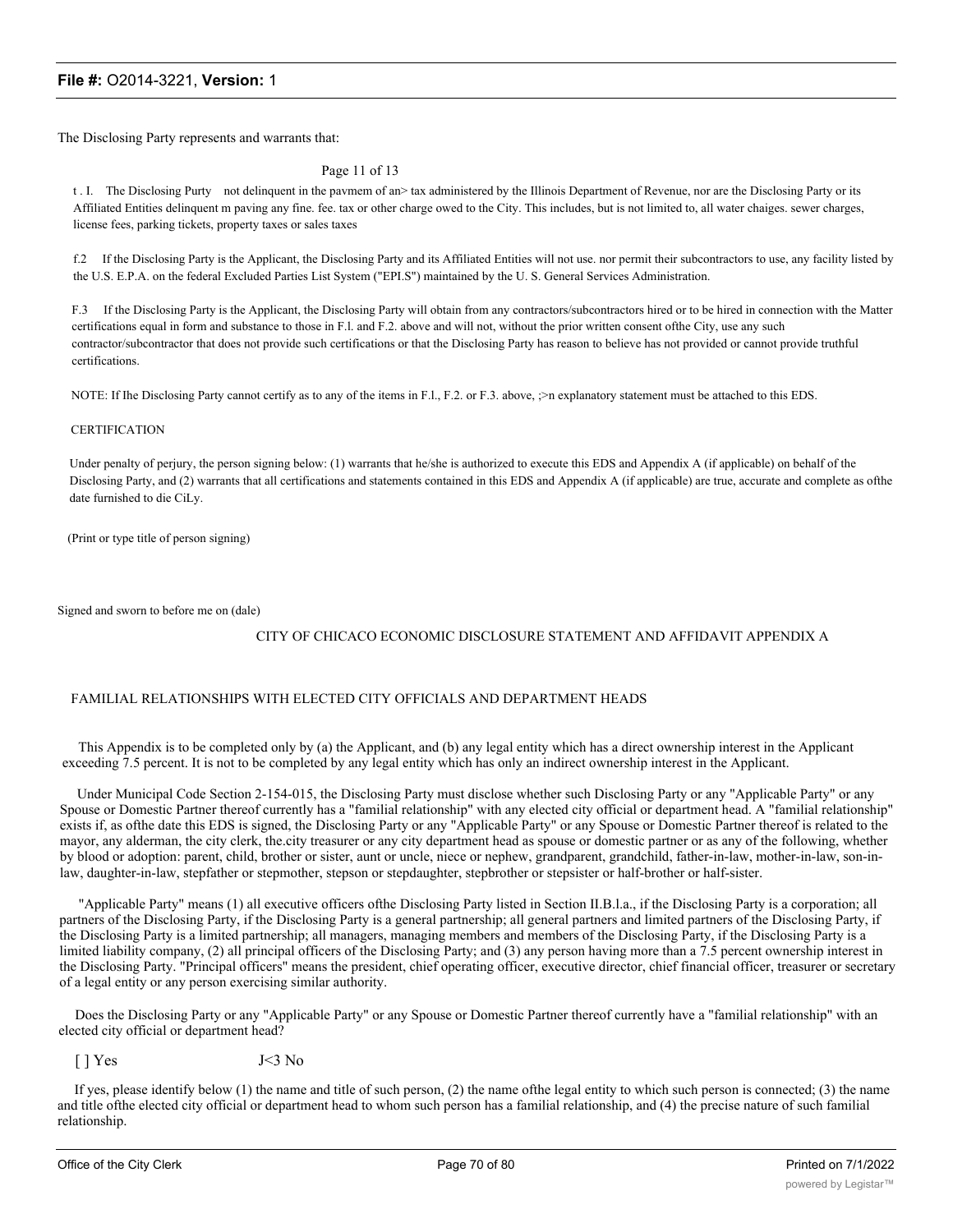The Disclosing Party represents and warrants that:

Page 11 of 13

t . I. The Disclosing Purty not delinquent in the pavmem of an> tax administered by the Illinois Department of Revenue, nor are the Disclosing Party or its Affiliated Entities delinquent m paving any fine. fee. tax or other charge owed to the City. This includes, but is not limited to, all water chaiges. sewer charges, license fees, parking tickets, property taxes or sales taxes

f.2 If the Disclosing Party is the Applicant, the Disclosing Party and its Affiliated Entities will not use. nor permit their subcontractors to use, any facility listed by the U.S. E.P.A. on the federal Excluded Parties List System ("EPI.S") maintained by the U. S. General Services Administration.

F.3 If the Disclosing Party is the Applicant, the Disclosing Party will obtain from any contractors/subcontractors hired or to be hired in connection with the Matter certifications equal in form and substance to those in F.l. and F.2. above and will not, without the prior written consent ofthe City, use any such contractor/subcontractor that does not provide such certifications or that the Disclosing Party has reason to believe has not provided or cannot provide truthful certifications.

NOTE: If Ihe Disclosing Party cannot certify as to any of the items in F.l., F.2. or F.3. above, ;>n explanatory statement must be attached to this EDS.

CERTIFICATION

Under penalty of perjury, the person signing below: (1) warrants that he/she is authorized to execute this EDS and Appendix A (if applicable) on behalf of the Disclosing Party, and (2) warrants that all certifications and statements contained in this EDS and Appendix A (if applicable) are true, accurate and complete as ofthe date furnished to die CiLy.

(Print or type title of person signing)

Signed and sworn to before me on (dale)

CITY OF CHICACO ECONOMIC DISCLOSURE STATEMENT AND AFFIDAVIT APPENDIX A

FAMILIAL RELATIONSHIPS WITH ELECTED CITY OFFICIALS AND DEPARTMENT HEADS

This Appendix is to be completed only by (a) the Applicant, and (b) any legal entity which has a direct ownership interest in the Applicant exceeding 7.5 percent. It is not to be completed by any legal entity which has only an indirect ownership interest in the Applicant.

Under Municipal Code Section 2-154-015, the Disclosing Party must disclose whether such Disclosing Party or any "Applicable Party" or any Spouse or Domestic Partner thereof currently has a "familial relationship" with any elected city official or department head. A "familial relationship" exists if, as ofthe date this EDS is signed, the Disclosing Party or any "Applicable Party" or any Spouse or Domestic Partner thereof is related to the mayor, any alderman, the city clerk, the.city treasurer or any city department head as spouse or domestic partner or as any of the following, whether by blood or adoption: parent, child, brother or sister, aunt or uncle, niece or nephew, grandparent, grandchild, father-in-law, mother-in-law, son-in-law, daughter-in-law, stepfather or stepmother, stepson or stepdaughter, stepbrother or stepsister or half-brother or half-sister.

"Applicable Party" means (1) all executive officers ofthe Disclosing Party listed in Section II.B.l.a., if the Disclosing Party is a corporation; all partners of the Disclosing Party, if the Disclosing Party is a general partnership; all general partners and limited partners of the Disclosing Party, if the Disclosing Party is a limited partnership; all managers, managing members and members of the Disclosing Party, if the Disclosing Party is a limited liability company, (2) all principal officers of the Disclosing Party; and (3) any person having more than a 7.5 percent ownership interest in the Disclosing Party. "Principal officers" means the president, chief operating officer, executive director, chief financial officer, treasurer or secretary of a legal entity or any person exercising similar authority.

Does the Disclosing Party or any "Applicable Party" or any Spouse or Domestic Partner thereof currently have a "familial relationship" with an elected city official or department head?

[ ] Yes J<3 No

If yes, please identify below (1) the name and title of such person, (2) the name ofthe legal entity to which such person is connected; (3) the name and title ofthe elected city official or department head to whom such person has a familial relationship, and (4) the precise nature of such familial relationship.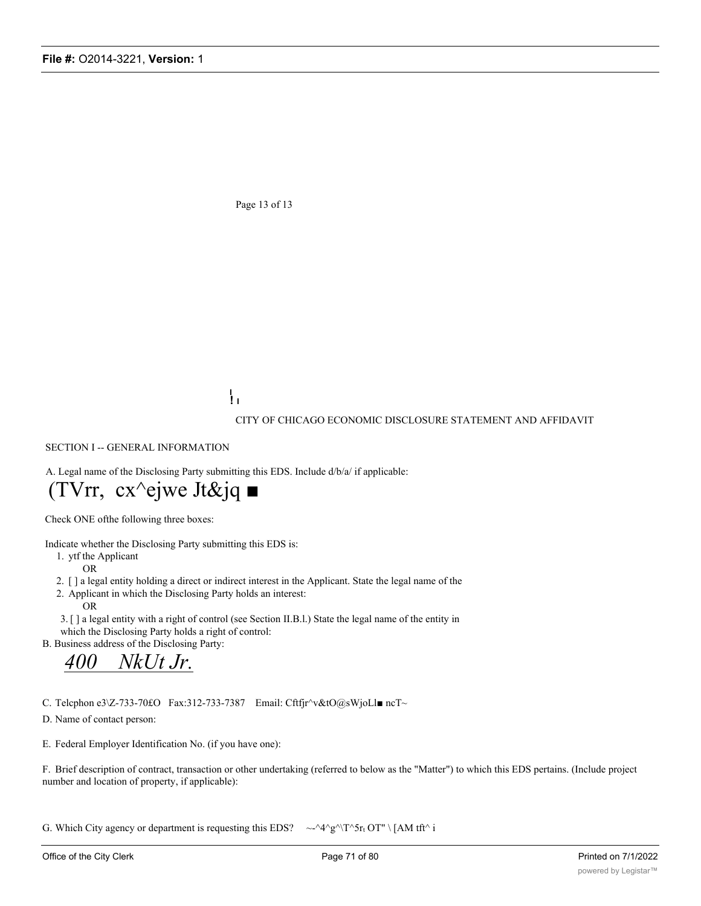Page 13 of 13

CITY OF CHICAGO ECONOMIC DISCLOSURE STATEMENT AND AFFIDAVIT

SECTION I -- GENERAL INFORMATION

A. Legal name of the Disclosing Party submitting this EDS. Include d/b/a/ if applicable:

(TVrr, cx^ejwe Jt&jq ■

Check ONE ofthe following three boxes:

Indicate whether the Disclosing Party submitting this EDS is:

1. ytf the Applicant

   OR

2. [ ] a legal entity holding a direct or indirect interest in the Applicant. State the legal name of the Applicant in which the Disclosing Party holds an interest:

   OR

3. [ ] a legal entity with a right of control (see Section II.B.l.) State the legal name of the entity in which the Disclosing Party holds a right of control:

B. Business address of the Disclosing Party:

*400 NkUt Jr.*

C. Telcphon e3\Z-733-70£O Fax:312-733-7387 Email: Cftfjr^v&tO@sWjoLl■ ncT~

D. Name of contact person:

E. Federal Employer Identification No. (if you have one):

F. Brief description of contract, transaction or other undertaking (referred to below as the "Matter") to which this EDS pertains. (Include project number and location of property, if applicable):

G. Which City agency or department is requesting this EDS? ~-^4^g^\T^5r OT" \ [AM tft^ i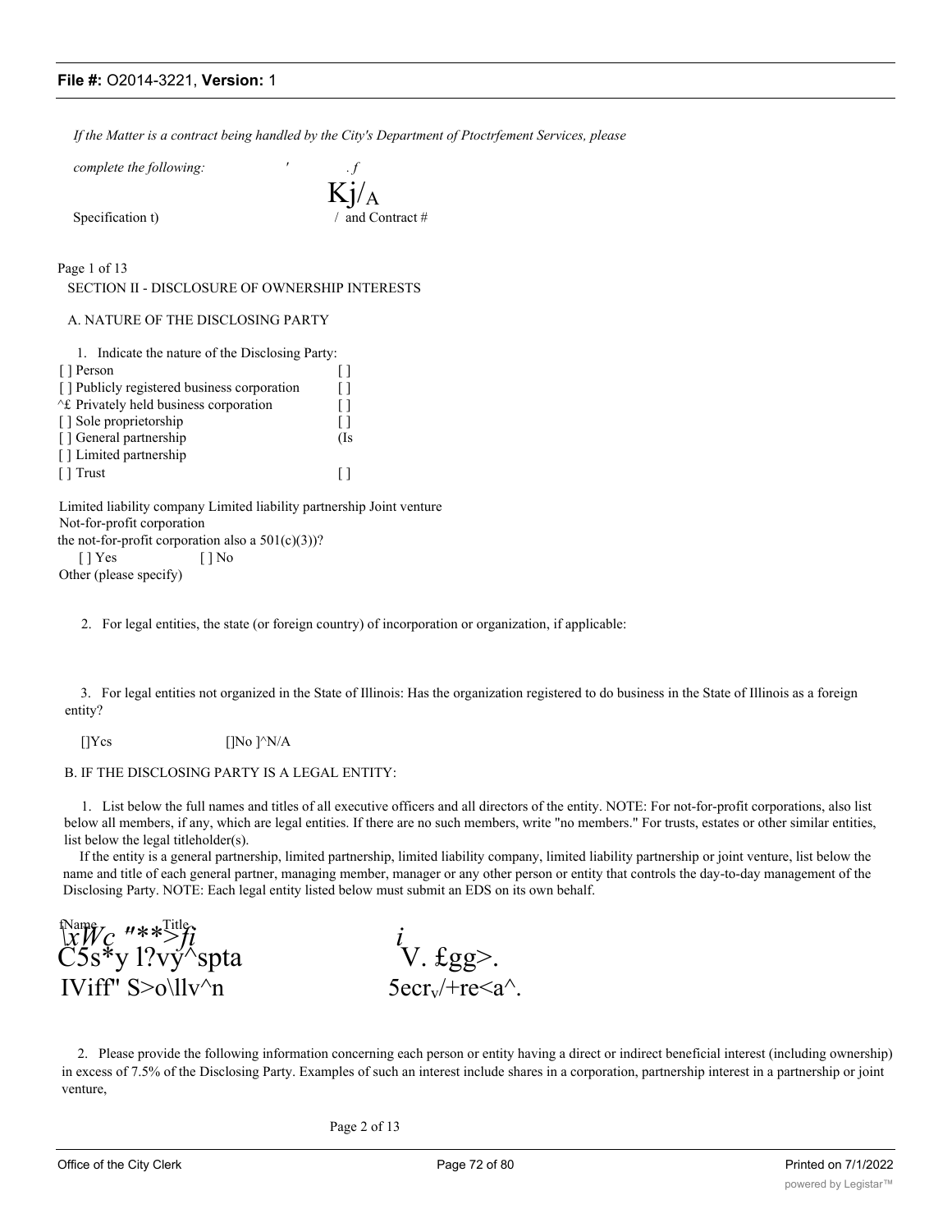*If the Matter is a contract being handled by the City's Department of Ptoctrfement Services, please complete the following:* ' . *f*

Kj/A

Specification t) / and Contract #

Page 1 of 13

SECTION II - DISCLOSURE OF OWNERSHIP INTERESTS

A. NATURE OF THE DISCLOSING PARTY

1. Indicate the nature of the Disclosing Party:

| | |
|---|---|
| [ ] Person | [ ] |
| [ ] Publicly registered business corporation | [ ] |
| ^£ Privately held business corporation | [ ] |
| [ ] Sole proprietorship | [ ] |
| [ ] General partnership | (Is |
| [ ] Limited partnership | |
| [ ] Trust | [ ] |

Limited liability company Limited liability partnership Joint venture
Not-for-profit corporation
the not-for-profit corporation also a 501(c)(3))?
[ ] Yes [ ] No
Other (please specify)

2. For legal entities, the state (or foreign country) of incorporation or organization, if applicable:

3. For legal entities not organized in the State of Illinois: Has the organization registered to do business in the State of Illinois as a foreign entity?

[]Ycs []No ]^N/A

B. IF THE DISCLOSING PARTY IS A LEGAL ENTITY:

1. List below the full names and titles of all executive officers and all directors of the entity. NOTE: For not-for-profit corporations, also list below all members, if any, which are legal entities. If there are no such members, write "no members." For trusts, estates or other similar entities, list below the legal titleholder(s).

If the entity is a general partnership, limited partnership, limited liability company, limited liability partnership or joint venture, list below the name and title of each general partner, managing member, manager or any other person or entity that controls the day-to-day management of the Disclosing Party. NOTE: Each legal entity listed below must submit an EDS on its own behalf.

| Name | Title |
|---|---|
| \xWc "**>fi | i |
| C5s*y l?vy^spta | V. £gg>. |
| IViff" S>o\llv^n | 5ecrv/+re<a^. |

2. Please provide the following information concerning each person or entity having a direct or indirect beneficial interest (including ownership) in excess of 7.5% of the Disclosing Party. Examples of such an interest include shares in a corporation, partnership interest in a partnership or joint venture,

Page 2 of 13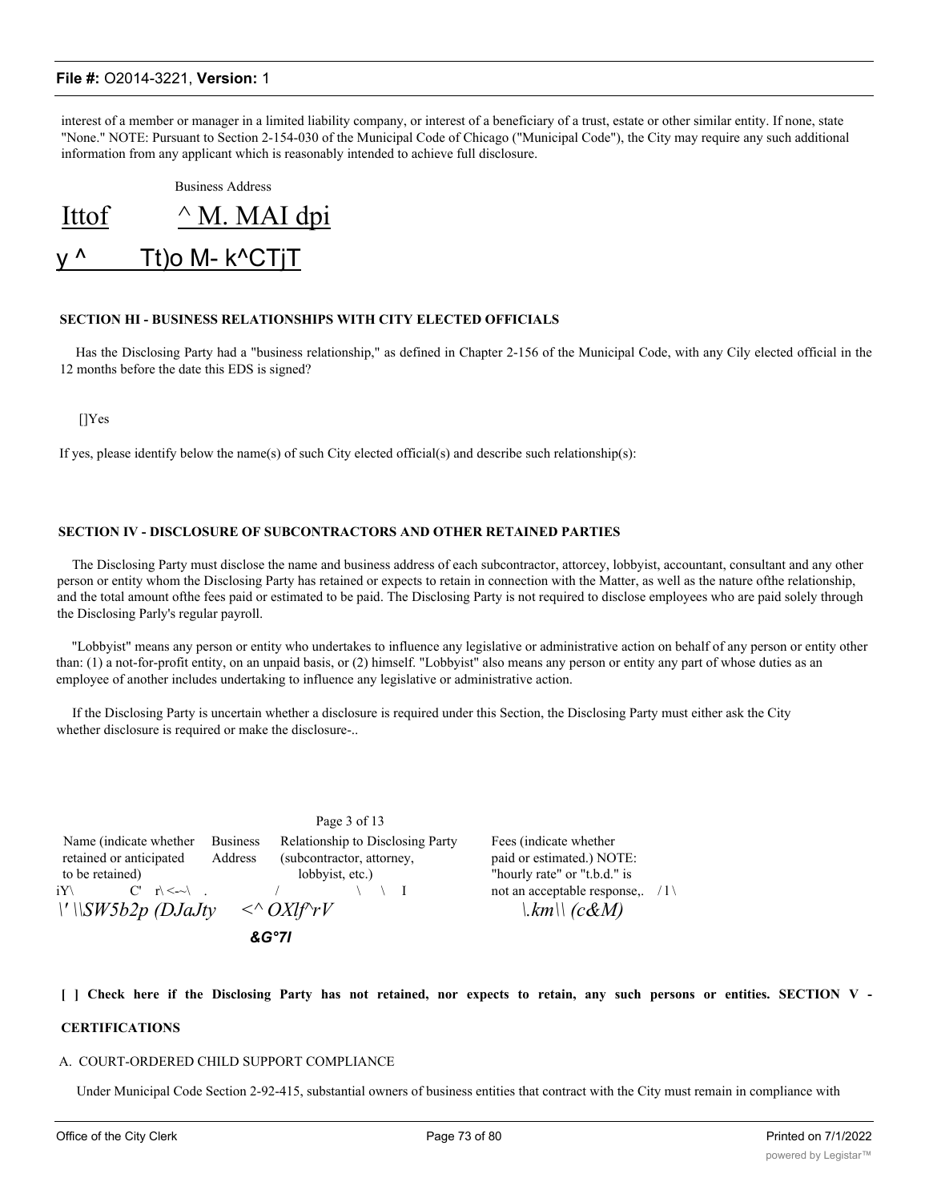interest of a member or manager in a limited liability company, or interest of a beneficiary of a trust, estate or other similar entity. If none, state "None." NOTE: Pursuant to Section 2-154-030 of the Municipal Code of Chicago ("Municipal Code"), the City may require any such additional information from any applicant which is reasonably intended to achieve full disclosure.

Business Address

Ittof ^ M. MAI dpi

y ^ Tt)o M- k^CTjT

**SECTION HI - BUSINESS RELATIONSHIPS WITH CITY ELECTED OFFICIALS**

Has the Disclosing Party had a "business relationship," as defined in Chapter 2-156 of the Municipal Code, with any Cily elected official in the 12 months before the date this EDS is signed?

[]Yes

If yes, please identify below the name(s) of such City elected official(s) and describe such relationship(s):

**SECTION IV - DISCLOSURE OF SUBCONTRACTORS AND OTHER RETAINED PARTIES**

The Disclosing Party must disclose the name and business address of each subcontractor, attorcey, lobbyist, accountant, consultant and any other person or entity whom the Disclosing Party has retained or expects to retain in connection with the Matter, as well as the nature ofthe relationship, and the total amount ofthe fees paid or estimated to be paid. The Disclosing Party is not required to disclose employees who are paid solely through the Disclosing Parly's regular payroll.

"Lobbyist" means any person or entity who undertakes to influence any legislative or administrative action on behalf of any person or entity other than: (1) a not-for-profit entity, on an unpaid basis, or (2) himself. "Lobbyist" also means any person or entity any part of whose duties as an employee of another includes undertaking to influence any legislative or administrative action.

If the Disclosing Party is uncertain whether a disclosure is required under this Section, the Disclosing Party must either ask the City whether disclosure is required or make the disclosure-..

Page 3 of 13

| Name (indicate whether retained or anticipated to be retained) | Business Address | Relationship to Disclosing Party (subcontractor, attorney, lobbyist, etc.) | Fees (indicate whether paid or estimated.) NOTE: "hourly rate" or "t.b.d." is not an acceptable response,. /1\ |
|---|---|---|---|
| iY\ C' r\<-~\ . | / | \ \ I | |
| \' \\SW5b2p (DJaJty | <^ OXlf^rV &G°7I | | \.km\\ (c&M) |

[ ] Check here if the Disclosing Party has not retained, nor expects to retain, any such persons or entities. **SECTION V - CERTIFICATIONS**

A. COURT-ORDERED CHILD SUPPORT COMPLIANCE

Under Municipal Code Section 2-92-415, substantial owners of business entities that contract with the City must remain in compliance with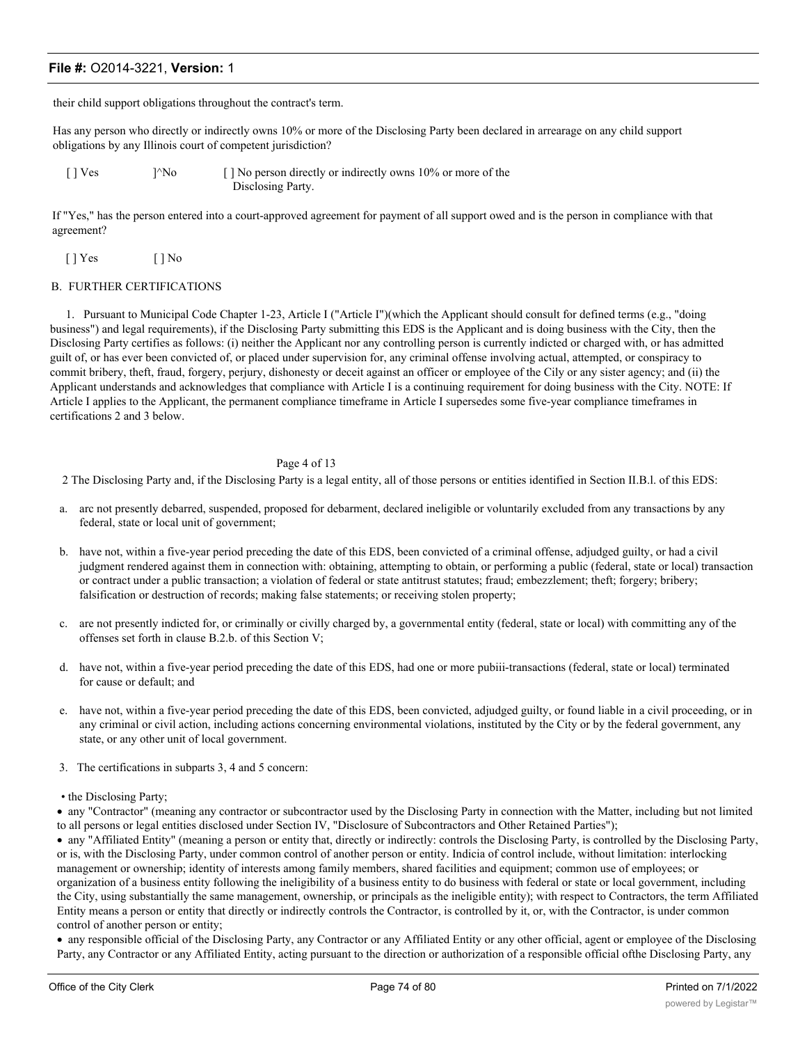their child support obligations throughout the contract's term.

Has any person who directly or indirectly owns 10% or more of the Disclosing Party been declared in arrearage on any child support obligations by any Illinois court of competent jurisdiction?

[ ] Ves ]^No [ ] No person directly or indirectly owns 10% or more of the Disclosing Party.

If "Yes," has the person entered into a court-approved agreement for payment of all support owed and is the person in compliance with that agreement?

[ ] Yes [ ] No

B. FURTHER CERTIFICATIONS

1. Pursuant to Municipal Code Chapter 1-23, Article I ("Article I")(which the Applicant should consult for defined terms (e.g., "doing business") and legal requirements), if the Disclosing Party submitting this EDS is the Applicant and is doing business with the City, then the Disclosing Party certifies as follows: (i) neither the Applicant nor any controlling person is currently indicted or charged with, or has admitted guilt of, or has ever been convicted of, or placed under supervision for, any criminal offense involving actual, attempted, or conspiracy to commit bribery, theft, fraud, forgery, perjury, dishonesty or deceit against an officer or employee of the Cily or any sister agency; and (ii) the Applicant understands and acknowledges that compliance with Article I is a continuing requirement for doing business with the City. NOTE: If Article I applies to the Applicant, the permanent compliance timeframe in Article I supersedes some five-year compliance timeframes in certifications 2 and 3 below.

Page 4 of 13

2 The Disclosing Party and, if the Disclosing Party is a legal entity, all of those persons or entities identified in Section II.B.l. of this EDS:

a. arc not presently debarred, suspended, proposed for debarment, declared ineligible or voluntarily excluded from any transactions by any federal, state or local unit of government;

b. have not, within a five-year period preceding the date of this EDS, been convicted of a criminal offense, adjudged guilty, or had a civil judgment rendered against them in connection with: obtaining, attempting to obtain, or performing a public (federal, state or local) transaction or contract under a public transaction; a violation of federal or state antitrust statutes; fraud; embezzlement; theft; forgery; bribery; falsification or destruction of records; making false statements; or receiving stolen property;

c. are not presently indicted for, or criminally or civilly charged by, a governmental entity (federal, state or local) with committing any of the offenses set forth in clause B.2.b. of this Section V;

d. have not, within a five-year period preceding the date of this EDS, had one or more pubiii-transactions (federal, state or local) terminated for cause or default; and

e. have not, within a five-year period preceding the date of this EDS, been convicted, adjudged guilty, or found liable in a civil proceeding, or in any criminal or civil action, including actions concerning environmental violations, instituted by the City or by the federal government, any state, or any other unit of local government.

3. The certifications in subparts 3, 4 and 5 concern:

- the Disclosing Party;
- any "Contractor" (meaning any contractor or subcontractor used by the Disclosing Party in connection with the Matter, including but not limited to all persons or legal entities disclosed under Section IV, "Disclosure of Subcontractors and Other Retained Parties");
- any "Affiliated Entity" (meaning a person or entity that, directly or indirectly: controls the Disclosing Party, is controlled by the Disclosing Party, or is, with the Disclosing Party, under common control of another person or entity. Indicia of control include, without limitation: interlocking management or ownership; identity of interests among family members, shared facilities and equipment; common use of employees; or organization of a business entity following the ineligibility of a business entity to do business with federal or state or local government, including the City, using substantially the same management, ownership, or principals as the ineligible entity); with respect to Contractors, the term Affiliated Entity means a person or entity that directly or indirectly controls the Contractor, is controlled by it, or, with the Contractor, is under common control of another person or entity;
- any responsible official of the Disclosing Party, any Contractor or any Affiliated Entity or any other official, agent or employee of the Disclosing Party, any Contractor or any Affiliated Entity, acting pursuant to the direction or authorization of a responsible official ofthe Disclosing Party, any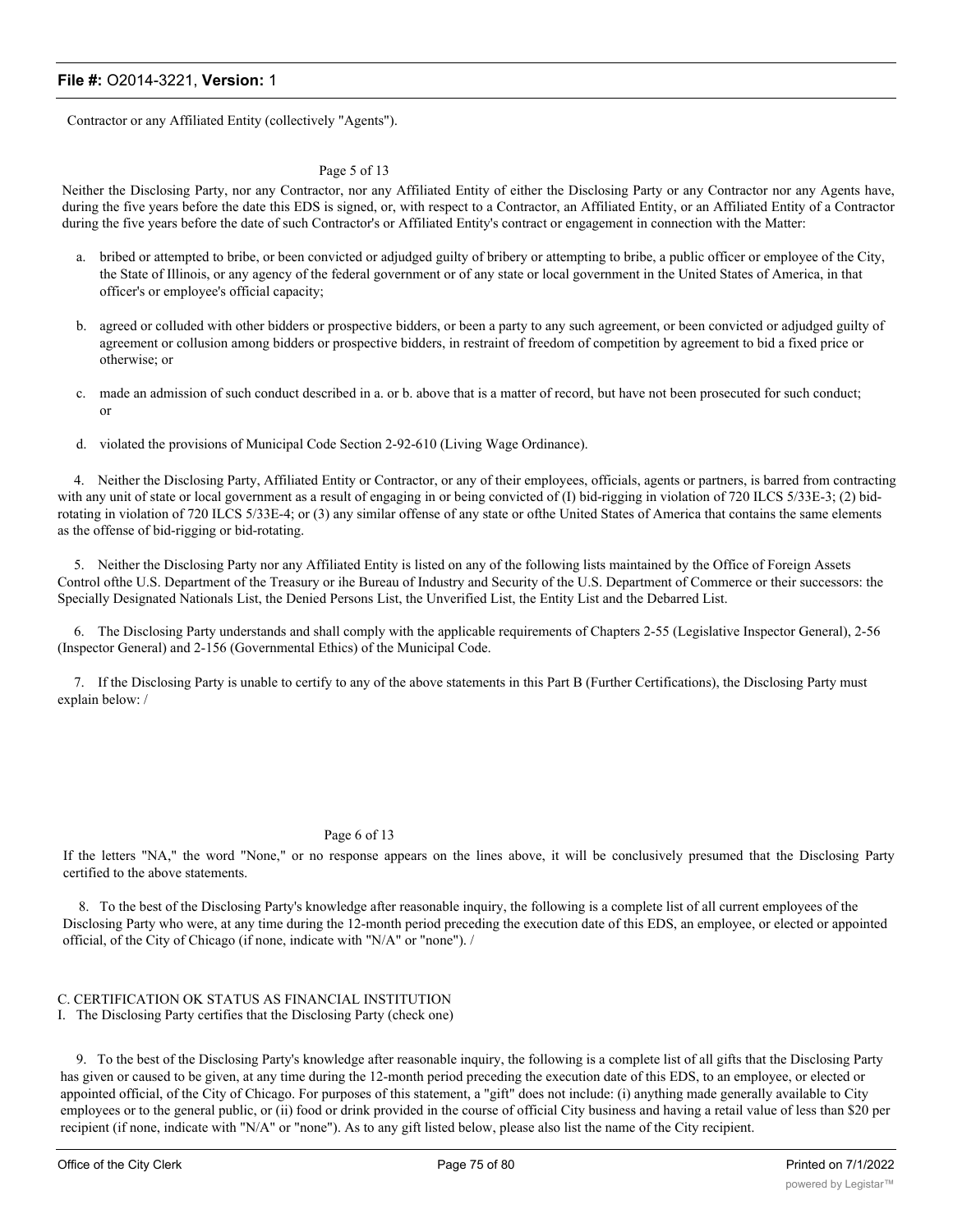Contractor or any Affiliated Entity (collectively "Agents").

Page 5 of 13

Neither the Disclosing Party, nor any Contractor, nor any Affiliated Entity of either the Disclosing Party or any Contractor nor any Agents have, during the five years before the date this EDS is signed, or, with respect to a Contractor, an Affiliated Entity, or an Affiliated Entity of a Contractor during the five years before the date of such Contractor's or Affiliated Entity's contract or engagement in connection with the Matter:

a. bribed or attempted to bribe, or been convicted or adjudged guilty of bribery or attempting to bribe, a public officer or employee of the City, the State of Illinois, or any agency of the federal government or of any state or local government in the United States of America, in that officer's or employee's official capacity;

b. agreed or colluded with other bidders or prospective bidders, or been a party to any such agreement, or been convicted or adjudged guilty of agreement or collusion among bidders or prospective bidders, in restraint of freedom of competition by agreement to bid a fixed price or otherwise; or

c. made an admission of such conduct described in a. or b. above that is a matter of record, but have not been prosecuted for such conduct; or

d. violated the provisions of Municipal Code Section 2-92-610 (Living Wage Ordinance).

4. Neither the Disclosing Party, Affiliated Entity or Contractor, or any of their employees, officials, agents or partners, is barred from contracting with any unit of state or local government as a result of engaging in or being convicted of (I) bid-rigging in violation of 720 ILCS 5/33E-3; (2) bid-rotating in violation of 720 ILCS 5/33E-4; or (3) any similar offense of any state or ofthe United States of America that contains the same elements as the offense of bid-rigging or bid-rotating.

5. Neither the Disclosing Party nor any Affiliated Entity is listed on any of the following lists maintained by the Office of Foreign Assets Control ofthe U.S. Department of the Treasury or ihe Bureau of Industry and Security of the U.S. Department of Commerce or their successors: the Specially Designated Nationals List, the Denied Persons List, the Unverified List, the Entity List and the Debarred List.

6. The Disclosing Party understands and shall comply with the applicable requirements of Chapters 2-55 (Legislative Inspector General), 2-56 (Inspector General) and 2-156 (Governmental Ethics) of the Municipal Code.

7. If the Disclosing Party is unable to certify to any of the above statements in this Part B (Further Certifications), the Disclosing Party must explain below: /

Page 6 of 13

If the letters "NA," the word "None," or no response appears on the lines above, it will be conclusively presumed that the Disclosing Party certified to the above statements.

8. To the best of the Disclosing Party's knowledge after reasonable inquiry, the following is a complete list of all current employees of the Disclosing Party who were, at any time during the 12-month period preceding the execution date of this EDS, an employee, or elected or appointed official, of the City of Chicago (if none, indicate with "N/A" or "none"). /

C. CERTIFICATION OK STATUS AS FINANCIAL INSTITUTION

I. The Disclosing Party certifies that the Disclosing Party (check one)

9. To the best of the Disclosing Party's knowledge after reasonable inquiry, the following is a complete list of all gifts that the Disclosing Party has given or caused to be given, at any time during the 12-month period preceding the execution date of this EDS, to an employee, or elected or appointed official, of the City of Chicago. For purposes of this statement, a "gift" does not include: (i) anything made generally available to City employees or to the general public, or (ii) food or drink provided in the course of official City business and having a retail value of less than $20 per recipient (if none, indicate with "N/A" or "none"). As to any gift listed below, please also list the name of the City recipient.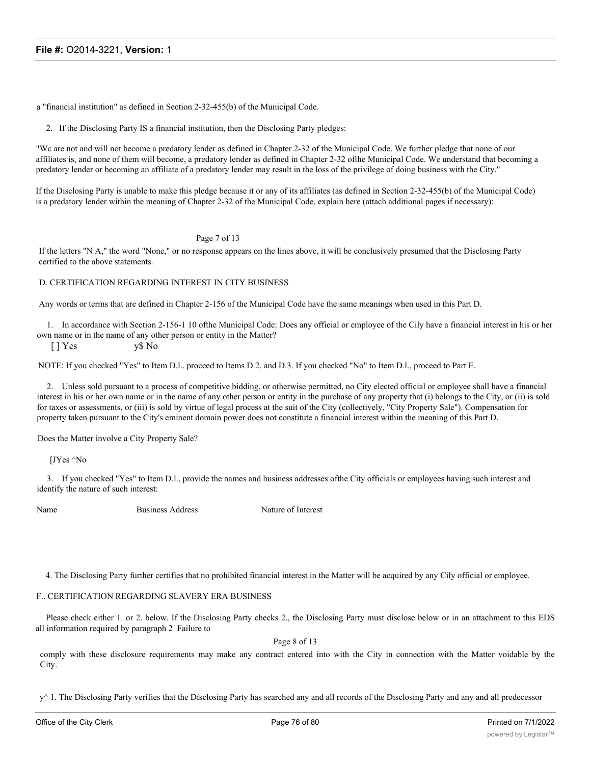a "financial institution" as defined in Section 2-32-455(b) of the Municipal Code.

2. If the Disclosing Party IS a financial institution, then the Disclosing Party pledges:

"Wc are not and will not become a predatory lender as defined in Chapter 2-32 of the Municipal Code. We further pledge that none of our affiliates is, and none of them will become, a predatory lender as defined in Chapter 2-32 ofthe Municipal Code. We understand that becoming a predatory lender or becoming an affiliate of a predatory lender may result in the loss of the privilege of doing business with the City."

If the Disclosing Party is unable to make this pledge because it or any of its affiliates (as defined in Section 2-32-455(b) of the Municipal Code) is a predatory lender within the meaning of Chapter 2-32 of the Municipal Code, explain here (attach additional pages if necessary):

Page 7 of 13

If the letters "N A," the word "None," or no response appears on the lines above, it will be conclusively presumed that the Disclosing Party certified to the above statements.

D. CERTIFICATION REGARDING INTEREST IN CITY BUSINESS

Any words or terms that are defined in Chapter 2-156 of the Municipal Code have the same meanings when used in this Part D.

1. In accordance with Section 2-156-1 10 ofthe Municipal Code: Does any official or employee of the Cily have a financial interest in his or her own name or in the name of any other person or entity in the Matter?

[ ] Yes y$ No

NOTE: If you checked "Yes" to Item D.l.. proceed to Items D.2. and D.3. If you checked "No" to Item D.l., proceed to Part E.

2. Unless sold pursuant to a process of competitive bidding, or otherwise permitted, no City elected official or employee shall have a financial interest in his or her own name or in the name of any other person or entity in the purchase of any property that (i) belongs to the City, or (ii) is sold for taxes or assessments, or (iii) is sold by virtue of legal process at the suit of the City (collectively, "City Property Sale"). Compensation for property taken pursuant to the City's eminent domain power does not constitute a financial interest within the meaning of this Part D.

Does the Matter involve a City Property Sale?

[JYes ^No

3. If you checked "Yes" to Item D.l., provide the names and business addresses ofthe City officials or employees having such interest and identify the nature of such interest:

| Name | Business Address | Nature of Interest |
|---|---|---|

4. The Disclosing Party further certifies that no prohibited financial interest in the Matter will be acquired by any Cily official or employee.

F.. CERTIFICATION REGARDING SLAVERY ERA BUSINESS

Please check either 1. or 2. below. If the Disclosing Party checks 2., the Disclosing Party must disclose below or in an attachment to this EDS all information required by paragraph 2 Failure to

Page 8 of 13

comply with these disclosure requirements may make any contract entered into with the City in connection with the Matter voidable by the City.

y^ 1. The Disclosing Party verifies that the Disclosing Party has searched any and all records of the Disclosing Party and any and all predecessor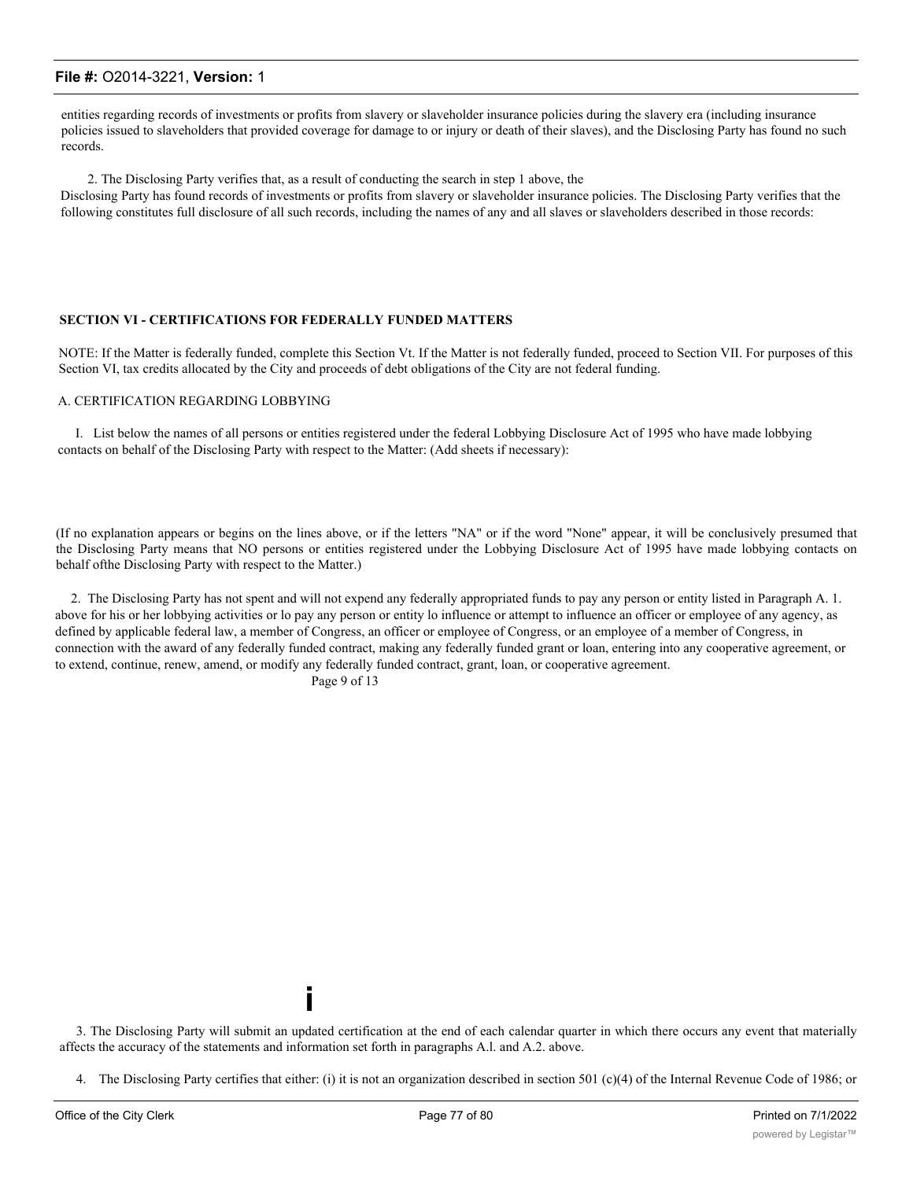entities regarding records of investments or profits from slavery or slaveholder insurance policies during the slavery era (including insurance policies issued to slaveholders that provided coverage for damage to or injury or death of their slaves), and the Disclosing Party has found no such records.

2. The Disclosing Party verifies that, as a result of conducting the search in step 1 above, the Disclosing Party has found records of investments or profits from slavery or slaveholder insurance policies. The Disclosing Party verifies that the following constitutes full disclosure of all such records, including the names of any and all slaves or slaveholders described in those records:

**SECTION VI - CERTIFICATIONS FOR FEDERALLY FUNDED MATTERS**

NOTE: If the Matter is federally funded, complete this Section Vt. If the Matter is not federally funded, proceed to Section VII. For purposes of this Section VI, tax credits allocated by the City and proceeds of debt obligations of the City are not federal funding.

A. CERTIFICATION REGARDING LOBBYING

I. List below the names of all persons or entities registered under the federal Lobbying Disclosure Act of 1995 who have made lobbying contacts on behalf of the Disclosing Party with respect to the Matter: (Add sheets if necessary):

(If no explanation appears or begins on the lines above, or if the letters "NA" or if the word "None" appear, it will be conclusively presumed that the Disclosing Party means that NO persons or entities registered under the Lobbying Disclosure Act of 1995 have made lobbying contacts on behalf ofthe Disclosing Party with respect to the Matter.)

2. The Disclosing Party has not spent and will not expend any federally appropriated funds to pay any person or entity listed in Paragraph A. 1. above for his or her lobbying activities or lo pay any person or entity lo influence or attempt to influence an officer or employee of any agency, as defined by applicable federal law, a member of Congress, an officer or employee of Congress, or an employee of a member of Congress, in connection with the award of any federally funded contract, making any federally funded grant or loan, entering into any cooperative agreement, or to extend, continue, renew, amend, or modify any federally funded contract, grant, loan, or cooperative agreement.

Page 9 of 13

i

3. The Disclosing Party will submit an updated certification at the end of each calendar quarter in which there occurs any event that materially affects the accuracy of the statements and information set forth in paragraphs A.l. and A.2. above.

4. The Disclosing Party certifies that either: (i) it is not an organization described in section 501 (c)(4) of the Internal Revenue Code of 1986; or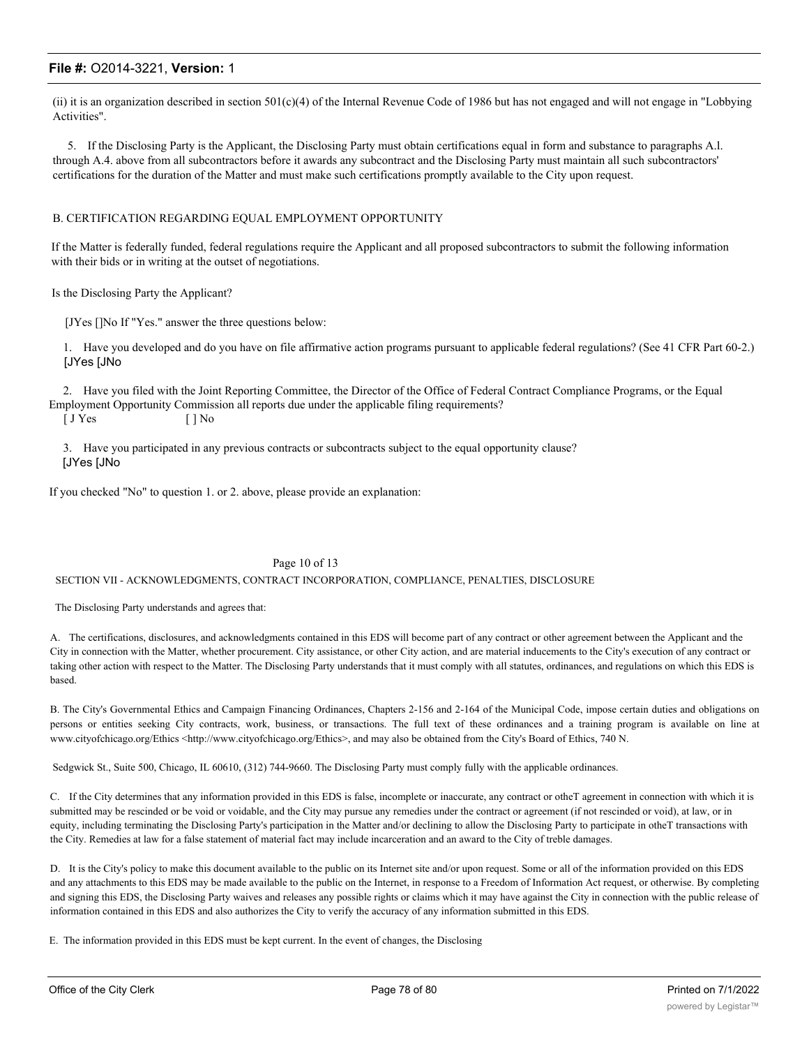(ii) it is an organization described in section 501(c)(4) of the Internal Revenue Code of 1986 but has not engaged and will not engage in "Lobbying Activities".

5. If the Disclosing Party is the Applicant, the Disclosing Party must obtain certifications equal in form and substance to paragraphs A.l. through A.4. above from all subcontractors before it awards any subcontract and the Disclosing Party must maintain all such subcontractors' certifications for the duration of the Matter and must make such certifications promptly available to the City upon request.

B. CERTIFICATION REGARDING EQUAL EMPLOYMENT OPPORTUNITY

If the Matter is federally funded, federal regulations require the Applicant and all proposed subcontractors to submit the following information with their bids or in writing at the outset of negotiations.

Is the Disclosing Party the Applicant?

[JYes []No If "Yes." answer the three questions below:

1. Have you developed and do you have on file affirmative action programs pursuant to applicable federal regulations? (See 41 CFR Part 60-2.)
[JYes [JNo

2. Have you filed with the Joint Reporting Committee, the Director of the Office of Federal Contract Compliance Programs, or the Equal Employment Opportunity Commission all reports due under the applicable filing requirements?
[ J Yes [ ] No

3. Have you participated in any previous contracts or subcontracts subject to the equal opportunity clause?
[JYes [JNo

If you checked "No" to question 1. or 2. above, please provide an explanation:

Page 10 of 13

SECTION VII - ACKNOWLEDGMENTS, CONTRACT INCORPORATION, COMPLIANCE, PENALTIES, DISCLOSURE

The Disclosing Party understands and agrees that:

A. The certifications, disclosures, and acknowledgments contained in this EDS will become part of any contract or other agreement between the Applicant and the City in connection with the Matter, whether procurement. City assistance, or other City action, and are material inducements to the City's execution of any contract or taking other action with respect to the Matter. The Disclosing Party understands that it must comply with all statutes, ordinances, and regulations on which this EDS is based.

B. The City's Governmental Ethics and Campaign Financing Ordinances, Chapters 2-156 and 2-164 of the Municipal Code, impose certain duties and obligations on persons or entities seeking City contracts, work, business, or transactions. The full text of these ordinances and a training program is available on line at www.cityofchicago.org/Ethics <http://www.cityofchicago.org/Ethics>, and may also be obtained from the City's Board of Ethics, 740 N.

Sedgwick St., Suite 500, Chicago, IL 60610, (312) 744-9660. The Disclosing Party must comply fully with the applicable ordinances.

C. If the City determines that any information provided in this EDS is false, incomplete or inaccurate, any contract or otheT agreement in connection with which it is submitted may be rescinded or be void or voidable, and the City may pursue any remedies under the contract or agreement (if not rescinded or void), at law, or in equity, including terminating the Disclosing Party's participation in the Matter and/or declining to allow the Disclosing Party to participate in otheT transactions with the City. Remedies at law for a false statement of material fact may include incarceration and an award to the City of treble damages.

D. It is the City's policy to make this document available to the public on its Internet site and/or upon request. Some or all of the information provided on this EDS and any attachments to this EDS may be made available to the public on the Internet, in response to a Freedom of Information Act request, or otherwise. By completing and signing this EDS, the Disclosing Party waives and releases any possible rights or claims which it may have against the City in connection with the public release of information contained in this EDS and also authorizes the City to verify the accuracy of any information submitted in this EDS.

E. The information provided in this EDS must be kept current. In the event of changes, the Disclosing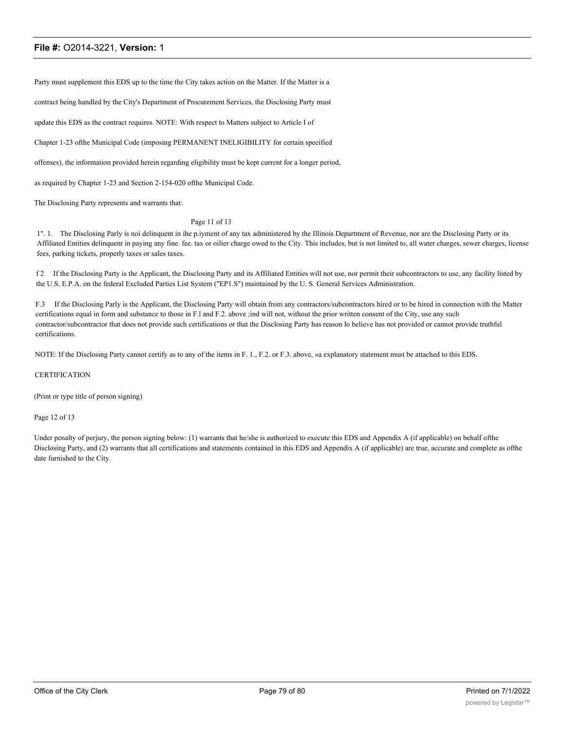Party must supplement this EDS up to the time the City takes action on the Matter. If the Matter is a

contract being handled by the City's Department of Procurement Services, the Disclosing Party must

update this EDS as the contract requires. NOTE: With respect to Matters subject to Article I of

Chapter 1-23 ofthe Municipal Code (imposing PERMANENT INELIGIBILITY for certain specified

offenses), the information provided herein regarding eligibility must be kept current for a longer period,

as required by Chapter 1-23 and Section 2-154-020 ofthe Municipal Code.

The Disclosing Party represents and warrants that:

Page 11 of 13

1". 1. The Disclosing Parly is noi delinquent in ihe p.iyment of any tax administered by the Illinois Department of Revenue, nor are the Disclosing Party or its Affiliated Entities delinquent in paying any fine. fee. tax or oilier charge owed to the City. This includes, but is not limited to, all water charges, sewer charges, license fees, parking tickets, properly taxes or sales taxes.

f 2 If the Disclosing Party is the Applicant, the Disclosing Party and its Affiliated Entities will not use, nor permit their subcontractors to use, any facility listed by the U.S. E.P.A. on the federal Excluded Parties List System ("EP1.S") maintained by the U. S. General Services Administration.

F.3 If the Disclosing Parly is the Applicant, the Disclosing Party will obtain from any contractors/subcontractors hired or to be hired in connection with the Matter certifications equal in form and substance to those in F.l and F.2. above ;ind will not, without the prior written consent of the City, use any such contractor/subcontractor that does not provide such certifications or that the Disclosing Party has reason lo believe has not provided or cannot provide truthful certifications.

NOTE: If the Disclosing Party cannot certify as to any of the items in F. 1., F.2. or F.3. above, »a explanatory statement must be attached to this EDS.

CERTIFICATION

(Print or type title of person signing)

Page 12 of 13

Under penalty of perjury, the person signing below: (1) warrants that he/she is authorized to execute this EDS and Appendix A (if applicable) on behalf ofthe Disclosing Party, and (2) warrants that all certifications and statements contained in this EDS and Appendix A (if applicable) are true, accurate and complete as ofthe date furnished to the City.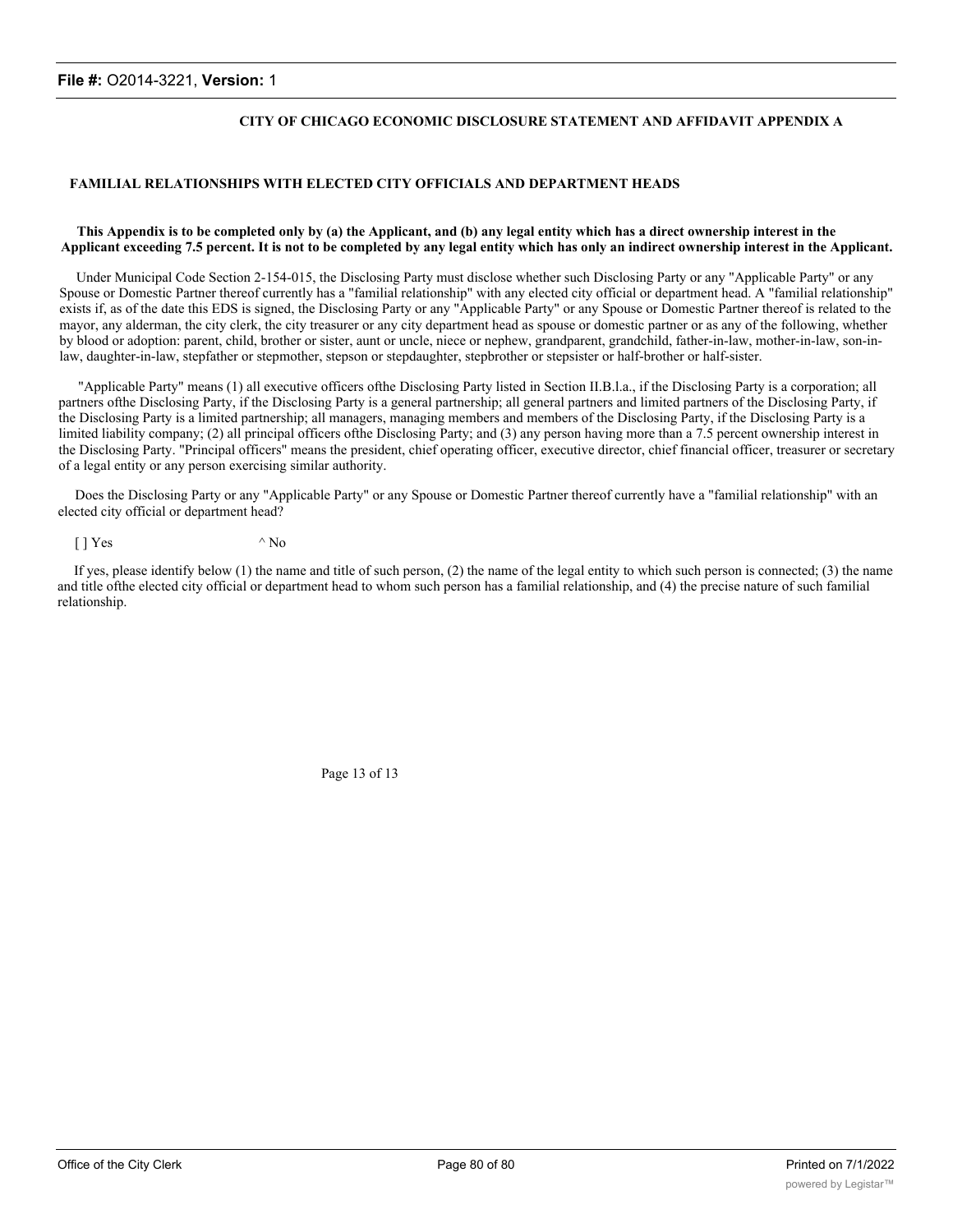**CITY OF CHICAGO ECONOMIC DISCLOSURE STATEMENT AND AFFIDAVIT APPENDIX A**

**FAMILIAL RELATIONSHIPS WITH ELECTED CITY OFFICIALS AND DEPARTMENT HEADS**

**This Appendix is to be completed only by (a) the Applicant, and (b) any legal entity which has a direct ownership interest in the Applicant exceeding 7.5 percent. It is not to be completed by any legal entity which has only an indirect ownership interest in the Applicant.**

Under Municipal Code Section 2-154-015, the Disclosing Party must disclose whether such Disclosing Party or any "Applicable Party" or any Spouse or Domestic Partner thereof currently has a "familial relationship" with any elected city official or department head. A "familial relationship" exists if, as of the date this EDS is signed, the Disclosing Party or any "Applicable Party" or any Spouse or Domestic Partner thereof is related to the mayor, any alderman, the city clerk, the city treasurer or any city department head as spouse or domestic partner or as any of the following, whether by blood or adoption: parent, child, brother or sister, aunt or uncle, niece or nephew, grandparent, grandchild, father-in-law, mother-in-law, son-in-law, daughter-in-law, stepfather or stepmother, stepson or stepdaughter, stepbrother or stepsister or half-brother or half-sister.

"Applicable Party" means (1) all executive officers ofthe Disclosing Party listed in Section II.B.l.a., if the Disclosing Party is a corporation; all partners ofthe Disclosing Party, if the Disclosing Party is a general partnership; all general partners and limited partners of the Disclosing Party, if the Disclosing Party is a limited partnership; all managers, managing members and members of the Disclosing Party, if the Disclosing Party is a limited liability company; (2) all principal officers ofthe Disclosing Party; and (3) any person having more than a 7.5 percent ownership interest in the Disclosing Party. "Principal officers" means the president, chief operating officer, executive director, chief financial officer, treasurer or secretary of a legal entity or any person exercising similar authority.

Does the Disclosing Party or any "Applicable Party" or any Spouse or Domestic Partner thereof currently have a "familial relationship" with an elected city official or department head?

[ ] Yes ^ No

If yes, please identify below (1) the name and title of such person, (2) the name of the legal entity to which such person is connected; (3) the name and title ofthe elected city official or department head to whom such person has a familial relationship, and (4) the precise nature of such familial relationship.

Page 13 of 13